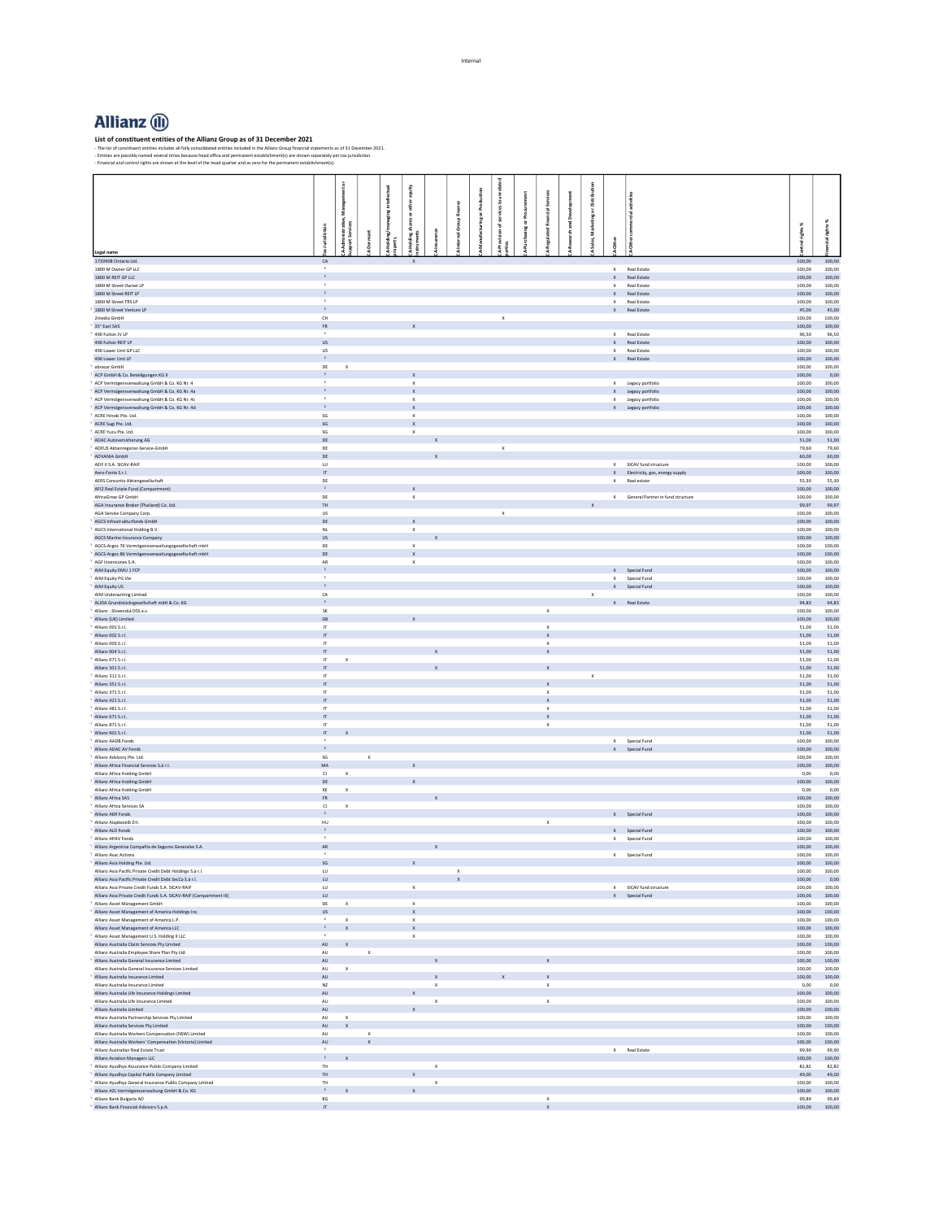**Allianz**

**List of constituent entities of the Allianz Group as of 31 December 2021**

- The list of constituent entities includes all fully consolidated entities included in the Allianz Group financial statements as of 31 December 2021.
- Entities are possibly named several times because head office and permanent establishment(s) are shown separately per tax jurisdiction.
- Financial and control rights are shown at the level of the head quarter and as zero for the permanent establishment(s).

| Legal name | Tax Jurisdiction | CA-Administrative, Management or Support Services | CA-Dormant | CA-Holding/managing intellectual property | CA-Holding shares or other equity instruments | CA-Insurance | CA-Internal Group finance | CA-Manufacturing or Production | CA-Provision of services to unrelated parties | CA-Purchasing or Procurement | CA-Regulated financial Services | CA-Research and Development | CA-Sales, Marketing or Distribution | CA-Other | CA-Other commercial activities | Control rights % | Financial rights % |
|---|---|---|---|---|---|---|---|---|---|---|---|---|---|---|---|---|---|
| 1739908 Ontario Ltd. | CA | | | | X | | | | | | | | | | | 100,00 | 100,00 |
| 1800 M Owner GP LLC | [2] | | | | | | | | | | | | | X | Real Estate | 100,00 | 100,00 |
| 1800 M REIT GP LLC | [2] | | | | | | | | | | | | | X | Real Estate | 100,00 | 100,00 |
| 1800 M Street Owner LP | [2] | | | | | | | | | | | | | X | Real Estate | 100,00 | 100,00 |
| 1800 M Street REIT LP | [2] | | | | | | | | | | | | | X | Real Estate | 100,00 | 100,00 |
| 1800 M Street TRS LP | [2] | | | | | | | | | | | | | X | Real Estate | 100,00 | 100,00 |
| 1800 M Street Venture LP | [2] | | | | | | | | | | | | | X | Real Estate | 45,00 | 45,00 |
| 2media GmbH | CH | | | | | | | | X | | | | | | | 100,00 | 100,00 |
| 35° East SAS | FR | | | | X | | | | | | | | | | | 100,00 | 100,00 |
| 490 Fulton JV LP | [2] | | | | | | | | | | | | | X | Real Estate | 96,50 | 96,50 |
| 490 Fulton REIT LP | US | | | | | | | | | | | | | X | Real Estate | 100,00 | 100,00 |
| 490 Lower Unit GP LLC | US | | | | | | | | | | | | | X | Real Estate | 100,00 | 100,00 |
| 490 Lower Unit LP | [2] | | | | | | | | | | | | | X | Real Estate | 100,00 | 100,00 |
| abracar GmbH | DE | X | | | | | | | | | | | | | | 100,00 | 100,00 |
| ACP GmbH & Co. Beteiligungen KG II | [2] | | | | X | | | | | | | | | | | 100,00 | 0,00 |
| ACP Vermögensverwaltung GmbH & Co. KG Nr. 4 | [2] | | | | X | | | | | | | | | X | Legacy portfolio | 100,00 | 100,00 |
| ACP Vermögensverwaltung GmbH & Co. KG Nr. 4a | [2] | | | | X | | | | | | | | | X | Legacy portfolio | 100,00 | 100,00 |
| ACP Vermögensverwaltung GmbH & Co. KG Nr. 4c | [2] | | | | X | | | | | | | | | X | Legacy portfolio | 100,00 | 100,00 |
| ACP Vermögensverwaltung GmbH & Co. KG Nr. 4d | [2] | | | | X | | | | | | | | | X | Legacy portfolio | 100,00 | 100,00 |
| ACRE Hinoki Pte. Ltd. | SG | | | | X | | | | | | | | | | | 100,00 | 100,00 |
| ACRE Sugi Pte. Ltd. | SG | | | | X | | | | | | | | | | | 100,00 | 100,00 |
| ACRE Yuzu Pte. Ltd. | SG | | | | X | | | | | | | | | | | 100,00 | 100,00 |
| ADAC Autoversicherung AG | DE | | | | | X | | | | | | | | | | 51,00 | 51,00 |
| ADEUS Aktienregister-Service-GmbH | DE | | | | | | | | X | | | | | | | 79,60 | 79,60 |
| ADVANIA GmbH | DE | | | | | X | | | | | | | | | | 60,00 | 60,00 |
| AEIF II S.A. SICAV-RAIF | LU | | | | | | | | | | | | | X | SICAV fund structure | 100,00 | 100,00 |
| Aero-Fonte S.r.l. | IT | | | | | | | | | | | | | X | Electricity, gas, energy supply | 100,00 | 100,00 |
| AERS Consortio Aktiengesellschaft | DE | | | | | | | | | | | | | X | Real estate | 55,30 | 55,30 |
| AF12 Real Estate Fund (Compartment) | [2] | | | | X | | | | | | | | | | | 100,00 | 100,00 |
| AfricaGrow GP GmbH | DE | | | | X | | | | | | | | | X | General Partner in fund structure | 100,00 | 100,00 |
| AGA Insurance Broker (Thailand) Co. Ltd. | TH | | | | | | | | | | | | X | | | 99,97 | 99,97 |
| AGA Service Company Corp. | US | | | | | | | | X | | | | | | | 100,00 | 100,00 |
| AGCS Infrastrukturfonds GmbH | DE | | | | X | | | | | | | | | | | 100,00 | 100,00 |
| AGCS International Holding B.V. | NL | | | | X | | | | | | | | | | | 100,00 | 100,00 |
| AGCS Marine Insurance Company | US | | | | | X | | | | | | | | | | 100,00 | 100,00 |
| AGCS-Argos 76 Vermögensverwaltungsgesellschaft mbH | DE | | | | X | | | | | | | | | | | 100,00 | 100,00 |
| AGCS-Argos 86 Vermögensverwaltungsgesellschaft mbH | DE | | | | X | | | | | | | | | | | 100,00 | 100,00 |
| AGF Inversiones S.A. | AR | | | | X | | | | | | | | | | | 100,00 | 100,00 |
| AIM Equity EMU 1 FCP | [2] | | | | | | | | | | | | | X | Special Fund | 100,00 | 100,00 |
| AIM Equity PG Vie | [2] | | | | | | | | | | | | | X | Special Fund | 100,00 | 100,00 |
| AIM Equity US | [2] | | | | | | | | | | | | | X | Special Fund | 100,00 | 100,00 |
| AIM Underwriting Limited | CA | | | | | | | | | | | | X | | | 100,00 | 100,00 |
| ALIDA Grundstücksgesellschaft mbH & Co. KG | [2] | | | | | | | | | | | | | X | Real Estate | 94,83 | 94,83 |
| Allianz - Slovenská DSS a.s. | SK | | | | | | | | | | X | | | | | 100,00 | 100,00 |
| Allianz (UK) Limited | GB | | | | X | | | | | | | | | | | 100,00 | 100,00 |
| Allianz 001 S.r.l. | IT | | | | | | | | | | X | | | | | 51,00 | 51,00 |
| Allianz 002 S.r.l. | IT | | | | | | | | | | X | | | | | 51,00 | 51,00 |
| Allianz 003 S.r.l. | IT | | | | | | | | | | X | | | | | 51,00 | 51,00 |
| Allianz 004 S.r.l. | IT | | | | | X | | | | | X | | | | | 51,00 | 51,00 |
| Allianz 071 S.r.l. | IT | X | | | | | | | | | | | | | | 51,00 | 51,00 |
| Allianz 101 S.r.l. | IT | | | | | X | | | | | X | | | | | 51,00 | 51,00 |
| Allianz 311 S.r.l. | IT | | | | | | | | | | | | X | | | 51,00 | 51,00 |
| Allianz 351 S.r.l. | IT | | | | | | | | | | X | | | | | 51,00 | 51,00 |
| Allianz 371 S.r.l. | IT | | | | | | | | | | X | | | | | 51,00 | 51,00 |
| Allianz 421 S.r.l. | IT | | | | | | | | | | X | | | | | 51,00 | 51,00 |
| Allianz 481 S.r.l. | IT | | | | | | | | | | X | | | | | 51,00 | 51,00 |
| Allianz 671 S.r.l. | IT | | | | | | | | | | X | | | | | 51,00 | 51,00 |
| Allianz 871 S.r.l. | IT | | | | | | | | | | X | | | | | 51,00 | 51,00 |
| Allianz 901 S.r.l. | IT | X | | | | | | | | | | | | | | 51,00 | 51,00 |
| Allianz AADB Fonds | [2] | | | | | | | | | | | | | X | Special Fund | 100,00 | 100,00 |
| Allianz ADAC AV Fonds | [2] | | | | | | | | | | | | | X | Special Fund | 100,00 | 100,00 |
| Allianz Advisory Pte. Ltd. | SG | | X | | | | | | | | | | | | | 100,00 | 100,00 |
| Allianz Africa Financial Services S.à r.l. | MA | | | | X | | | | | | | | | | | 100,00 | 100,00 |
| Allianz Africa Holding GmbH | CI | X | | | | | | | | | | | | | | 0,00 | 0,00 |
| Allianz Africa Holding GmbH | DE | | | | X | | | | | | | | | | | 100,00 | 100,00 |
| Allianz Africa Holding GmbH | KE | X | | | | | | | | | | | | | | 0,00 | 0,00 |
| Allianz Africa SAS | FR | | | | | X | | | | | | | | | | 100,00 | 100,00 |
| Allianz Africa Services SA | CI | X | | | | | | | | | | | | | | 100,00 | 100,00 |
| Allianz AKR Fonds | [2] | | | | | | | | | | | | | X | Special Fund | 100,00 | 100,00 |
| Allianz Alapkezelő Zrt. | HU | | | | | | | | | | X | | | | | 100,00 | 100,00 |
| Allianz ALD Fonds | [2] | | | | | | | | | | | | | X | Special Fund | 100,00 | 100,00 |
| Allianz APAV Fonds | [2] | | | | | | | | | | | | | X | Special Fund | 100,00 | 100,00 |
| Allianz Argentina Compañía de Seguros Generales S.A. | AR | | | | | X | | | | | | | | | | 100,00 | 100,00 |
| Allianz Asac Actions | [2] | | | | | | | | | | | | | X | Special Fund | 100,00 | 100,00 |
| Allianz Asia Holding Pte. Ltd. | SG | | | | X | | | | | | | | | | | 100,00 | 100,00 |
| Allianz Asia Pacific Private Credit Debt Holdings S.à r.l. | LU | | | | | | X | | | | | | | | | 100,00 | 100,00 |
| Allianz Asia Pacific Private Credit Debt SecCo S.à r.l. | LU | | | | | | X | | | | | | | | | 100,00 | 0,00 |
| Allianz Asia Private Credit Funds S.A. SICAV-RAIF | LU | | | | X | | | | | | | | | X | SICAV fund structure | 100,00 | 100,00 |
| Allianz Asia Private Credit Funds S.A. SICAV-RAIF (Compartment III) | LU | | | | | | | | | | | | | X | Special Fund | 100,00 | 100,00 |
| Allianz Asset Management GmbH | DE | X | | | X | | | | | | | | | | | 100,00 | 100,00 |
| Allianz Asset Management of America Holdings Inc. | US | | | | X | | | | | | | | | | | 100,00 | 100,00 |
| Allianz Asset Management of America L.P. | [2] | X | | | X | | | | | | | | | | | 100,00 | 100,00 |
| Allianz Asset Management of America LLC | [2] | X | | | X | | | | | | | | | | | 100,00 | 100,00 |
| Allianz Asset Management U.S. Holding II LLC | [2] | | | | X | | | | | | | | | | | 100,00 | 100,00 |
| Allianz Australia Claim Services Pty Limited | AU | X | | | | | | | | | | | | | | 100,00 | 100,00 |
| Allianz Australia Employee Share Plan Pty Ltd. | AU | | X | | | | | | | | | | | | | 100,00 | 100,00 |
| Allianz Australia General Insurance Limited | AU | | | | | X | | | | | X | | | | | 100,00 | 100,00 |
| Allianz Australia General Insurance Services Limited | AU | X | | | | | | | | | | | | | | 100,00 | 100,00 |
| Allianz Australia Insurance Limited | AU | | | | | X | | | X | | X | | | | | 100,00 | 100,00 |
| Allianz Australia Insurance Limited | NZ | | | | | X | | | | | X | | | | | 0,00 | 0,00 |
| Allianz Australia Life Insurance Holdings Limited | AU | | | | X | | | | | | | | | | | 100,00 | 100,00 |
| Allianz Australia Life Insurance Limited | AU | | | | | X | | | | | X | | | | | 100,00 | 100,00 |
| Allianz Australia Limited | AU | | | | X | | | | | | | | | | | 100,00 | 100,00 |
| Allianz Australia Partnership Services Pty Limited | AU | X | | | | | | | | | | | | | | 100,00 | 100,00 |
| Allianz Australia Services Pty Limited | AU | X | | | | | | | | | | | | | | 100,00 | 100,00 |
| Allianz Australia Workers Compensation (NSW) Limited | AU | | X | | | | | | | | | | | | | 100,00 | 100,00 |
| Allianz Australia Workers' Compensation (Victoria) Limited | AU | | X | | | | | | | | | | | | | 100,00 | 100,00 |
| Allianz Australian Real Estate Trust | [2] | | | | | | | | | | | | | X | Real Estate | 99,90 | 99,90 |
| Allianz Aviation Managers LLC | [2] | X | | | | | | | | | | | | | | 100,00 | 100,00 |
| Allianz Ayudhya Assurance Public Company Limited | TH | | | | | X | | | | | | | | | | 82,82 | 82,82 |
| Allianz Ayudhya Capital Public Company Limited | TH | | | | X | | | | | | | | | | | 49,00 | 49,00 |
| Allianz Ayudhya General Insurance Public Company Limited | TH | | | | | X | | | | | | | | | | 100,00 | 100,00 |
| Allianz AZL Vermögensverwaltung GmbH & Co. KG | [2] | X | | | X | | | | | | | | | | | 100,00 | 100,00 |
| Allianz Bank Bulgaria AD | BG | | | | | | | | | | X | | | | | 99,89 | 99,89 |
| Allianz Bank Financial Advisors S.p.A. | IT | | | | | | | | | | X | | | | | 100,00 | 100,00 |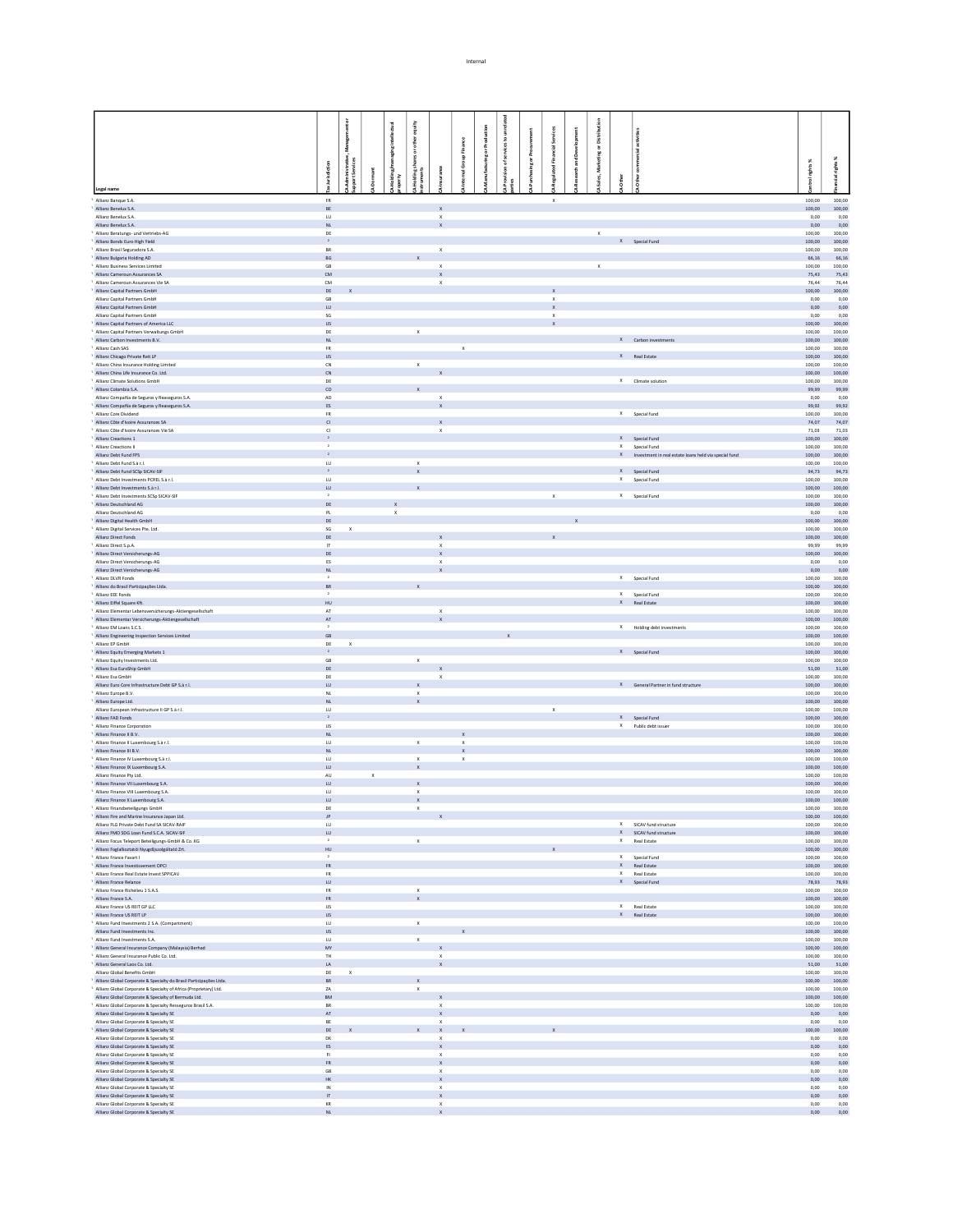| Legal name | Tax jurisdiction | CA Administrative, Management or Support Services | CA Dormant | CA Holding/managing intellectual property | CA Holding shares or other equity instruments | CA Insurance | CA Internal Group Finance | CA Manufacturing or Production | CA Provision of services to unrelated parties | CA Purchasing or Procurement | CA Regulated Financial Services | CA Research and Development | CA Sales, Marketing or Distribution | CA Other | CA Other commercial activities | Control rights % | Financial rights % |
|---|---|---|---|---|---|---|---|---|---|---|---|---|---|---|---|---|---|
| Allianz Banque S.A. | FR | | | | | | | | | | X | | | | | 100,00 | 100,00 |
| Allianz Benelux S.A. | BE | | | | | X | | | | | | | | | | 100,00 | 100,00 |
| Allianz Benelux S.A. | LU | | | | | X | | | | | | | | | | 0,00 | 0,00 |
| Allianz Benelux S.A. | NL | | | | | X | | | | | | | | | | 0,00 | 0,00 |
| Allianz Beratungs- und Vertriebs-AG | DE | | | | | | | | | | | | X | | | 100,00 | 100,00 |
| Allianz Bonds Euro High Yield | [2] | | | | | | | | | | | | | X | Special Fund | 100,00 | 100,00 |
| Allianz Brasil Seguradora S.A. | BR | | | | | X | | | | | | | | | | 100,00 | 100,00 |
| Allianz Bulgaria Holding AD | BG | | | | X | | | | | | | | | | | 66,16 | 66,16 |
| Allianz Business Services Limited | GB | | | | | X | | | | | | | X | | | 100,00 | 100,00 |
| Allianz Cameroun Assurances SA | CM | | | | | X | | | | | | | | | | 75,43 | 75,43 |
| Allianz Cameroun Assurances Vie SA | CM | | | | | X | | | | | | | | | | 76,44 | 76,44 |
| Allianz Capital Partners GmbH | DE | X | | | | | | | | | X | | | | | 100,00 | 100,00 |
| Allianz Capital Partners GmbH | GB | | | | | | | | | | X | | | | | 0,00 | 0,00 |
| Allianz Capital Partners GmbH | LU | | | | | | | | | | X | | | | | 0,00 | 0,00 |
| Allianz Capital Partners GmbH | SG | | | | | | | | | | X | | | | | 0,00 | 0,00 |
| Allianz Capital Partners of America LLC | US | | | | | | | | | | X | | | | | 100,00 | 100,00 |
| Allianz Capital Partners Verwaltungs GmbH | DE | | | | X | | | | | | | | | | | 100,00 | 100,00 |
| Allianz Carbon Investments B.V. | NL | | | | | | | | | | | | | X | Carbon investments | 100,00 | 100,00 |
| Allianz Cash SAS | FR | | | | | | X | | | | | | | | | 100,00 | 100,00 |
| Allianz Chicago Private Reit LP | US | | | | | | | | | | | | | X | Real Estate | 100,00 | 100,00 |
| Allianz China Insurance Holding Limited | CN | | | | X | | | | | | | | | | | 100,00 | 100,00 |
| Allianz China Life Insurance Co. Ltd. | CN | | | | | X | | | | | | | | | | 100,00 | 100,00 |
| Allianz Climate Solutions GmbH | DE | | | | | | | | | | | | | X | Climate solution | 100,00 | 100,00 |
| Allianz Colombia S.A. | CO | | | | X | | | | | | | | | | | 99,99 | 99,99 |
| Allianz Compañía de Seguros y Reaseguros S.A. | AD | | | | | X | | | | | | | | | | 0,00 | 0,00 |
| Allianz Compañía de Seguros y Reaseguros S.A. | ES | | | | | X | | | | | | | | | | 99,92 | 99,92 |
| Allianz Core Dividend | FR | | | | | | | | | | | | | X | Special fund | 100,00 | 100,00 |
| Allianz Côte d'Ivoire Assurances SA | CI | | | | | X | | | | | | | | | | 74,07 | 74,07 |
| Allianz Côte d'Ivoire Assurances Vie SA | CI | | | | | X | | | | | | | | | | 71,03 | 71,03 |
| Allianz Creactions 1 | [2] | | | | | | | | | | | | | X | Special Fund | 100,00 | 100,00 |
| Allianz Creactions II | [2] | | | | | | | | | | | | | X | Special Fund | 100,00 | 100,00 |
| Allianz Debt Fund FPS | [2] | | | | | | | | | | | | | X | Investment in real estate loans held via special fund | 100,00 | 100,00 |
| Allianz Debt Fund S.à r.l. | LU | | | | X | | | | | | | | | | | 100,00 | 100,00 |
| Allianz Debt Fund SCSp SICAV-SIF | [2] | | | | X | | | | | | | | | X | Special Fund | 94,73 | 94,73 |
| Allianz Debt Investments PCFEL S.à r.l. | LU | | | | | | | | | | | | | X | Special Fund | 100,00 | 100,00 |
| Allianz Debt Investments S.à r.l. | LU | | | | X | | | | | | | | | | | 100,00 | 100,00 |
| Allianz Debt Investments SCSp SICAV-SIF | [2] | | | | | | | | | | X | | | X | Special Fund | 100,00 | 100,00 |
| Allianz Deutschland AG | DE | | | X | | | | | | | | | | | | 100,00 | 100,00 |
| Allianz Deutschland AG | PL | | | X | | | | | | | | | | | | 0,00 | 0,00 |
| Allianz Digital Health GmbH | DE | | | | | | | | | | | X | | | | 100,00 | 100,00 |
| Allianz Digital Services Pte. Ltd. | SG | X | | | | | | | | | | | | | | 100,00 | 100,00 |
| Allianz Direct Fonds | DE | | | | | X | | | | | X | | | | | 100,00 | 100,00 |
| Allianz Direct S.p.A. | IT | | | | | X | | | | | | | | | | 99,99 | 99,99 |
| Allianz Direct Versicherungs-AG | DE | | | | | X | | | | | | | | | | 100,00 | 100,00 |
| Allianz Direct Versicherungs-AG | ES | | | | | X | | | | | | | | | | 0,00 | 0,00 |
| Allianz Direct Versicherungs-AG | NL | | | | | X | | | | | | | | | | 0,00 | 0,00 |
| Allianz DLVR Fonds | [2] | | | | | | | | | | | | | X | Special Fund | 100,00 | 100,00 |
| Allianz do Brasil Participações Ltda. | BR | | | | X | | | | | | | | | | | 100,00 | 100,00 |
| Allianz DSE Fonds | [2] | | | | | | | | | | | | | X | Special Fund | 100,00 | 100,00 |
| Allianz Eiffel Square Kft. | HU | | | | | | | | | | | | | X | Real Estate | 100,00 | 100,00 |
| Allianz Elementar Lebensversicherungs-Aktiengesellschaft | AT | | | | | X | | | | | | | | | | 100,00 | 100,00 |
| Allianz Elementar Versicherungs-Aktiengesellschaft | AT | | | | | X | | | | | | | | | | 100,00 | 100,00 |
| Allianz EM Loans S.C.S. | [2] | | | | | | | | | | | | | X | Holding debt investments | 100,00 | 100,00 |
| Allianz Engineering Inspection Services Limited | GB | | | | | | | | X | | | | | | | 100,00 | 100,00 |
| Allianz EP GmbH | DE | X | | | | | | | | | | | | | | 100,00 | 100,00 |
| Allianz Equity Emerging Markets 1 | [2] | | | | | | | | | | | | | X | Special Fund | 100,00 | 100,00 |
| Allianz Equity Investments Ltd. | GB | | | | X | | | | | | | | | | | 100,00 | 100,00 |
| Allianz Esa EuroShip GmbH | DE | | | | | X | | | | | | | | | | 51,00 | 51,00 |
| Allianz Esa GmbH | DE | | | | | X | | | | | | | | | | 100,00 | 100,00 |
| Allianz Euro Core Infrastructure Debt GP S.à r.l. | LU | | | | X | | | | | | | | | X | General Partner in fund structure | 100,00 | 100,00 |
| Allianz Europe B.V. | NL | | | | X | | | | | | | | | | | 100,00 | 100,00 |
| Allianz Europe Ltd. | NL | | | | X | | | | | | | | | | | 100,00 | 100,00 |
| Allianz European Infrastructure II GP S.à r.l. | LU | | | | | | | | | | X | | | | | 100,00 | 100,00 |
| Allianz FAD Fonds | [2] | | | | | | | | | | | | | X | Special Fund | 100,00 | 100,00 |
| Allianz Finance Corporation | US | | | | | | | | | | | | | X | Public debt issuer | 100,00 | 100,00 |
| Allianz Finance II B.V. | NL | | | | | | X | | | | | | | | | 100,00 | 100,00 |
| Allianz Finance II Luxembourg S.à r.l. | LU | | | | X | | X | | | | | | | | | 100,00 | 100,00 |
| Allianz Finance III B.V. | NL | | | | | | X | | | | | | | | | 100,00 | 100,00 |
| Allianz Finance IV Luxembourg S.à r.l. | LU | | | | X | | X | | | | | | | | | 100,00 | 100,00 |
| Allianz Finance IX Luxembourg S.A. | LU | | | | X | | | | | | | | | | | 100,00 | 100,00 |
| Allianz Finance Pty Ltd. | AU | | X | | | | | | | | | | | | | 100,00 | 100,00 |
| Allianz Finance VII Luxembourg S.A. | LU | | | | X | | | | | | | | | | | 100,00 | 100,00 |
| Allianz Finance VIII Luxembourg S.A. | LU | | | | X | | | | | | | | | | | 100,00 | 100,00 |
| Allianz Finance X Luxembourg S.A. | LU | | | | X | | | | | | | | | | | 100,00 | 100,00 |
| Allianz Finanzbeteiligungs GmbH | DE | | | | X | | | | | | | | | | | 100,00 | 100,00 |
| Allianz Fire and Marine Insurance Japan Ltd. | JP | | | | | X | | | | | | | | | | 100,00 | 100,00 |
| Allianz FLG Private Debt Fund SA SICAV-RAIF | LU | | | | | | | | | | | | | X | SICAV fund structure | 100,00 | 100,00 |
| Allianz FMO SDG Loan Fund S.C.A. SICAV-SIF | LU | | | | | | | | | | | | | X | SICAV fund structure | 100,00 | 100,00 |
| Allianz Focus Teleport Beteiligungs-GmbH & Co. KG | [2] | | | | X | | | | | | | | | X | Real Estate | 100,00 | 100,00 |
| Allianz Foglalkoztatói Nyugdíjszolgáltató Zrt. | HU | | | | | | | | | | X | | | | | 100,00 | 100,00 |
| Allianz France Favart I | [2] | | | | | | | | | | | | | X | Special Fund | 100,00 | 100,00 |
| Allianz France Investissement OPCI | FR | | | | | | | | | | | | | X | Real Estate | 100,00 | 100,00 |
| Allianz France Real Estate Invest SPPICAV | FR | | | | | | | | | | | | | X | Real Estate | 100,00 | 100,00 |
| Allianz France Relance | LU | | | | | | | | | | | | | X | Special Fund | 78,93 | 78,93 |
| Allianz France Richelieu 1 S.A.S. | FR | | | | X | | | | | | | | | | | 100,00 | 100,00 |
| Allianz France S.A. | FR | | | | X | | | | | | | | | | | 100,00 | 100,00 |
| Allianz France US REIT GP LLC | US | | | | | | | | | | | | | X | Real Estate | 100,00 | 100,00 |
| Allianz France US REIT LP | US | | | | | | | | | | | | | X | Real Estate | 100,00 | 100,00 |
| Allianz Fund Investments 2 S.A. (Compartment) | LU | | | | X | | | | | | | | | | | 100,00 | 100,00 |
| Allianz Fund Investments Inc. | US | | | | | | X | | | | | | | | | 100,00 | 100,00 |
| Allianz Fund Investments S.A. | LU | | | | X | | | | | | | | | | | 100,00 | 100,00 |
| Allianz General Insurance Company (Malaysia) Berhad | MY | | | | | X | | | | | | | | | | 100,00 | 100,00 |
| Allianz General Insurance Public Co. Ltd. | TH | | | | | X | | | | | | | | | | 100,00 | 100,00 |
| Allianz General Laos Co. Ltd. | LA | | | | | X | | | | | | | | | | 51,00 | 51,00 |
| Allianz Global Benefits GmbH | DE | X | | | | | | | | | | | | | | 100,00 | 100,00 |
| Allianz Global Corporate & Specialty do Brasil Participações Ltda. | BR | | | | X | | | | | | | | | | | 100,00 | 100,00 |
| Allianz Global Corporate & Specialty of Africa (Proprietary) Ltd. | ZA | | | | X | | | | | | | | | | | 100,00 | 100,00 |
| Allianz Global Corporate & Specialty of Bermuda Ltd. | BM | | | | | X | | | | | | | | | | 100,00 | 100,00 |
| Allianz Global Corporate & Specialty Resseguros Brasil S.A. | BR | | | | | X | | | | | | | | | | 100,00 | 100,00 |
| Allianz Global Corporate & Specialty SE | AT | | | | | X | | | | | | | | | | 0,00 | 0,00 |
| Allianz Global Corporate & Specialty SE | BE | | | | | X | | | | | | | | | | 0,00 | 0,00 |
| Allianz Global Corporate & Specialty SE | DE | X | | | X | X | X | | | | X | | | | | 100,00 | 100,00 |
| Allianz Global Corporate & Specialty SE | DK | | | | | X | | | | | | | | | | 0,00 | 0,00 |
| Allianz Global Corporate & Specialty SE | ES | | | | | X | | | | | | | | | | 0,00 | 0,00 |
| Allianz Global Corporate & Specialty SE | FI | | | | | X | | | | | | | | | | 0,00 | 0,00 |
| Allianz Global Corporate & Specialty SE | FR | | | | | X | | | | | | | | | | 0,00 | 0,00 |
| Allianz Global Corporate & Specialty SE | GB | | | | | X | | | | | | | | | | 0,00 | 0,00 |
| Allianz Global Corporate & Specialty SE | HK | | | | | X | | | | | | | | | | 0,00 | 0,00 |
| Allianz Global Corporate & Specialty SE | IN | | | | | X | | | | | | | | | | 0,00 | 0,00 |
| Allianz Global Corporate & Specialty SE | IT | | | | | X | | | | | | | | | | 0,00 | 0,00 |
| Allianz Global Corporate & Specialty SE | KR | | | | | X | | | | | | | | | | 0,00 | 0,00 |
| Allianz Global Corporate & Specialty SE | NL | | | | | X | | | | | | | | | | 0,00 | 0,00 |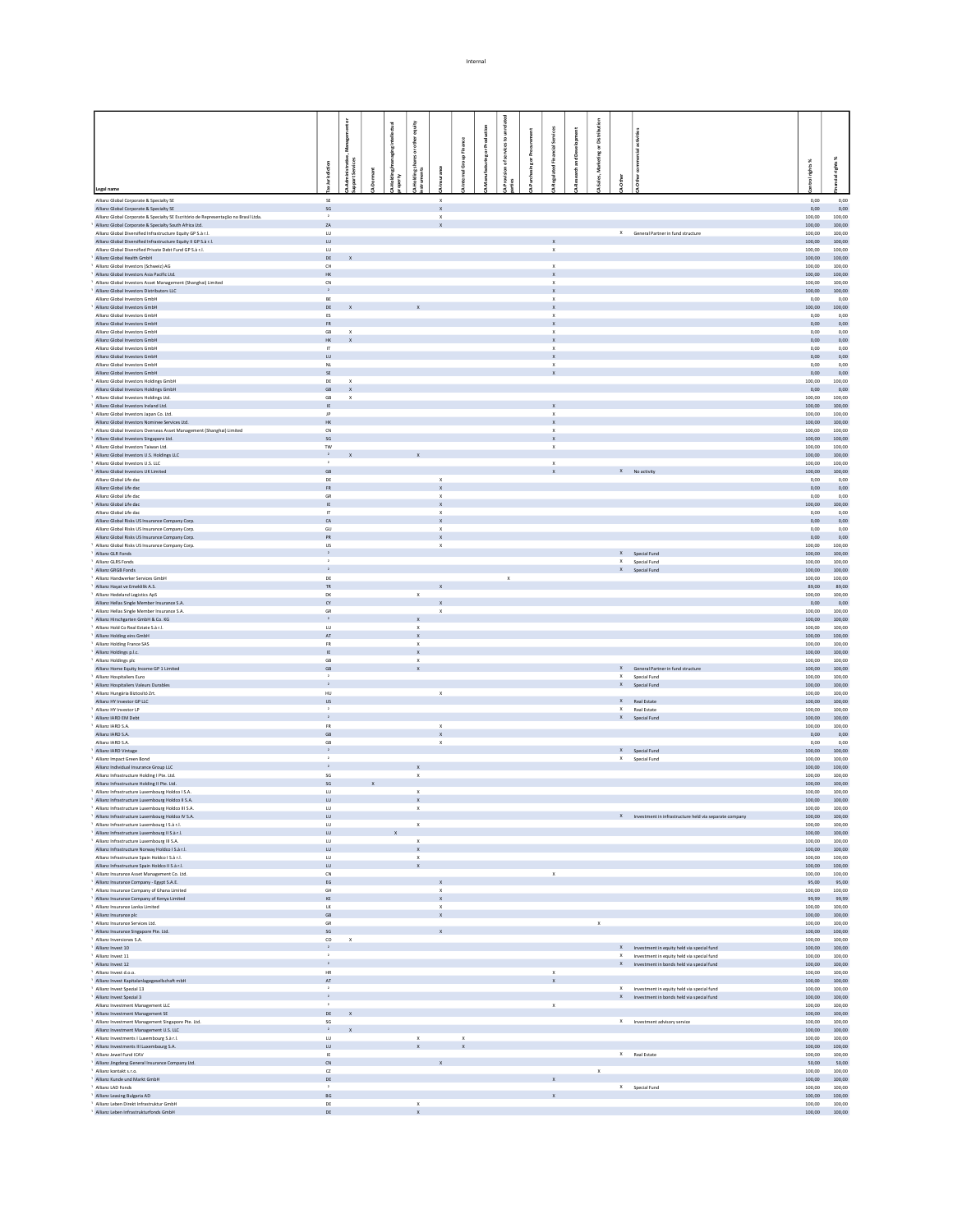| Legal name | Tax Jurisdiction | CA Administrative, Management or Support Services | CA Dormant | CA Holding/managing intellectual property | CA Holding shares or other equity instruments | CA Insurance | CA Internal Group Finance | CA Manufacturing or Production | CA Provision of services to unrelated parties | CA Purchasing or Procurement | CA Regulated Financial Services | CA Research and Development | CA Sales, Marketing or Distribution | CA Other | CA Other commercial activities | Control rights % | Financial rights % |
|---|---|---|---|---|---|---|---|---|---|---|---|---|---|---|---|---|---|
| Allianz Global Corporate & Specialty SE | SE | | | | | X | | | | | | | | | | 0,00 | 0,00 |
| Allianz Global Corporate & Specialty SE | SG | | | | | X | | | | | | | | | | 0,00 | 0,00 |
| Allianz Global Corporate & Specialty SE Escritório de Representação no Brasil Ltda. | [2] | | | | | X | | | | | | | | | | 100,00 | 100,00 |
| [1] Allianz Global Corporate & Specialty South Africa Ltd. | ZA | | | | | X | | | | | | | | | | 100,00 | 100,00 |
| Allianz Global Diversified Infrastructure Equity GP S.à r.l. | LU | | | | | | | | | | | | | X | General Partner in fund structure | 100,00 | 100,00 |
| Allianz Global Diversified Infrastructure Equity II GP S.à r.l. | LU | | | | | | | | | | X | | | | | 100,00 | 100,00 |
| Allianz Global Diversified Private Debt Fund GP S.à r.l. | LU | | | | | | | | | | X | | | | | 100,00 | 100,00 |
| [1] Allianz Global Health GmbH | DE | X | | | | | | | | | | | | | | 100,00 | 100,00 |
| [1] Allianz Global Investors (Schweiz) AG | CH | | | | | | | | | | X | | | | | 100,00 | 100,00 |
| [1] Allianz Global Investors Asia Pacific Ltd. | HK | | | | | | | | | | X | | | | | 100,00 | 100,00 |
| [1] Allianz Global Investors Asset Management (Shanghai) Limited | CN | | | | | | | | | | X | | | | | 100,00 | 100,00 |
| [1] Allianz Global Investors Distributors LLC | [2] | | | | | | | | | | X | | | | | 100,00 | 100,00 |
| Allianz Global Investors GmbH | BE | | | | | | | | | | X | | | | | 0,00 | 0,00 |
| [1] Allianz Global Investors GmbH | DE | X | | | X | | | | | | X | | | | | 100,00 | 100,00 |
| Allianz Global Investors GmbH | ES | | | | | | | | | | X | | | | | 0,00 | 0,00 |
| Allianz Global Investors GmbH | FR | | | | | | | | | | X | | | | | 0,00 | 0,00 |
| Allianz Global Investors GmbH | GB | X | | | | | | | | | X | | | | | 0,00 | 0,00 |
| Allianz Global Investors GmbH | HK | X | | | | | | | | | X | | | | | 0,00 | 0,00 |
| Allianz Global Investors GmbH | IT | | | | | | | | | | X | | | | | 0,00 | 0,00 |
| Allianz Global Investors GmbH | LU | | | | | | | | | | X | | | | | 0,00 | 0,00 |
| Allianz Global Investors GmbH | NL | | | | | | | | | | X | | | | | 0,00 | 0,00 |
| Allianz Global Investors GmbH | SE | | | | | | | | | | X | | | | | 0,00 | 0,00 |
| [1] Allianz Global Investors Holdings GmbH | DE | X | | | | | | | | | | | | | | 100,00 | 100,00 |
| Allianz Global Investors Holdings GmbH | GB | X | | | | | | | | | | | | | | 0,00 | 0,00 |
| [1] Allianz Global Investors Holdings Ltd. | GB | X | | | | | | | | | | | | | | 100,00 | 100,00 |
| [1] Allianz Global Investors Ireland Ltd. | IE | | | | | | | | | | X | | | | | 100,00 | 100,00 |
| [1] Allianz Global Investors Japan Co. Ltd. | JP | | | | | | | | | | X | | | | | 100,00 | 100,00 |
| [1] Allianz Global Investors Nominee Services Ltd. | HK | | | | | | | | | | X | | | | | 100,00 | 100,00 |
| [1] Allianz Global Investors Overseas Asset Management (Shanghai) Limited | CN | | | | | | | | | | X | | | | | 100,00 | 100,00 |
| [1] Allianz Global Investors Singapore Ltd. | SG | | | | | | | | | | X | | | | | 100,00 | 100,00 |
| [1] Allianz Global Investors Taiwan Ltd. | TW | | | | | | | | | | X | | | | | 100,00 | 100,00 |
| [1] Allianz Global Investors U.S. Holdings LLC | [2] | X | | | X | | | | | | | | | | | 100,00 | 100,00 |
| [1] Allianz Global Investors U.S. LLC | [2] | | | | | | | | | | X | | | | | 100,00 | 100,00 |
| [1] Allianz Global Investors UK Limited | GB | | | | | | | | | | X | | | X | No activity | 100,00 | 100,00 |
| Allianz Global Life dac | DE | | | | | X | | | | | | | | | | 0,00 | 0,00 |
| Allianz Global Life dac | FR | | | | | X | | | | | | | | | | 0,00 | 0,00 |
| Allianz Global Life dac | GR | | | | | X | | | | | | | | | | 0,00 | 0,00 |
| [1] Allianz Global Life dac | IE | | | | | X | | | | | | | | | | 100,00 | 100,00 |
| Allianz Global Life dac | IT | | | | | X | | | | | | | | | | 0,00 | 0,00 |
| Allianz Global Risks US Insurance Company Corp. | CA | | | | | X | | | | | | | | | | 0,00 | 0,00 |
| Allianz Global Risks US Insurance Company Corp. | GU | | | | | X | | | | | | | | | | 0,00 | 0,00 |
| Allianz Global Risks US Insurance Company Corp. | PR | | | | | X | | | | | | | | | | 0,00 | 0,00 |
| [1] Allianz Global Risks US Insurance Company Corp. | US | | | | | X | | | | | | | | | | 100,00 | 100,00 |
| [1] Allianz GLR Fonds | [2] | | | | | | | | | | | | | X | Special Fund | 100,00 | 100,00 |
| [1] Allianz GLRS Fonds | [2] | | | | | | | | | | | | | X | Special Fund | 100,00 | 100,00 |
| [1] Allianz GRGB Fonds | [2] | | | | | | | | | | | | | X | Special Fund | 100,00 | 100,00 |
| [1] Allianz Handwerker Services GmbH | DE | | | | | | | | X | | | | | | | 100,00 | 100,00 |
| [1] Allianz Hayat ve Emeklilik A.S. | TR | | | | | X | | | | | | | | | | 89,00 | 89,00 |
| [1] Allianz Hedeland Logistics ApS | DK | | | | X | | | | | | | | | | | 100,00 | 100,00 |
| Allianz Hellas Single Member Insurance S.A. | CY | | | | | X | | | | | | | | | | 0,00 | 0,00 |
| [1] Allianz Hellas Single Member Insurance S.A. | GR | | | | | X | | | | | | | | | | 100,00 | 100,00 |
| [1] Allianz Hirschgarten GmbH & Co. KG | [2] | | | | X | | | | | | | | | | | 100,00 | 100,00 |
| [1] Allianz Hold Co Real Estate S.à r.l. | LU | | | | X | | | | | | | | | | | 100,00 | 100,00 |
| [1] Allianz Holding eins GmbH | AT | | | | X | | | | | | | | | | | 100,00 | 100,00 |
| [1] Allianz Holding France SAS | FR | | | | X | | | | | | | | | | | 100,00 | 100,00 |
| [1] Allianz Holdings p.l.c. | IE | | | | X | | | | | | | | | | | 100,00 | 100,00 |
| [1] Allianz Holdings plc | GB | | | | X | | | | | | | | | | | 100,00 | 100,00 |
| [1] Allianz Home Equity Income GP 1 Limited | GB | | | | X | | | | | | | | | X | General Partner in fund structure | 100,00 | 100,00 |
| [1] Allianz Hospitaliers Euro | [2] | | | | | | | | | | | | | X | Special Fund | 100,00 | 100,00 |
| [1] Allianz Hospitaliers Valeurs Durables | [2] | | | | | | | | | | | | | X | Special Fund | 100,00 | 100,00 |
| [1] Allianz Hungária Biztosító Zrt. | HU | | | | | X | | | | | | | | | | 100,00 | 100,00 |
| [1] Allianz HY Investor GP LLC | US | | | | | | | | | | | | | X | Real Estate | 100,00 | 100,00 |
| [1] Allianz HY Investor LP | [2] | | | | | | | | | | | | | X | Real Estate | 100,00 | 100,00 |
| [1] Allianz IARD EM Debt | [2] | | | | | | | | | | | | | X | Special Fund | 100,00 | 100,00 |
| [1] Allianz IARD S.A. | FR | | | | | X | | | | | | | | | | 100,00 | 100,00 |
| Allianz IARD S.A. | GB | | | | | X | | | | | | | | | | 0,00 | 0,00 |
| Allianz IARD S.A. | GR | | | | | X | | | | | | | | | | 0,00 | 0,00 |
| [1] Allianz IARD Vintage | [2] | | | | | | | | | | | | | X | Special Fund | 100,00 | 100,00 |
| [1] Allianz Impact Green Bond | [2] | | | | | | | | | | | | | X | Special Fund | 100,00 | 100,00 |
| [1] Allianz Individual Insurance Group LLC | [2] | | | | X | | | | | | | | | | | 100,00 | 100,00 |
| Allianz Infrastructure Holding I Pte. Ltd. | SG | | | | X | | | | | | | | | | | 100,00 | 100,00 |
| [1] Allianz Infrastructure Holding II Pte. Ltd. | SG | | X | | | | | | | | | | | | | 100,00 | 100,00 |
| [1] Allianz Infrastructure Luxembourg Holdco I S.A. | LU | | | | X | | | | | | | | | | | 100,00 | 100,00 |
| [1] Allianz Infrastructure Luxembourg Holdco II S.A. | LU | | | | X | | | | | | | | | | | 100,00 | 100,00 |
| [1] Allianz Infrastructure Luxembourg Holdco III S.A. | LU | | | | X | | | | | | | | | | | 100,00 | 100,00 |
| [1] Allianz Infrastructure Luxembourg Holdco IV S.A. | LU | | | | | | | | | | | | | X | Investment in infrastructure held via separate company | 100,00 | 100,00 |
| [1] Allianz Infrastructure Luxembourg I S.à r.l. | LU | | | | X | | | | | | | | | | | 100,00 | 100,00 |
| [1] Allianz Infrastructure Luxembourg II S.à r.l. | LU | | | X | | | | | | | | | | | | 100,00 | 100,00 |
| [1] Allianz Infrastructure Luxembourg III S.A. | LU | | | | X | | | | | | | | | | | 100,00 | 100,00 |
| [1] Allianz Infrastructure Norway Holdco I S.à r.l. | LU | | | | X | | | | | | | | | | | 100,00 | 100,00 |
| [1] Allianz Infrastructure Spain Holdco I S.à r.l. | LU | | | | X | | | | | | | | | | | 100,00 | 100,00 |
| [1] Allianz Infrastructure Spain Holdco II S.à r.l. | LU | | | | X | | | | | | | | | | | 100,00 | 100,00 |
| [1] Allianz Insurance Asset Management Co. Ltd. | CN | | | | | | | | | | X | | | | | 100,00 | 100,00 |
| [1] Allianz Insurance Company - Egypt S.A.E. | EG | | | | | X | | | | | | | | | | 95,00 | 95,00 |
| [1] Allianz Insurance Company of Ghana Limited | GH | | | | | X | | | | | | | | | | 100,00 | 100,00 |
| [1] Allianz Insurance Company of Kenya Limited | KE | | | | | X | | | | | | | | | | 99,99 | 99,99 |
| [1] Allianz Insurance Lanka Limited | LK | | | | | X | | | | | | | | | | 100,00 | 100,00 |
| [1] Allianz Insurance plc | GB | | | | | X | | | | | | | | | | 100,00 | 100,00 |
| [1] Allianz Insurance Services Ltd. | GR | | | | | | | | | | | | X | | | 100,00 | 100,00 |
| [1] Allianz Insurance Singapore Pte. Ltd. | SG | | | | | X | | | | | | | | | | 100,00 | 100,00 |
| [1] Allianz Inversiones S.A. | CO | X | | | | | | | | | | | | | | 100,00 | 100,00 |
| [1] Allianz Invest 10 | [2] | | | | | | | | | | | | | X | Investment in equity held via special fund | 100,00 | 100,00 |
| [1] Allianz Invest 11 | [2] | | | | | | | | | | | | | X | Investment in equity held via special fund | 100,00 | 100,00 |
| [1] Allianz Invest 12 | [2] | | | | | | | | | | | | | X | Investment in bonds held via special fund | 100,00 | 100,00 |
| [1] Allianz Invest d.o.o. | HR | | | | | | | | | | X | | | | | 100,00 | 100,00 |
| [1] Allianz Invest Kapitalanlagegesellschaft mbH | AT | | | | | | | | | | X | | | | | 100,00 | 100,00 |
| [1] Allianz Invest Spezial 13 | [2] | | | | | | | | | | | | | X | Investment in equity held via special fund | 100,00 | 100,00 |
| [1] Allianz Invest Spezial 3 | [2] | | | | | | | | | | | | | X | Investment in bonds held via special fund | 100,00 | 100,00 |
| Allianz Investment Management LLC | [2] | | | | | | | | | | X | | | | | 100,00 | 100,00 |
| [1] Allianz Investment Management SE | DE | X | | | | | | | | | | | | | | 100,00 | 100,00 |
| [1] Allianz Investment Management Singapore Pte. Ltd. | SG | | | | | | | | | | | | | X | Investment advisory service | 100,00 | 100,00 |
| Allianz Investment Management U.S. LLC | [2] | X | | | | | | | | | | | | | | 100,00 | 100,00 |
| [1] Allianz Investments I Luxembourg S.à r.l. | LU | | | | X | | X | | | | | | | | | 100,00 | 100,00 |
| [1] Allianz Investments III Luxembourg S.A. | LU | | | | X | | X | | | | | | | | | 100,00 | 100,00 |
| [1] Allianz Jewel Fund ICAV | IE | | | | | | | | | | | | | X | Real Estate | 100,00 | 100,00 |
| [1] Allianz Jingdong General Insurance Company Ltd. | CN | | | | | X | | | | | | | | | | 50,00 | 50,00 |
| [1] Allianz kontakt s.r.o. | CZ | | | | | | | | | | | | X | | | 100,00 | 100,00 |
| [1] Allianz Kunde und Markt GmbH | DE | | | | | | | | | | X | | | | | 100,00 | 100,00 |
| [1] Allianz LAD Fonds | [2] | | | | | | | | | | | | | X | Special Fund | 100,00 | 100,00 |
| [1] Allianz Leasing Bulgaria AD | BG | | | | | | | | | | X | | | | | 100,00 | 100,00 |
| [1] Allianz Leben Direkt Infrastruktur GmbH | DE | | | | X | | | | | | | | | | | 100,00 | 100,00 |
| [1] Allianz Leben Infrastrukturfonds GmbH | DE | | | | X | | | | | | | | | | | 100,00 | 100,00 |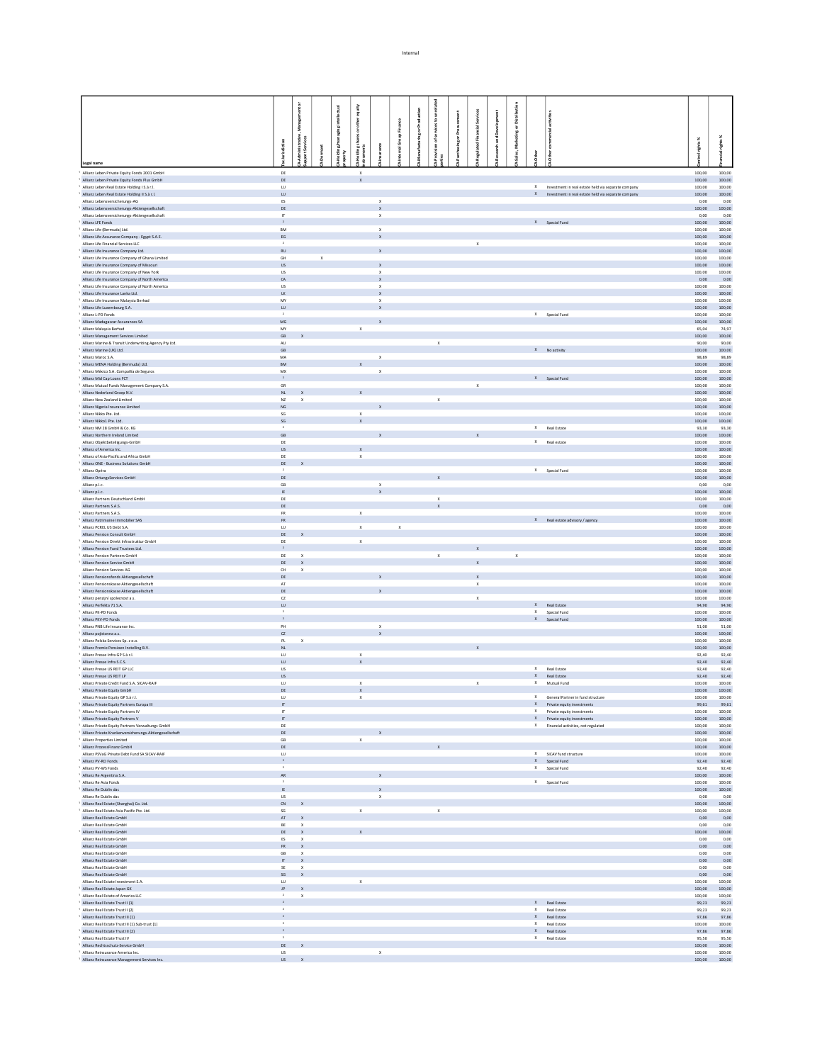| Legal name | Tax jurisdiction | CA Administrative, Management or Support Services | CA Dormant | CA Holding/managing intellectual property | CA Holding shares or other equity instruments | CA Insurance | CA Internal Group Finance | CA Manufacturing or Production | CA Provision of services to unrelated parties | CA Purchasing or Procurement | CA Regulated Financial Services | CA Research and Development | CA Sales, Marketing or Distribution | CA Other | CA Other commercial activities | Control rights % | Financial rights % |
|---|---|---|---|---|---|---|---|---|---|---|---|---|---|---|---|---|---|
| Allianz Leben Private Equity Fonds 2001 GmbH | DE | | | | X | | | | | | | | | | | 100,00 | 100,00 |
| Allianz Leben Private Equity Fonds Plus GmbH | DE | | | | X | | | | | | | | | | | 100,00 | 100,00 |
| Allianz Leben Real Estate Holding I S.à r.l. | LU | | | | | | | | | | | | | X | Investment in real estate held via separate company | 100,00 | 100,00 |
| Allianz Leben Real Estate Holding II S.à r.l. | LU | | | | | | | | | | | | | X | Investment in real estate held via separate company | 100,00 | 100,00 |
| Allianz Lebensversicherungs-AG | ES | | | | | X | | | | | | | | | | 0,00 | 0,00 |
| Allianz Lebensversicherungs-Aktiengesellschaft | DE | | | | | X | | | | | | | | | | 100,00 | 100,00 |
| Allianz Lebensversicherungs-Aktiengesellschaft | IT | | | | | X | | | | | | | | | | 0,00 | 0,00 |
| Allianz LFE Fonds | 2 | | | | | | | | | | | | | X | Special Fund | 100,00 | 100,00 |
| Allianz Life (Bermuda) Ltd. | BM | | | | | X | | | | | | | | | | 100,00 | 100,00 |
| Allianz Life Assurance Company - Egypt S.A.E. | EG | | | | | X | | | | | | | | | | 100,00 | 100,00 |
| Allianz Life Financial Services LLC | 2 | | | | | | | | | | X | | | | | 100,00 | 100,00 |
| Allianz Life Insurance Company Ltd. | RU | | | | | X | | | | | | | | | | 100,00 | 100,00 |
| Allianz Life Insurance Company of Ghana Limited | GH | | X | | | | | | | | | | | | | 100,00 | 100,00 |
| Allianz Life Insurance Company of Missouri | US | | | | | X | | | | | | | | | | 100,00 | 100,00 |
| Allianz Life Insurance Company of New York | US | | | | | X | | | | | | | | | | 100,00 | 100,00 |
| Allianz Life Insurance Company of North America | CA | | | | | X | | | | | | | | | | 0,00 | 0,00 |
| Allianz Life Insurance Company of North America | US | | | | | X | | | | | | | | | | 100,00 | 100,00 |
| Allianz Life Insurance Lanka Ltd. | LK | | | | | X | | | | | | | | | | 100,00 | 100,00 |
| Allianz Life Insurance Malaysia Berhad | MY | | | | | X | | | | | | | | | | 100,00 | 100,00 |
| Allianz Life Luxembourg S.A. | LU | | | | | X | | | | | | | | | | 100,00 | 100,00 |
| Allianz L-PD Fonds | 2 | | | | | | | | | | | | | X | Special Fund | 100,00 | 100,00 |
| Allianz Madagascar Assurances SA | MG | | | | | X | | | | | | | | | | 100,00 | 100,00 |
| Allianz Malaysia Berhad | MY | | | | X | | | | | | | | | | | 85,04 | 74,97 |
| Allianz Management Services Limited | GB | X | | | | | | | | | | | | | | 100,00 | 100,00 |
| Allianz Marine & Transit Underwriting Agency Pty Ltd. | AU | | | | | | | | X | | | | | | | 90,00 | 90,00 |
| Allianz Marine (UK) Ltd. | GB | | | | | | | | | | | | | X | No activity | 100,00 | 100,00 |
| Allianz Maroc S.A. | MA | | | | | X | | | | | | | | | | 98,89 | 98,89 |
| Allianz MENA Holding (Bermuda) Ltd. | BM | | | | X | | | | | | | | | | | 100,00 | 100,00 |
| Allianz México S.A. Compañía de Seguros | MX | | | | | X | | | | | | | | | | 100,00 | 100,00 |
| Allianz Mid Cap Loans FCT | 2 | | | | | | | | | | | | | X | Special Fund | 100,00 | 100,00 |
| Allianz Mutual Funds Management Company S.A. | GR | | | | | | | | | | X | | | | | 100,00 | 100,00 |
| Allianz Nederland Groep N.V. | NL | X | | | X | | | | | | | | | | | 100,00 | 100,00 |
| Allianz New Zealand Limited | NZ | X | | | | | | | X | | | | | | | 100,00 | 100,00 |
| Allianz Nigeria Insurance Limited | NG | | | | | X | | | | | | | | | | 100,00 | 100,00 |
| Allianz Nikko Pte. Ltd. | SG | | | | X | | | | | | | | | | | 100,00 | 100,00 |
| Allianz Nikko1 Pte. Ltd. | SG | | | | X | | | | | | | | | | | 100,00 | 100,00 |
| Allianz NM 28 GmbH & Co. KG | 2 | | | | | | | | | | | | | X | Real Estate | 93,30 | 93,30 |
| Allianz Northern Ireland Limited | GB | | | | | X | | | | | X | | | | | 100,00 | 100,00 |
| Allianz Objektbeteiligungs-GmbH | DE | | | | | | | | | | | | | X | Real estate | 100,00 | 100,00 |
| Allianz of America Inc. | US | | | | X | | | | | | | | | | | 100,00 | 100,00 |
| Allianz of Asia-Pacific and Africa GmbH | DE | | | | X | | | | | | | | | | | 100,00 | 100,00 |
| Allianz ONE - Business Solutions GmbH | DE | X | | | | | | | | | | | | | | 100,00 | 100,00 |
| Allianz Opéra | 2 | | | | | | | | | | | | | X | Special Fund | 100,00 | 100,00 |
| Allianz OrtungsServices GmbH | DE | | | | | | | | X | | | | | | | 100,00 | 100,00 |
| Allianz p.l.c. | GB | | | | | X | | | | | | | | | | 0,00 | 0,00 |
| Allianz p.l.c. | IE | | | | | X | | | | | | | | | | 100,00 | 100,00 |
| Allianz Partners Deutschland GmbH | DE | | | | | | | | X | | | | | | | 100,00 | 100,00 |
| Allianz Partners S.A.S. | DE | | | | | | | | X | | | | | | | 0,00 | 0,00 |
| Allianz Partners S.A.S. | FR | | | | X | | | | | | | | | | | 100,00 | 100,00 |
| Allianz Patrimoine Immobilier SAS | FR | | | | | | | | | | | | | X | Real estate advisory / agency | 100,00 | 100,00 |
| Allianz PCREL US Debt S.A. | LU | | | | X | | X | | | | | | | | | 100,00 | 100,00 |
| Allianz Pension Consult GmbH | DE | X | | | | | | | | | | | | | | 100,00 | 100,00 |
| Allianz Pension Direkt Infrastruktur GmbH | DE | | | | X | | | | | | | | | | | 100,00 | 100,00 |
| Allianz Pension Fund Trustees Ltd. | 2 | | | | | | | | | | X | | | | | 100,00 | 100,00 |
| Allianz Pension Partners GmbH | DE | X | | | | | | | X | | | | X | | | 100,00 | 100,00 |
| Allianz Pension Service GmbH | DE | X | | | | | | | | | X | | | | | 100,00 | 100,00 |
| Allianz Pension Services AG | CH | X | | | | | | | | | | | | | | 100,00 | 100,00 |
| Allianz Pensionsfonds Aktiengesellschaft | DE | | | | | X | | | | | X | | | | | 100,00 | 100,00 |
| Allianz Pensionskasse Aktiengesellschaft | AT | | | | | | | | | | X | | | | | 100,00 | 100,00 |
| Allianz Pensionskasse Aktiengesellschaft | DE | | | | | X | | | | | | | | | | 100,00 | 100,00 |
| Allianz penzijní společnost a.s. | CZ | | | | | | | | | | X | | | | | 100,00 | 100,00 |
| Allianz Perfekta 71 S.A. | LU | | | | | | | | | | | | | X | Real Estate | 94,90 | 94,90 |
| Allianz PK-PD Fonds | 2 | | | | | | | | | | | | | X | Special Fund | 100,00 | 100,00 |
| Allianz PKV-PD Fonds | 2 | | | | | | | | | | | | | X | Special Fund | 100,00 | 100,00 |
| Allianz PNB Life Insurance Inc. | PH | | | | | X | | | | | | | | | | 51,00 | 51,00 |
| Allianz pojistovna a.s. | CZ | | | | | X | | | | | | | | | | 100,00 | 100,00 |
| Allianz Polska Services Sp. z o.o. | PL | X | | | | | | | | | | | | | | 100,00 | 100,00 |
| Allianz Premie Pensioen Instelling B.V. | NL | | | | | | | | | | X | | | | | 100,00 | 100,00 |
| Allianz Presse Infra GP S.à r.l. | LU | | | | X | | | | | | | | | | | 92,40 | 92,40 |
| Allianz Presse Infra S.C.S. | LU | | | | X | | | | | | | | | | | 92,40 | 92,40 |
| Allianz Presse US REIT GP LLC | US | | | | | | | | | | | | | X | Real Estate | 92,40 | 92,40 |
| Allianz Presse US REIT LP | US | | | | | | | | | | | | | X | Real Estate | 92,40 | 92,40 |
| Allianz Private Credit Fund S.A. SICAV-RAIF | LU | | | | X | | | | | | X | | | X | Mutual Fund | 100,00 | 100,00 |
| Allianz Private Equity GmbH | DE | | | | X | | | | | | | | | | | 100,00 | 100,00 |
| Allianz Private Equity GP S.à r.l. | LU | | | | X | | | | | | | | | X | General Partner in fund structure | 100,00 | 100,00 |
| Allianz Private Equity Partners Europa III | IT | | | | | | | | | | | | | X | Private equity investments | 99,61 | 99,61 |
| Allianz Private Equity Partners IV | IT | | | | | | | | | | | | | X | Private equity investments | 100,00 | 100,00 |
| Allianz Private Equity Partners V | IT | | | | | | | | | | | | | X | Private equity investments | 100,00 | 100,00 |
| Allianz Private Equity Partners Verwaltungs GmbH | DE | | | | | | | | | | | | | X | Financial activities, not regulated | 100,00 | 100,00 |
| Allianz Private Krankenversicherungs-Aktiengesellschaft | DE | | | | | X | | | | | | | | | | 100,00 | 100,00 |
| Allianz Properties Limited | GB | | | | X | | | | | | | | | | | 100,00 | 100,00 |
| Allianz ProzessFinanz GmbH | DE | | | | | | | | X | | | | | | | 100,00 | 100,00 |
| Allianz PSVaG Private Debt Fund SA SICAV-RAIF | LU | | | | | | | | | | | | | X | SICAV fund structure | 100,00 | 100,00 |
| Allianz PV-RD Fonds | 2 | | | | | | | | | | | | | X | Special Fund | 92,40 | 92,40 |
| Allianz PV-WS Fonds | 2 | | | | | | | | | | | | | X | Special Fund | 92,40 | 92,40 |
| Allianz Re Argentina S.A. | AR | | | | | X | | | | | | | | | | 100,00 | 100,00 |
| Allianz Re Asia Fonds | 2 | | | | | | | | | | | | | X | Special Fund | 100,00 | 100,00 |
| Allianz Re Dublin dac | IE | | | | | X | | | | | | | | | | 100,00 | 100,00 |
| Allianz Re Dublin dac | US | | | | | X | | | | | | | | | | 0,00 | 0,00 |
| Allianz Real Estate (Shanghai) Co. Ltd. | CN | X | | | | | | | | | | | | | | 100,00 | 100,00 |
| Allianz Real Estate Asia Pacific Pte. Ltd. | SG | | | | X | | | | X | | | | | | | 100,00 | 100,00 |
| Allianz Real Estate GmbH | AT | X | | | | | | | | | | | | | | 0,00 | 0,00 |
| Allianz Real Estate GmbH | BE | X | | | | | | | | | | | | | | 0,00 | 0,00 |
| Allianz Real Estate GmbH | DE | X | | | X | | | | | | | | | | | 100,00 | 100,00 |
| Allianz Real Estate GmbH | ES | X | | | | | | | | | | | | | | 0,00 | 0,00 |
| Allianz Real Estate GmbH | FR | X | | | | | | | | | | | | | | 0,00 | 0,00 |
| Allianz Real Estate GmbH | GB | X | | | | | | | | | | | | | | 0,00 | 0,00 |
| Allianz Real Estate GmbH | IT | X | | | | | | | | | | | | | | 0,00 | 0,00 |
| Allianz Real Estate GmbH | SE | X | | | | | | | | | | | | | | 0,00 | 0,00 |
| Allianz Real Estate GmbH | SG | X | | | | | | | | | | | | | | 0,00 | 0,00 |
| Allianz Real Estate Investment S.A. | LU | | | | X | | | | | | | | | | | 100,00 | 100,00 |
| Allianz Real Estate Japan GK | JP | X | | | | | | | | | | | | | | 100,00 | 100,00 |
| Allianz Real Estate of America LLC | 2 | X | | | | | | | | | | | | | | 100,00 | 100,00 |
| Allianz Real Estate Trust II (1) | 2 | | | | | | | | | | | | | X | Real Estate | 99,23 | 99,23 |
| Allianz Real Estate Trust II (2) | 2 | | | | | | | | | | | | | X | Real Estate | 99,23 | 99,23 |
| Allianz Real Estate Trust III (1) | 2 | | | | | | | | | | | | | X | Real Estate | 97,86 | 97,86 |
| Allianz Real Estate Trust III (1) Sub-trust (1) | 2 | | | | | | | | | | | | | X | Real Estate | 100,00 | 100,00 |
| Allianz Real Estate Trust III (2) | 2 | | | | | | | | | | | | | X | Real Estate | 97,86 | 97,86 |
| Allianz Real Estate Trust IV | 2 | | | | | | | | | | | | | X | Real Estate | 95,50 | 95,50 |
| Allianz Rechtsschutz-Service GmbH | DE | X | | | | | | | | | | | | | | 100,00 | 100,00 |
| Allianz Reinsurance America Inc. | US | | | | | X | | | | | | | | | | 100,00 | 100,00 |
| Allianz Reinsurance Management Services Inc. | US | X | | | | | | | | | | | | | | 100,00 | 100,00 |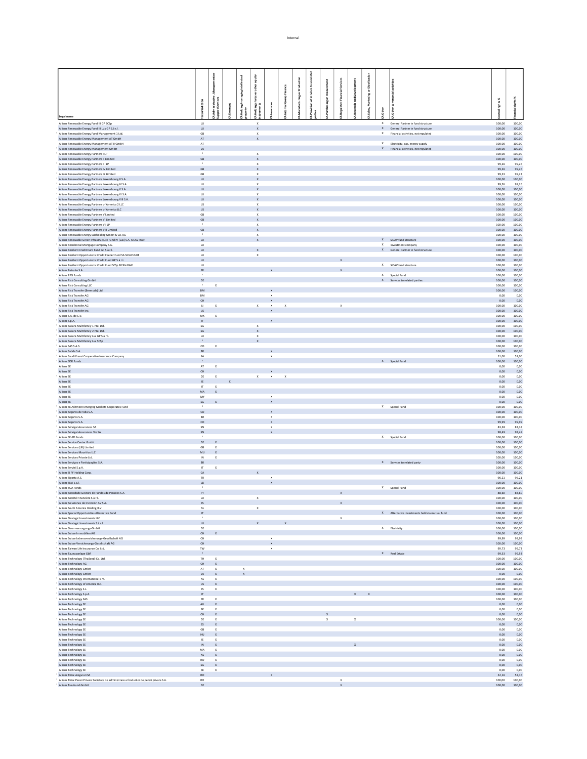| Legal name | Tax jurisdiction | CA:Administrative, Management or Support Services | CA:Dormant | CA:Holding/managing intellectual property | CA:Holding shares or other equity instruments | CA:Insurance | CA:Internal Group Finance | CA:Manufacturing or Production | CA:Provision of services to unrelated parties | CA:Purchasing or Procurement | CA:Regulated Financial Services | CA:Research and Development | CA:Sales, Marketing or Distribution | CA:Other | CA:Other commercial activities | Control rights % | Financial rights % |
|---|---|---|---|---|---|---|---|---|---|---|---|---|---|---|---|---|---|
| Allianz Renewable Energy Fund III GP SCSp | LU | | | | X | | | | | | | | | X | General Partner in fund structure | 100,00 | 100,00 |
| Allianz Renewable Energy Fund III Lux GP S.à r.l. | LU | | | | X | | | | | | | | | X | General Partner in fund structure | 100,00 | 100,00 |
| [1] Allianz Renewable Energy Fund Management 1 Ltd. | GB | | | | X | | | | | | | | | X | Financial activities, not regulated | 100,00 | 100,00 |
| Allianz Renewable Energy Management AT GmbH | AT | | | | X | | | | | | | | | | | 100,00 | 100,00 |
| Allianz Renewable Energy Management AT II GmbH | AT | | | | | | | | | | | | | X | Electricity, gas, energy supply | 100,00 | 100,00 |
| [1] Allianz Renewable Energy Management GmbH | DE | | | | | | | | | | | | | X | Financial activities, not regulated | 100,00 | 100,00 |
| [1] Allianz Renewable Energy Partners I LP | 2 | | | | X | | | | | | | | | | | 100,00 | 100,00 |
| Allianz Renewable Energy Partners II Limited | GB | | | | X | | | | | | | | | | | 100,00 | 100,00 |
| [1] Allianz Renewable Energy Partners III LP | 2 | | | | X | | | | | | | | | | | 99,26 | 99,26 |
| Allianz Renewable Energy Partners IV Limited | GB | | | | X | | | | | | | | | | | 99,26 | 99,26 |
| [1] Allianz Renewable Energy Partners IX Limited | GB | | | | X | | | | | | | | | | | 99,23 | 99,23 |
| [1] Allianz Renewable Energy Partners Luxembourg II S.A. | LU | | | | X | | | | | | | | | | | 100,00 | 100,00 |
| Allianz Renewable Energy Partners Luxembourg IV S.A. | LU | | | | X | | | | | | | | | | | 99,26 | 99,26 |
| [1] Allianz Renewable Energy Partners Luxembourg V S.A. | LU | | | | X | | | | | | | | | | | 100,00 | 100,00 |
| Allianz Renewable Energy Partners Luxembourg VI S.A. | LU | | | | X | | | | | | | | | | | 100,00 | 100,00 |
| [1] Allianz Renewable Energy Partners Luxembourg VIII S.A. | LU | | | | X | | | | | | | | | | | 100,00 | 100,00 |
| Allianz Renewable Energy Partners of America 2 LLC | US | | | | X | | | | | | | | | | | 100,00 | 100,00 |
| [1] Allianz Renewable Energy Partners of America LLC | US | | | | X | | | | | | | | | | | 100,00 | 100,00 |
| [1] Allianz Renewable Energy Partners V Limited | GB | | | | X | | | | | | | | | | | 100,00 | 100,00 |
| Allianz Renewable Energy Partners VI Limited | GB | | | | X | | | | | | | | | | | 100,00 | 100,00 |
| [1] Allianz Renewable Energy Partners VII LP | 2 | | | | X | | | | | | | | | | | 100,00 | 100,00 |
| [1] Allianz Renewable Energy Partners VIII Limited | GB | | | | X | | | | | | | | | | | 100,00 | 100,00 |
| Allianz Renewable Energy Subholding GmbH & Co. KG | 2 | | | | X | | | | | | | | | | | 100,00 | 100,00 |
| Allianz Renewable Green Infrastructure Fund IV (Lux) S.A. SICAV-RAIF | LU | | | | X | | | | | | | | | X | SICAV fund structure | 100,00 | 100,00 |
| [1] Allianz Residential Mortgage Company S.A. | LU | | | | | | | | | | | | | X | Investment company | 100,00 | 100,00 |
| Allianz Resilient Credit Euro Fund GP S.à r.l. | LU | | | | X | | | | | | | | | X | General Partner in fund structure | 100,00 | 100,00 |
| Allianz Resilient Opportunistic Credit Feeder Fund SA SICAV-RAIF | LU | | | | X | | | | | | | | | | | 100,00 | 100,00 |
| Allianz Resilient Opportunistic Credit Fund GP S.à r.l. | LU | | | | | | | | | | X | | | | | 100,00 | 100,00 |
| Allianz Resilient Opportunistic Credit Fund SCSp SICAV-RAIF | LU | | | | | | | | | | | | | X | SICAV fund structure | 100,00 | 100,00 |
| [1] Allianz Retraite S.A. | FR | | | | | X | | | | | X | | | | | 100,00 | 100,00 |
| [1] Allianz RFG Fonds | 2 | | | | | | | | | | | | | X | Special Fund | 100,00 | 100,00 |
| [1] Allianz Risk Consulting GmbH | DE | | | | | | | | | | | | | X | Services to related parties | 100,00 | 100,00 |
| Allianz Risk Consulting LLC | 2 | X | | | | | | | | | | | | | | 100,00 | 100,00 |
| [1] Allianz Risk Transfer (Bermuda) Ltd. | BM | | | | | X | | | | | | | | | | 100,00 | 100,00 |
| Allianz Risk Transfer AG | BM | | | | | X | | | | | | | | | | 0,00 | 0,00 |
| Allianz Risk Transfer AG | CH | | | | | X | | | | | | | | | | 0,00 | 0,00 |
| [1] Allianz Risk Transfer AG | LI | X | | | X | X | X | | | | X | | | | | 100,00 | 100,00 |
| [1] Allianz Risk Transfer Inc. | US | | | | | X | | | | | | | | | | 100,00 | 100,00 |
| Allianz S.A. de C.V. | MX | X | | | | | | | | | | | | | | 100,00 | 100,00 |
| [1] Allianz S.p.A. | IT | | | | | X | | | | | | | | | | 100,00 | 100,00 |
| [1] Allianz Sakura Multifamily 1 Pte. Ltd. | SG | | | | X | | | | | | | | | | | 100,00 | 100,00 |
| [1] Allianz Sakura Multifamily 2 Pte. Ltd. | SG | | | | X | | | | | | | | | | | 100,00 | 100,00 |
| [1] Allianz Sakura Multifamily Lux GP S.à r.l. | LU | | | | X | | | | | | | | | | | 100,00 | 100,00 |
| [1] Allianz Sakura Multifamily Lux SCSp | 2 | | | | X | | | | | | | | | | | 100,00 | 100,00 |
| [1] Allianz SAS S.A.S. | CO | X | | | | | | | | | | | | | | 100,00 | 100,00 |
| [1] Allianz Saúde S.A. | BR | | | | | X | | | | | | | | | | 100,00 | 100,00 |
| [1] Allianz Saudi Fransi Cooperative Insurance Company | SA | | | | | X | | | | | | | | | | 51,00 | 51,00 |
| [1] Allianz SDR Fonds | 2 | | | | | | | | | | | | | X | Special Fund | 100,00 | 100,00 |
| Allianz SE | AT | X | | | | | | | | | | | | | | 0,00 | 0,00 |
| Allianz SE | CH | | | | | X | | | | | | | | | | 0,00 | 0,00 |
| [1] Allianz SE | DE | X | | | X | X | X | | | | | | | | | 0,00 | 0,00 |
| Allianz SE | IE | | X | | | | | | | | | | | | | 0,00 | 0,00 |
| Allianz SE | IT | X | | | | | | | | | | | | | | 0,00 | 0,00 |
| Allianz SE | MA | X | | | | | | | | | | | | | | 0,00 | 0,00 |
| Allianz SE | MY | | | | | X | | | | | | | | | | 0,00 | 0,00 |
| Allianz SE | SG | X | | | | X | | | | | | | | | | 0,00 | 0,00 |
| [1] Allianz SE Ashmore Emerging Markets Corporates Fund | 2 | | | | | | | | | | | | | X | Special Fund | 100,00 | 100,00 |
| [1] Allianz Seguros de Vida S.A. | CO | | | | | X | | | | | | | | | | 100,00 | 100,00 |
| [1] Allianz Seguros S.A. | BR | | | | | X | | | | | | | | | | 100,00 | 100,00 |
| [1] Allianz Seguros S.A. | CO | | | | | X | | | | | | | | | | 99,99 | 99,99 |
| [1] Allianz Sénégal Assurances SA | SN | | | | | X | | | | | | | | | | 83,38 | 83,38 |
| [1] Allianz Sénégal Assurances Vie SA | SN | | | | | X | | | | | | | | | | 98,49 | 98,49 |
| [1] Allianz SE-PD Fonds | 2 | | | | | | | | | | | | | X | Special Fund | 100,00 | 100,00 |
| [1] Allianz Service Center GmbH | DE | X | | | | | | | | | | | | | | 100,00 | 100,00 |
| [1] Allianz Services (UK) Limited | GB | X | | | | | | | | | | | | | | 100,00 | 100,00 |
| [1] Allianz Services Mauritius LLC | MU | X | | | | | | | | | | | | | | 100,00 | 100,00 |
| [1] Allianz Services Private Ltd. | IN | X | | | | | | | | | | | | | | 100,00 | 100,00 |
| [1] Allianz Serviços e Participações S.A. | BR | | | | | | | | | | | | | X | Services to related party | 100,00 | 100,00 |
| [1] Allianz Servizi S.p.A. | IT | X | | | | | | | | | | | | | | 100,00 | 100,00 |
| [1] Allianz SI PF Holding Corp. | CA | | | | X | | | | | | | | | | | 100,00 | 100,00 |
| [1] Allianz Sigorta A.S. | TR | | | | | X | | | | | | | | | | 96,21 | 96,21 |
| [1] Allianz SNA s.a.l. | LB | | | | | X | | | | | | | | | | 100,00 | 100,00 |
| [1] Allianz SOA Fonds | 2 | | | | | | | | | | | | | X | Special Fund | 100,00 | 100,00 |
| [1] Allianz Sociedade Gestora de Fundos de Pensões S.A. | PT | | | | | | | | | | X | | | | | 88,60 | 88,60 |
| [1] Allianz Société Financière S.à r.l. | LU | | | | X | | | | | | | | | | | 100,00 | 100,00 |
| [1] Allianz Soluciones de Inversión AV S.A. | ES | | | | | | | | | | X | | | | | 100,00 | 100,00 |
| [1] Allianz South America Holding B.V. | NL | | | | X | | | | | | | | | | | 100,00 | 100,00 |
| [1] Allianz Special Opportunities Alternative Fund | IT | | | | | | | | | | | | | X | Alternative investments held via mutual fund | 100,00 | 100,00 |
| Allianz Strategic Investments LLC | 2 | | | | | | | | | | X | | | | | 100,00 | 100,00 |
| [1] Allianz Strategic Investments S.à r.l. | LU | | | | X | | X | | | | | | | | | 100,00 | 100,00 |
| [1] Allianz Stromversorgungs-GmbH | DE | | | | | | | | | | | | | X | Electricity | 100,00 | 100,00 |
| [1] Allianz Suisse Immobilien AG | CH | X | | | | | | | | | | | | | | 100,00 | 100,00 |
| [1] Allianz Suisse Lebensversicherungs-Gesellschaft AG | CH | | | | | X | | | | | | | | | | 99,99 | 99,99 |
| [1] Allianz Suisse Versicherungs-Gesellschaft AG | CH | | | | | X | | | | | | | | | | 100,00 | 100,00 |
| [1] Allianz Taiwan Life Insurance Co. Ltd. | TW | | | | | X | | | | | | | | | | 99,73 | 99,73 |
| [1] Allianz Taunusanlage GbR | 2 | | | | | | | | | | | | | X | Real Estate | 99,53 | 99,53 |
| [1] Allianz Technology (Thailand) Co. Ltd. | TH | X | | | | | | | | | | | | | | 100,00 | 100,00 |
| [1] Allianz Technology AG | CH | X | | | | | | | | | | | | | | 100,00 | 100,00 |
| [1] Allianz Technology GmbH | AT | X | | X | | | | | | | | | | | | 100,00 | 100,00 |
| Allianz Technology GmbH | DE | X | | X | | | | | | | | | | | | 0,00 | 0,00 |
| [1] Allianz Technology International B.V. | NL | X | | | | | | | | | | | | | | 100,00 | 100,00 |
| [1] Allianz Technology of America Inc. | US | X | | | | | | | | | | | | | | 100,00 | 100,00 |
| [1] Allianz Technology S.L. | ES | X | | | | | | | | | | | | | | 100,00 | 100,00 |
| [1] Allianz Technology S.p.A. | IT | | | | | | | | | | | X | X | | | 100,00 | 100,00 |
| [1] Allianz Technology SAS | FR | X | | | | | | | | | | | | | | 100,00 | 100,00 |
| Allianz Technology SE | AU | X | | | | | | | | | | | | | | 0,00 | 0,00 |
| Allianz Technology SE | BE | X | | | | | | | | | | | | | | 0,00 | 0,00 |
| Allianz Technology SE | CH | X | | | | | | | | X | | | | | | 0,00 | 0,00 |
| [1] Allianz Technology SE | DE | | | | | | | | | X | | X | | | | 100,00 | 100,00 |
| Allianz Technology SE | ES | X | | | | | | | | | | | | | | 0,00 | 0,00 |
| Allianz Technology SE | GB | X | | | | | | | | | | | | | | 0,00 | 0,00 |
| Allianz Technology SE | HU | X | | | | | | | | | | | | | | 0,00 | 0,00 |
| Allianz Technology SE | IE | X | | | | | | | | | | | | | | 0,00 | 0,00 |
| Allianz Technology SE | IN | X | | | | | | | | | | X | | | | 0,00 | 0,00 |
| Allianz Technology SE | MA | X | | | | | | | | | | | | | | 0,00 | 0,00 |
| Allianz Technology SE | NL | X | | | | | | | | | | | | | | 0,00 | 0,00 |
| Allianz Technology SE | RO | X | | | | | | | | | | | | | | 0,00 | 0,00 |
| Allianz Technology SE | SG | X | | | | | | | | | | | | | | 0,00 | 0,00 |
| Allianz Technology SE | SK | X | | | | | | | | | | | | | | 0,00 | 0,00 |
| [1] Allianz Tiriac Asigurari SA | RO | | | | | X | | | | | | | | | | 52,16 | 52,16 |
| [1] Allianz Tiriac Pensii Private Societate de administrare a fondurilor de pensii private S.A. | RO | | | | | | | | | | X | | | | | 100,00 | 100,00 |
| [1] Allianz Treuhand GmbH | DE | | | | | | | | | | X | | | | | 100,00 | 100,00 |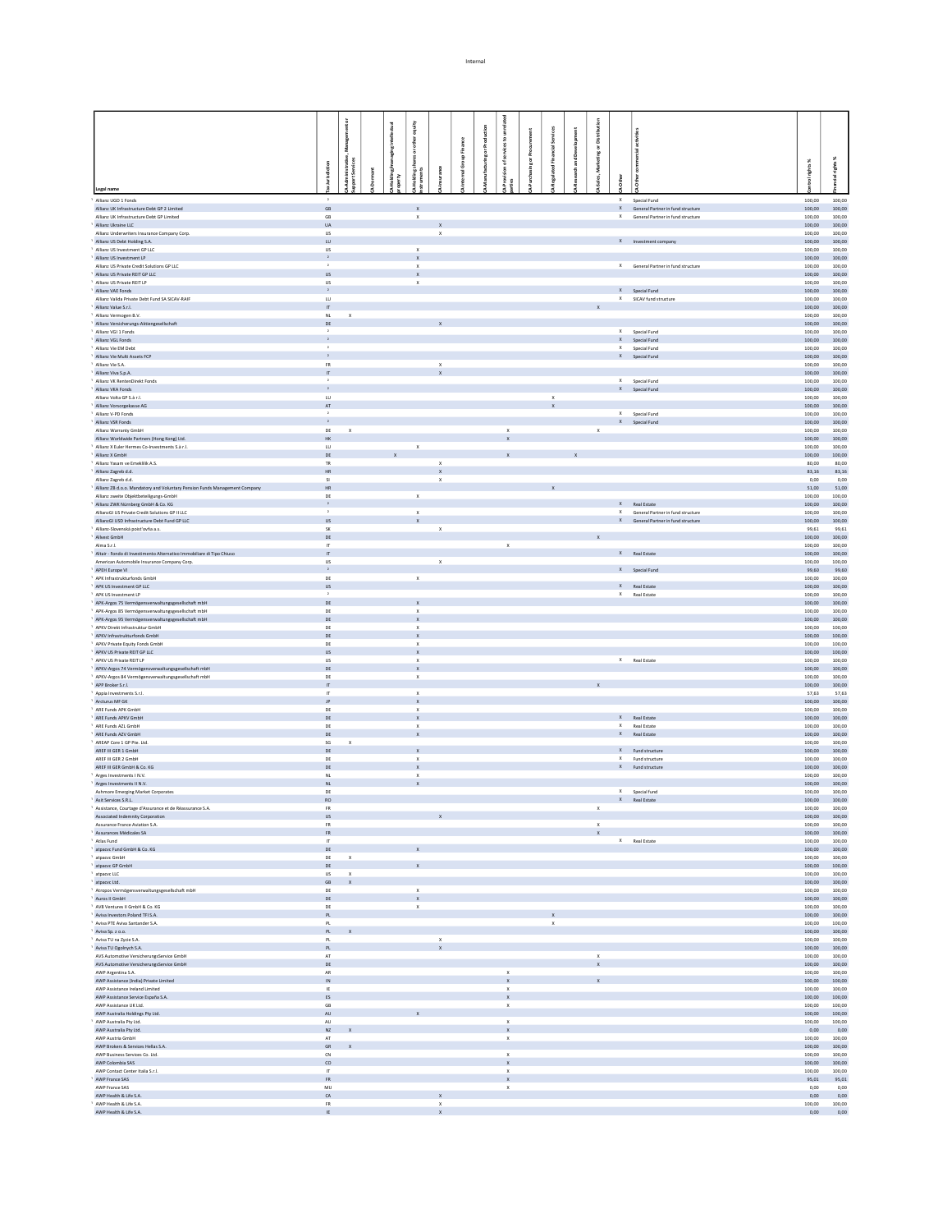| Legal name | Tax jurisdiction | CA Administrative, Management or Support Services | CA Dormant | CA Holding/managing intellectual property | CA Holding shares or other equity instruments | CA Insurance | CA Internal Group Finance | CA Manufacturing or Production | CA Provision of services to unrelated parties | CA Purchasing or Procurement | CA Regulated Financial Services | CA Research and Development | CA Sales, Marketing or Distribution | CA Other | CA Other commercial activities | Control rights % | Financial rights % |
|---|---|---|---|---|---|---|---|---|---|---|---|---|---|---|---|---|---|
| Allianz UGD 1 Fonds | 2 | | | | | | | | | | | | | X | Special Fund | 100,00 | 100,00 |
| Allianz UK Infrastructure Debt GP 2 Limited | GB | | | | X | | | | | | | | | X | General Partner in fund structure | 100,00 | 100,00 |
| Allianz UK Infrastructure Debt GP Limited | GB | | | | X | | | | | | | | | X | General Partner in fund structure | 100,00 | 100,00 |
| Allianz Ukraine LLC | UA | | | | | X | | | | | | | | | | 100,00 | 100,00 |
| Allianz Underwriters Insurance Company Corp. | US | | | | | X | | | | | | | | | | 100,00 | 100,00 |
| Allianz US Debt Holding S.A. | LU | | | | | | | | | | | | | X | Investment company | 100,00 | 100,00 |
| Allianz US Investment GP LLC | US | | | | X | | | | | | | | | | | 100,00 | 100,00 |
| Allianz US Investment LP | 2 | | | | X | | | | | | | | | | | 100,00 | 100,00 |
| Allianz US Private Credit Solutions GP LLC | 2 | | | | X | | | | | | | | | X | General Partner in fund structure | 100,00 | 100,00 |
| Allianz US Private REIT GP LLC | US | | | | X | | | | | | | | | | | 100,00 | 100,00 |
| Allianz US Private REIT LP | US | | | | X | | | | | | | | | | | 100,00 | 100,00 |
| Allianz VAE Fonds | 2 | | | | | | | | | | | | | X | Special Fund | 100,00 | 100,00 |
| Allianz Valida Private Debt Fund SA SICAV-RAIF | LU | | | | | | | | | | | | | X | SICAV fund structure | 100,00 | 100,00 |
| Allianz Value S.r.l. | IT | | | | | | | | | | | | X | | | 100,00 | 100,00 |
| Allianz Vermogen B.V. | NL | X | | | | | | | | | | | | | | 100,00 | 100,00 |
| Allianz Versicherungs-Aktiengesellschaft | DE | | | | | X | | | | | | | | | | 100,00 | 100,00 |
| Allianz VGI 1 Fonds | 2 | | | | | | | | | | | | | X | Special Fund | 100,00 | 100,00 |
| Allianz VGL Fonds | 2 | | | | | | | | | | | | | X | Special Fund | 100,00 | 100,00 |
| Allianz Vie EM Debt | 2 | | | | | | | | | | | | | X | Special Fund | 100,00 | 100,00 |
| Allianz Vie Multi Assets FCP | 2 | | | | | | | | | | | | | X | Special Fund | 100,00 | 100,00 |
| Allianz Vie S.A. | FR | | | | | X | | | | | | | | | | 100,00 | 100,00 |
| Allianz Viva S.p.A. | IT | | | | | X | | | | | | | | | | 100,00 | 100,00 |
| Allianz VK RentenDirekt Fonds | 2 | | | | | | | | | | | | | X | Special Fund | 100,00 | 100,00 |
| Allianz VKA Fonds | 2 | | | | | | | | | | | | | X | Special Fund | 100,00 | 100,00 |
| Allianz Volta GP S.à r.l. | LU | | | | | | | | | | X | | | | | 100,00 | 100,00 |
| Allianz Vorsorgekasse AG | AT | | | | | | | | | | X | | | | | 100,00 | 100,00 |
| Allianz V-PD Fonds | 2 | | | | | | | | | | | | | X | Special Fund | 100,00 | 100,00 |
| Allianz VSR Fonds | 2 | | | | | | | | | | | | | X | Special Fund | 100,00 | 100,00 |
| Allianz Warranty GmbH | DE | X | | | | | | | X | | | | X | | | 100,00 | 100,00 |
| Allianz Worldwide Partners (Hong Kong) Ltd. | HK | | | | | | | | X | | | | | | | 100,00 | 100,00 |
| Allianz X Euler Hermes Co-Investments S.à r.l. | LU | | | | X | | | | | | | | | | | 100,00 | 100,00 |
| Allianz X GmbH | DE | | | X | | | | | X | | | X | | | | 100,00 | 100,00 |
| Allianz Yasam ve Emeklilik A.S. | TR | | | | | X | | | | | | | | | | 80,00 | 80,00 |
| Allianz Zagreb d.d. | HR | | | | | X | | | | | | | | | | 83,16 | 83,16 |
| Allianz Zagreb d.d. | SI | | | | | X | | | | | | | | | | 0,00 | 0,00 |
| Allianz ZB d.o.o. Mandatory and Voluntary Pension Funds Management Company | HR | | | | | | | | | | X | | | | | 51,00 | 51,00 |
| Allianz zweite Objektbeteiligungs-GmbH | DE | | | | X | | | | | | | | | | | 100,00 | 100,00 |
| Allianz ZWR Nürnberg GmbH & Co. KG | 2 | | | | | | | | | | | | | X | Real Estate | 100,00 | 100,00 |
| AllianzGI US Private Credit Solutions GP II LLC | 2 | | | | X | | | | | | | | | X | General Partner in fund structure | 100,00 | 100,00 |
| AllianzGI USD Infrastructure Debt Fund GP LLC | US | | | | X | | | | | | | | | X | General Partner in fund structure | 100,00 | 100,00 |
| Allianz-Slovenská poisťovňa a.s. | SK | | | | | X | | | | | | | | | | 99,61 | 99,61 |
| Allvest GmbH | DE | | | | | | | | | | | | X | | | 100,00 | 100,00 |
| Alma S.r.l. | IT | | | | | | | | X | | | | | | | 100,00 | 100,00 |
| Altair - Fondo di Investimento Alternativo Immobiliare di Tipo Chiuso | IT | | | | | | | | | | | | | X | Real Estate | 100,00 | 100,00 |
| American Automobile Insurance Company Corp. | US | | | | | X | | | | | | | | | | 100,00 | 100,00 |
| APEH Europe VI | 2 | | | | | | | | | | | | | X | Special Fund | 99,60 | 99,60 |
| APK Infrastrukturfonds GmbH | DE | | | | X | | | | | | | | | | | 100,00 | 100,00 |
| APK US Investment GP LLC | US | | | | | | | | | | | | | X | Real Estate | 100,00 | 100,00 |
| APK US Investment LP | 2 | | | | | | | | | | | | | X | Real Estate | 100,00 | 100,00 |
| APK-Argos 75 Vermögensverwaltungsgesellschaft mbH | DE | | | | X | | | | | | | | | | | 100,00 | 100,00 |
| APK-Argos 85 Vermögensverwaltungsgesellschaft mbH | DE | | | | X | | | | | | | | | | | 100,00 | 100,00 |
| APK-Argos 95 Vermögensverwaltungsgesellschaft mbH | DE | | | | X | | | | | | | | | | | 100,00 | 100,00 |
| APKV Direkt Infrastruktur GmbH | DE | | | | X | | | | | | | | | | | 100,00 | 100,00 |
| APKV Infrastrukturfonds GmbH | DE | | | | X | | | | | | | | | | | 100,00 | 100,00 |
| APKV Private Equity Fonds GmbH | DE | | | | X | | | | | | | | | | | 100,00 | 100,00 |
| APKV US Private REIT GP LLC | US | | | | X | | | | | | | | | | | 100,00 | 100,00 |
| APKV US Private REIT LP | US | | | | X | | | | | | | | | X | Real Estate | 100,00 | 100,00 |
| APKV-Argos 74 Vermögensverwaltungsgesellschaft mbH | DE | | | | X | | | | | | | | | | | 100,00 | 100,00 |
| APKV-Argos 84 Vermögensverwaltungsgesellschaft mbH | DE | | | | X | | | | | | | | | | | 100,00 | 100,00 |
| APP Broker S.r.l. | IT | | | | | | | | | | | | X | | | 100,00 | 100,00 |
| Appia Investments S.r.l. | IT | | | | X | | | | | | | | | | | 57,63 | 57,63 |
| Arcturus MF GK | JP | | | | X | | | | | | | | | | | 100,00 | 100,00 |
| ARE Funds APK GmbH | DE | | | | X | | | | | | | | | | | 100,00 | 100,00 |
| ARE Funds APKV GmbH | DE | | | | X | | | | | | | | | X | Real Estate | 100,00 | 100,00 |
| ARE Funds AZL GmbH | DE | | | | X | | | | | | | | | X | Real Estate | 100,00 | 100,00 |
| ARE Funds AZV GmbH | DE | | | | X | | | | | | | | | X | Real Estate | 100,00 | 100,00 |
| AREAP Core 1 GP Pte. Ltd. | SG | X | | | | | | | | | | | | | | 100,00 | 100,00 |
| AREF III GER 1 GmbH | DE | | | | X | | | | | | | | | X | Fund structure | 100,00 | 100,00 |
| AREF III GER 2 GmbH | DE | | | | X | | | | | | | | | X | Fund structure | 100,00 | 100,00 |
| AREF III GER GmbH & Co. KG | DE | | | | X | | | | | | | | | X | Fund structure | 100,00 | 100,00 |
| Arges Investments I N.V. | NL | | | | X | | | | | | | | | | | 100,00 | 100,00 |
| Arges Investments II N.V. | NL | | | | X | | | | | | | | | | | 100,00 | 100,00 |
| Ashmore Emerging Market Corporates | DE | | | | | | | | | | | | | X | Special Fund | 100,00 | 100,00 |
| Asit Services S.R.L. | RO | | | | | | | | | | | | | X | Real Estate | 100,00 | 100,00 |
| Assistance, Courtage d'Assurance et de Réassurance S.A. | FR | | | | | | | | | | | | X | | | 100,00 | 100,00 |
| Associated Indemnity Corporation | US | | | | | X | | | | | | | | | | 100,00 | 100,00 |
| Assurance France Aviation S.A. | FR | | | | | | | | | | | | X | | | 100,00 | 100,00 |
| Assurances Médicales SA | FR | | | | | | | | | | | | X | | | 100,00 | 100,00 |
| Atlas Fund | IT | | | | | | | | | | | | | X | Real Estate | 100,00 | 100,00 |
| atpacvc Fund GmbH & Co. KG | DE | | | | X | | | | | | | | | | | 100,00 | 100,00 |
| atpacvc GmbH | DE | X | | | | | | | | | | | | | | 100,00 | 100,00 |
| atpacvc GP GmbH | DE | | | | X | | | | | | | | | | | 100,00 | 100,00 |
| atpacvc LLC | US | X | | | | | | | | | | | | | | 100,00 | 100,00 |
| atpacvc Ltd. | GB | X | | | | | | | | | | | | | | 100,00 | 100,00 |
| Atropos Vermögensverwaltungsgesellschaft mbH | DE | | | | X | | | | | | | | | | | 100,00 | 100,00 |
| Auros II GmbH | DE | | | | X | | | | | | | | | | | 100,00 | 100,00 |
| AVB Ventures II GmbH & Co. KG | DE | | | | X | | | | | | | | | | | 100,00 | 100,00 |
| Aviva Investors Poland TFI S.A. | PL | | | | | | | | | | X | | | | | 100,00 | 100,00 |
| Aviva PTE Aviva Santander S.A. | PL | | | | | | | | | | X | | | | | 100,00 | 100,00 |
| Aviva Sp. z o.o. | PL | X | | | | | | | | | | | | | | 100,00 | 100,00 |
| Aviva TU na Zycie S.A. | PL | | | | | X | | | | | | | | | | 100,00 | 100,00 |
| Aviva TU Ogolnych S.A. | PL | | | | | X | | | | | | | | | | 100,00 | 100,00 |
| AVS Automotive VersicherungsService GmbH | AT | | | | | | | | | | | | X | | | 100,00 | 100,00 |
| AVS Automotive VersicherungsService GmbH | DE | | | | | | | | | | | | X | | | 100,00 | 100,00 |
| AWP Argentina S.A. | AR | | | | | | | | X | | | | | | | 100,00 | 100,00 |
| AWP Assistance (India) Private Limited | IN | | | | | | | | X | | | | X | | | 100,00 | 100,00 |
| AWP Assistance Ireland Limited | IE | | | | | | | | X | | | | | | | 100,00 | 100,00 |
| AWP Assistance Service España S.A. | ES | | | | | | | | X | | | | | | | 100,00 | 100,00 |
| AWP Assistance UK Ltd. | GB | | | | | | | | X | | | | | | | 100,00 | 100,00 |
| AWP Australia Holdings Pty Ltd. | AU | | | | X | | | | | | | | | | | 100,00 | 100,00 |
| AWP Australia Pty Ltd. | AU | | | | | | | | X | | | | | | | 100,00 | 100,00 |
| AWP Australia Pty Ltd. | NZ | X | | | | | | | X | | | | | | | 0,00 | 0,00 |
| AWP Austria GmbH | AT | | | | | | | | X | | | | | | | 100,00 | 100,00 |
| AWP Brokers & Services Hellas S.A. | GR | X | | | | | | | | | | | | | | 100,00 | 100,00 |
| AWP Business Services Co. Ltd. | CN | | | | | | | | X | | | | | | | 100,00 | 100,00 |
| AWP Colombia SAS | CO | | | | | | | | X | | | | | | | 100,00 | 100,00 |
| AWP Contact Center Italia S.r.l. | IT | | | | | | | | X | | | | | | | 100,00 | 100,00 |
| AWP France SAS | FR | | | | | | | | X | | | | | | | 95,01 | 95,01 |
| AWP France SAS | MU | | | | | | | | X | | | | | | | 0,00 | 0,00 |
| AWP Health & Life S.A. | CA | | | | | X | | | | | | | | | | 0,00 | 0,00 |
| AWP Health & Life S.A. | FR | | | | | X | | | | | | | | | | 100,00 | 100,00 |
| AWP Health & Life S.A. | IE | | | | | X | | | | | | | | | | 0,00 | 0,00 |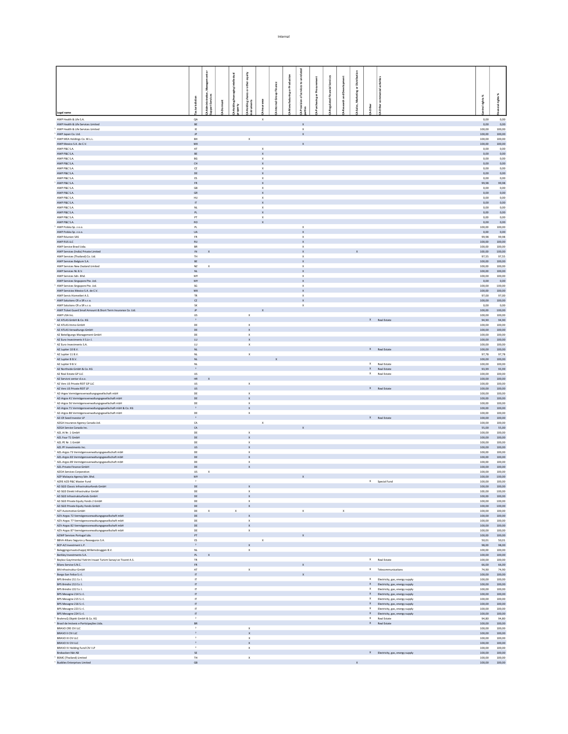| Legal name | Tax Jurisdiction | CA Administrative, Management or Support Services | CA Dormant | CA Holding/managing intellectual property | CA Holding shares or other equity instruments | CA Insurance | CA Internal Group Finance | CA Manufacturing or Production | CA Provision of services to unrelated parties | CA Purchasing or Procurement | CA Regulated Financial Services | CA Research and Development | CA Sales, Marketing or Distribution | CA Other | CA Other commercial activities | Control rights % | Financial rights % |
|---|---|---|---|---|---|---|---|---|---|---|---|---|---|---|---|---|---|
| AWP Health & Life S.A. | QA | | | | | X | | | | | | | | | | 0,00 | 0,00 |
| AWP Health & Life Services Limited | BE | | | | | | | | X | | | | | | | 0,00 | 0,00 |
| AWP Health & Life Services Limited | IE | | | | | | | | X | | | | | | | 100,00 | 100,00 |
| AWP Japan Co. Ltd. | JP | | | | | | | | X | | | | | | | 100,00 | 100,00 |
| AWP MEA Holdings Co. W.L.L. | BH | | | | X | | | | | | | | | | | 100,00 | 100,00 |
| AWP Mexico S.A. de C.V. | MX | | | | | | | | X | | | | | | | 100,00 | 100,00 |
| AWP P&C S.A. | AT | | | | | X | | | | | | | | | | 0,00 | 0,00 |
| AWP P&C S.A. | BE | | | | | X | | | | | | | | | | 0,00 | 0,00 |
| AWP P&C S.A. | BG | | | | | X | | | | | | | | | | 0,00 | 0,00 |
| AWP P&C S.A. | CH | | | | | X | | | | | | | | | | 0,00 | 0,00 |
| AWP P&C S.A. | CZ | | | | | X | | | | | | | | | | 0,00 | 0,00 |
| AWP P&C S.A. | DE | | | | | X | | | | | | | | | | 0,00 | 0,00 |
| AWP P&C S.A. | ES | | | | | X | | | | | | | | | | 0,00 | 0,00 |
| AWP P&C S.A. | FR | | | | | X | | | | | | | | | | 99,98 | 99,98 |
| AWP P&C S.A. | GB | | | | | X | | | | | | | | | | 0,00 | 0,00 |
| AWP P&C S.A. | GR | | | | | X | | | | | | | | | | 0,00 | 0,00 |
| AWP P&C S.A. | HU | | | | | X | | | | | | | | | | 0,00 | 0,00 |
| AWP P&C S.A. | IT | | | | | X | | | | | | | | | | 0,00 | 0,00 |
| AWP P&C S.A. | NL | | | | | X | | | | | | | | | | 0,00 | 0,00 |
| AWP P&C S.A. | PL | | | | | X | | | | | | | | | | 0,00 | 0,00 |
| AWP P&C S.A. | PT | | | | | X | | | | | | | | | | 0,00 | 0,00 |
| AWP P&C S.A. | RO | | | | | X | | | | | | | | | | 0,00 | 0,00 |
| AWP Polska Sp. z o.o. | PL | | | | | | | | X | | | | | | | 100,00 | 100,00 |
| AWP Polska Sp. z o.o. | UA | | | | | | | | X | | | | | | | 0,00 | 0,00 |
| AWP Réunion SAS | FR | | | | | | | | X | | | | | | | 99,98 | 99,98 |
| AWP RUS LLC | RU | | | | | | | | X | | | | | | | 100,00 | 100,00 |
| AWP Service Brasil Ltda. | BR | | | | | | | | X | | | | | | | 100,00 | 100,00 |
| AWP Services (India) Private Limited | IN | X | | | | | | | X | | | | X | | | 100,00 | 100,00 |
| AWP Services (Thailand) Co. Ltd. | TH | | | | | | | | X | | | | | | | 97,55 | 97,55 |
| AWP Services Belgium S.A. | BE | | | | | | | | X | | | | | | | 100,00 | 100,00 |
| AWP Services New Zealand Limited | NZ | X | | | | | | | X | | | | | | | 100,00 | 100,00 |
| AWP Services NL B.V. | NL | | | | | | | | X | | | | | | | 100,00 | 100,00 |
| AWP Services Sdn. Bhd. | MY | | | | | | | | X | | | | | | | 100,00 | 100,00 |
| AWP Services Singapore Pte. Ltd. | MY | | | | | | | | X | | | | | | | 0,00 | 0,00 |
| AWP Services Singapore Pte. Ltd. | SG | | | | | | | | X | | | | | | | 100,00 | 100,00 |
| AWP Servicios Mexico S.A. de C.V. | MX | | | | | | | | X | | | | | | | 100,00 | 100,00 |
| AWP Servis Hizmetleri A.S. | TR | | | | | | | | X | | | | | | | 97,00 | 97,00 |
| AWP Solutions CR a SR s.r.o. | CZ | | | | | | | | X | | | | | | | 100,00 | 100,00 |
| AWP Solutions CR a SR s.r.o. | SK | | | | | | | | X | | | | | | | 0,00 | 0,00 |
| AWP Ticket Guard Small Amount & Short Term Insurance Co. Ltd. | JP | | | | | X | | | | | | | | | | 100,00 | 100,00 |
| AWP USA Inc. | US | | | | X | | | | | | | | | | | 100,00 | 100,00 |
| AZ ATLAS GmbH & Co. KG | [2] | | | | | | | | | | | | | X | Real Estate | 94,90 | 94,90 |
| AZ ATLAS Immo GmbH | DE | | | | X | | | | | | | | | | | 100,00 | 100,00 |
| AZ ATLAS Verwaltungs-GmbH | DE | | | | X | | | | | | | | | | | 100,00 | 100,00 |
| AZ Beteiligungs-Management GmbH | DE | | | | X | | | | | | | | | | | 100,00 | 100,00 |
| AZ Euro Investments II S.à r.l. | LU | | | | X | | | | | | | | | | | 100,00 | 100,00 |
| AZ Euro Investments S.A. | LU | | | | X | | | | | | | | | | | 100,00 | 100,00 |
| AZ Jupiter 10 B.V. | NL | | | | | | | | | | | | | X | Real Estate | 100,00 | 100,00 |
| AZ Jupiter 11 B.V. | NL | | | | X | | | | | | | | | | | 97,78 | 97,78 |
| AZ Jupiter 8 B.V. | NL | | | | | | X | | | | | | | | | 100,00 | 100,00 |
| AZ Jupiter 9 B.V. | NL | | | | | | | | | | | | | X | Real Estate | 100,00 | 100,00 |
| AZ Northside GmbH & Co. KG | [2] | | | | | | | | | | | | | X | Real Estate | 93,99 | 93,99 |
| AZ Real Estate GP LLC | US | | | | | | | | | | | | | X | Real Estate | 100,00 | 100,00 |
| AZ Servisni centar d.o.o. | HR | X | | | | | | | | | | | | | | 100,00 | 100,00 |
| AZ Vers US Private REIT GP LLC | US | | | | X | | | | | | | | | | | 100,00 | 100,00 |
| AZ Vers US Private REIT LP | US | | | | | | | | | | | | | X | Real Estate | 100,00 | 100,00 |
| AZ-Arges Vermögensverwaltungsgesellschaft mbH | DE | | | | X | | | | | | | | | | | 100,00 | 100,00 |
| AZ-Argos 41 Vermögensverwaltungsgesellschaft mbH | DE | | | | X | | | | | | | | | | | 100,00 | 100,00 |
| AZ-Argos 56 Vermögensverwaltungsgesellschaft mbH | DE | | | | X | | | | | | | | | | | 100,00 | 100,00 |
| AZ-Argos 71 Vermögensverwaltungsgesellschaft mbH & Co. KG | [2] | | | | X | | | | | | | | | | | 100,00 | 100,00 |
| AZ-Argos 88 Vermögensverwaltungsgesellschaft mbH | DE | | | | X | | | | | | | | | | | 100,00 | 100,00 |
| AZ-CR Seed Investor LP | [2] | | | | | | | | | | | | | X | Real Estate | 100,00 | 100,00 |
| AZGA Insurance Agency Canada Ltd. | CA | | | | | X | | | | | | | | | | 100,00 | 100,00 |
| AZGA Service Canada Inc. | CA | | | | | | | | X | | | | | | | 55,00 | 55,00 |
| AZL AI Nr. 1 GmbH | DE | | | | X | | | | | | | | | | | 100,00 | 100,00 |
| AZL Four T1 GmbH | DE | | | | X | | | | | | | | | | | 100,00 | 100,00 |
| AZL PE Nr. 1 GmbH | DE | | | | X | | | | | | | | | | | 100,00 | 100,00 |
| AZL PF Investments Inc. | US | | | | X | | | | | | | | | | | 100,00 | 100,00 |
| AZL-Argos 73 Vermögensverwaltungsgesellschaft mbH | DE | | | | X | | | | | | | | | | | 100,00 | 100,00 |
| AZL-Argos 83 Vermögensverwaltungsgesellschaft mbH | DE | | | | X | | | | | | | | | | | 100,00 | 100,00 |
| AZL-Argos 89 Vermögensverwaltungsgesellschaft mbH | DE | | | | X | | | | | | | | | | | 100,00 | 100,00 |
| AZL-Private Finance GmbH | DE | | | | X | | | | | | | | | | | 100,00 | 100,00 |
| AZOA Services Corporation | US | X | | | | | | | | | | | | | | 100,00 | 100,00 |
| AZP Malaysia Agency Sdn. Bhd. | MY | | | | | | | | X | | | | | | | 100,00 | 100,00 |
| AZRE AZD P&C Master Fund | [2] | | | | | | | | | | | | | X | Special Fund | 100,00 | 100,00 |
| AZ-SGD Classic Infrastrukturfonds GmbH | DE | | | | X | | | | | | | | | | | 100,00 | 100,00 |
| AZ-SGD Direkt Infrastruktur GmbH | DE | | | | X | | | | | | | | | | | 100,00 | 100,00 |
| AZ-SGD Infrastrukturfonds GmbH | DE | | | | X | | | | | | | | | | | 100,00 | 100,00 |
| AZ-SGD Private Equity Fonds 2 GmbH | DE | | | | X | | | | | | | | | | | 100,00 | 100,00 |
| AZ-SGD Private Equity Fonds GmbH | DE | | | | X | | | | | | | | | | | 100,00 | 100,00 |
| AZT Automotive GmbH | DE | X | | X | | | | | X | | | X | | | | 100,00 | 100,00 |
| AZV-Argos 72 Vermögensverwaltungsgesellschaft mbH | DE | | | | X | | | | | | | | | | | 100,00 | 100,00 |
| AZV-Argos 77 Vermögensverwaltungsgesellschaft mbH | DE | | | | X | | | | | | | | | | | 100,00 | 100,00 |
| AZV-Argos 82 Vermögensverwaltungsgesellschaft mbH | DE | | | | X | | | | | | | | | | | 100,00 | 100,00 |
| AZV-Argos 87 Vermögensverwaltungsgesellschaft mbH | DE | | | | X | | | | | | | | | | | 100,00 | 100,00 |
| AZWP Services Portugal Lda. | PT | | | | | | | | X | | | | | | | 100,00 | 100,00 |
| BBVA Allianz Seguros y Reaseguros S.A. | ES | | | | | X | | | | | | | | | | 50,01 | 50,01 |
| BCP-AZ Investment L.P. | [2] | | | | X | | | | | | | | | | | 98,00 | 98,00 |
| Beleggingsmaatschappij Willemsbruggen B.V. | NL | | | | X | | | | | | | | | | | 100,00 | 100,00 |
| Berkley Investments S.A. | PL | X | | | | | | | | | | | | | | 100,00 | 100,00 |
| Beykoz Gayrimenkul Yatirim Insaat Turizm Sanayi ve Ticaret A.S. | TR | | | | | | | | | | | | | X | Real Estate | 100,00 | 100,00 |
| Bilans Service S.N.C. | FR | | | | | | | | X | | | | | | | 66,00 | 66,00 |
| BN Infrastruktur GmbH | AT | | | | X | | | | | | | | | X | Telecommunications | 74,90 | 74,90 |
| Borgo San Felice S.r.l. | IT | | | | | | | | X | | | | | | | 100,00 | 100,00 |
| BPS Brindisi 211 S.r.l. | IT | | | | | | | | | | | | | X | Electricity, gas, energy supply | 100,00 | 100,00 |
| BPS Brindisi 213 S.r.l. | IT | | | | | | | | | | | | | X | Electricity, gas, energy supply | 100,00 | 100,00 |
| BPS Brindisi 222 S.r.l. | IT | | | | | | | | | | | | | X | Electricity, gas, energy supply | 100,00 | 100,00 |
| BPS Mesagne 214 S.r.l. | IT | | | | | | | | | | | | | X | Electricity, gas, energy supply | 100,00 | 100,00 |
| BPS Mesagne 215 S.r.l. | IT | | | | | | | | | | | | | X | Electricity, gas, energy supply | 100,00 | 100,00 |
| BPS Mesagne 216 S.r.l. | IT | | | | | | | | | | | | | X | Electricity, gas, energy supply | 100,00 | 100,00 |
| BPS Mesagne 223 S.r.l. | IT | | | | | | | | | | | | | X | Electricity, gas, energy supply | 100,00 | 100,00 |
| BPS Mesagne 224 S.r.l. | IT | | | | | | | | | | | | | X | Electricity, gas, energy supply | 100,00 | 100,00 |
| BrahmsQ Objekt GmbH & Co. KG | [2] | | | | | | | | | | | | | X | Real Estate | 94,80 | 94,80 |
| Brasil de Imóveis e Participações Ltda. | BR | | | | | | | | | | | | | X | Real Estate | 100,00 | 100,00 |
| BRAVO CRE CIV LLC | [2] | | | | X | | | | | | | | | | | 100,00 | 100,00 |
| BRAVO II CIV LLC | [2] | | | | X | | | | | | | | | | | 100,00 | 100,00 |
| BRAVO III CIV LLC | [2] | | | | X | | | | | | | | | | | 100,00 | 100,00 |
| BRAVO IV CIV LLC | [2] | | | | X | | | | | | | | | | | 100,00 | 100,00 |
| BRAVO IV Holding Fund CIV I LP | [2] | | | | X | | | | | | | | | | | 100,00 | 100,00 |
| Brobacken Nät AB | SE | | | | | | | | | | | | | X | Electricity, gas, energy supply | 100,00 | 100,00 |
| BSMC (Thailand) Limited | TH | | | | X | | | | | | | | | | | 100,00 | 100,00 |
| Buddies Enterprises Limited | GB | | | | | | | | | | | | X | | | 100,00 | 100,00 |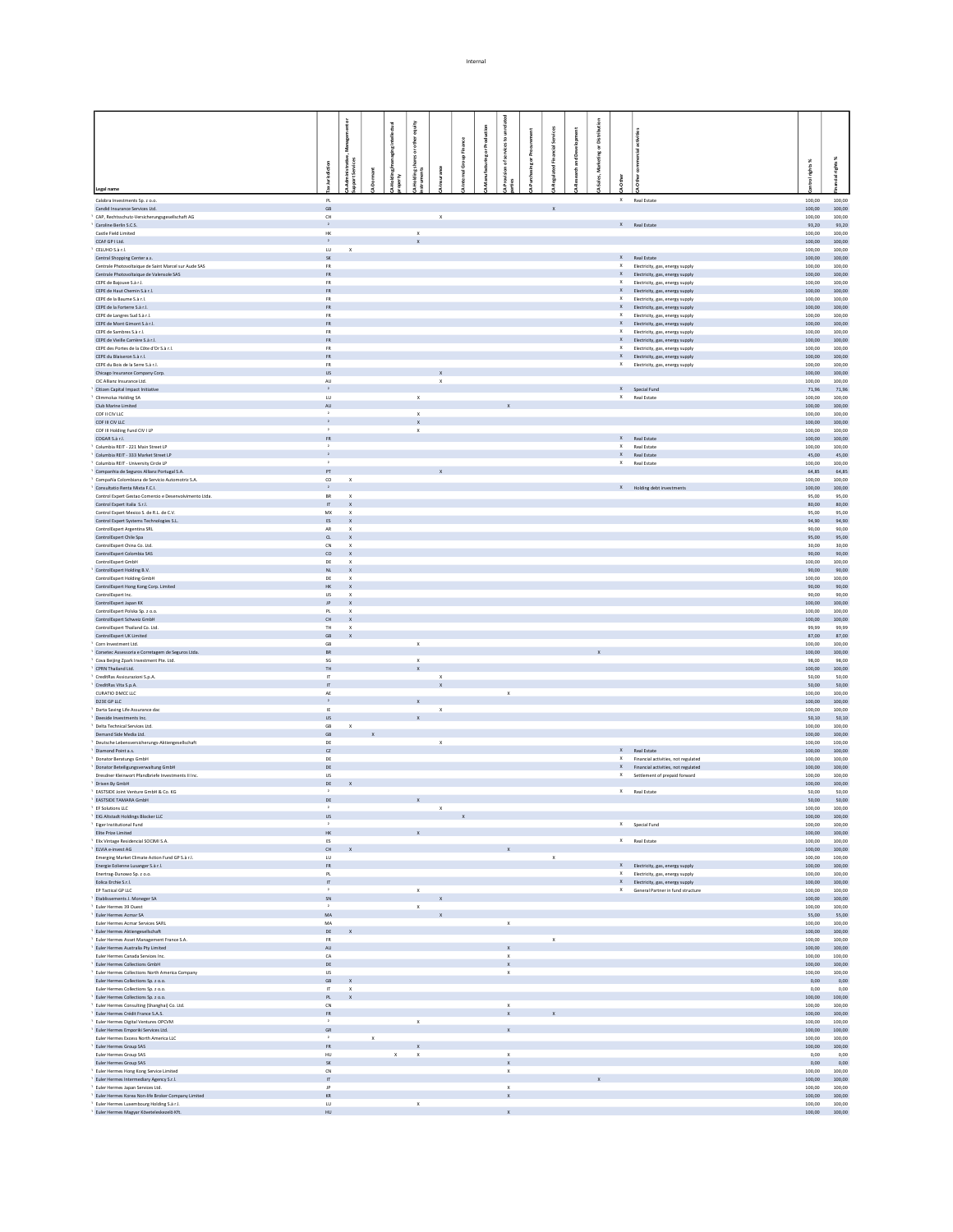| Legal name | Tax jurisdiction | CA Administrative, Management or Support Services | CA Dormant | CA Holding/managing intellectual property | CA Holding shares or other equity instruments | CA Insurance | CA Internal Group Finance | CA Manufacturing or Production | CA Provision of services to unrelated parties | CA Purchasing or Procurement | CA Regulated Financial Services | CA Research and Development | CA Sales, Marketing or Distribution | CA Other | CA Other commercial activities | Control rights % | Financial rights % |
|---|---|---|---|---|---|---|---|---|---|---|---|---|---|---|---|---|---|
| Calobra Investments Sp. z o.o. | PL | | | | | | | | | | | | | X | Real Estate | 100,00 | 100,00 |
| Candid Insurance Services Ltd. | GB | | | | | | | | | | X | | | | | 100,00 | 100,00 |
| [1] CAP, Rechtsschutz-Versicherungsgesellschaft AG | CH | | | | | X | | | | | | | | | | 100,00 | 100,00 |
| [1] Caroline Berlin S.C.S. | [2] | | | | | | | | | | | | | X | Real Estate | 93,20 | 93,20 |
| Castle Field Limited | HK | | | | X | | | | | | | | | | | 100,00 | 100,00 |
| CCAF GP I Ltd. | [2] | | | | X | | | | | | | | | | | 100,00 | 100,00 |
| [1] CEU/HD S.à r.l. | LU | X | | | | | | | | | | | | | | 100,00 | 100,00 |
| Central Shopping Center a.s. | SK | | | | | | | | | | | | | X | Real Estate | 100,00 | 100,00 |
| Centrale Photovoltaïque de Saint Marcel sur Aude SAS | FR | | | | | | | | | | | | | X | Electricity, gas, energy supply | 100,00 | 100,00 |
| Centrale Photovoltaïque de Valensole SAS | FR | | | | | | | | | | | | | X | Electricity, gas, energy supply | 100,00 | 100,00 |
| CEPE de Bajouse S.à r.l. | FR | | | | | | | | | | | | | X | Electricity, gas, energy supply | 100,00 | 100,00 |
| CEPE de Haut Chemin S.à r.l. | FR | | | | | | | | | | | | | X | Electricity, gas, energy supply | 100,00 | 100,00 |
| CEPE de la Baume S.à r.l. | FR | | | | | | | | | | | | | X | Electricity, gas, energy supply | 100,00 | 100,00 |
| CEPE de la Forterre S.à r.l. | FR | | | | | | | | | | | | | X | Electricity, gas, energy supply | 100,00 | 100,00 |
| CEPE de Langres Sud S.à r.l. | FR | | | | | | | | | | | | | X | Electricity, gas, energy supply | 100,00 | 100,00 |
| CEPE de Mont Gimont S.à r.l. | FR | | | | | | | | | | | | | X | Electricity, gas, energy supply | 100,00 | 100,00 |
| CEPE de Sambres S.à r.l. | FR | | | | | | | | | | | | | X | Electricity, gas, energy supply | 100,00 | 100,00 |
| CEPE de Vieille Carrière S.à r.l. | FR | | | | | | | | | | | | | X | Electricity, gas, energy supply | 100,00 | 100,00 |
| CEPE des Portes de la Côte d'Or S.à r.l. | FR | | | | | | | | | | | | | X | Electricity, gas, energy supply | 100,00 | 100,00 |
| CEPE du Blaiseron S.à r.l. | FR | | | | | | | | | | | | | X | Electricity, gas, energy supply | 100,00 | 100,00 |
| CEPE du Bois de la Serre S.à r.l. | FR | | | | | | | | | | | | | X | Electricity, gas, energy supply | 100,00 | 100,00 |
| Chicago Insurance Company Corp. | US | | | | | X | | | | | | | | | | 100,00 | 100,00 |
| CIC Allianz Insurance Ltd. | AU | | | | | X | | | | | | | | | | 100,00 | 100,00 |
| [1] Citizen Capital Impact Initiative | [2] | | | | | | | | | | | | | X | Special Fund | 71,96 | 71,96 |
| [1] Climmolux Holding SA | LU | | | | X | | | | | | | | | X | Real Estate | 100,00 | 100,00 |
| Club Marine Limited | AU | | | | | | | | X | | | | | | | 100,00 | 100,00 |
| COF II CIV LLC | [2] | | | | X | | | | | | | | | | | 100,00 | 100,00 |
| COF III CIV LLC | [2] | | | | X | | | | | | | | | | | 100,00 | 100,00 |
| COF III Holding Fund CIV I LP | [2] | | | | X | | | | | | | | | | | 100,00 | 100,00 |
| COGAR S.à r.l. | FR | | | | | | | | | | | | | X | Real Estate | 100,00 | 100,00 |
| [1] Columbia REIT - 221 Main Street LP | [2] | | | | | | | | | | | | | X | Real Estate | 100,00 | 100,00 |
| [1] Columbia REIT - 333 Market Street LP | [2] | | | | | | | | | | | | | X | Real Estate | 45,00 | 45,00 |
| [1] Columbia REIT - University Circle LP | [2] | | | | | | | | | | | | | X | Real Estate | 100,00 | 100,00 |
| [1] Companhia de Seguros Allianz Portugal S.A. | PT | | | | | X | | | | | | | | | | 64,85 | 64,85 |
| Compañía Colombiana de Servicio Automotriz S.A. | CO | X | | | | | | | | | | | | | | 100,00 | 100,00 |
| [1] Consultatio Renta Mixta F.C.I. | [2] | | | | | | | | | | | | | X | Holding debt investments | 100,00 | 100,00 |
| Control Expert Gestao Comercio e Desenvolvimento Ltda. | BR | X | | | | | | | | | | | | | | 95,00 | 95,00 |
| Control Expert Italia S.r.l. | IT | X | | | | | | | | | | | | | | 80,00 | 80,00 |
| Control Expert Mexico S. de R.L. de C.V. | MX | X | | | | | | | | | | | | | | 95,00 | 95,00 |
| Control Expert Systems Technologies S.L. | ES | X | | | | | | | | | | | | | | 94,90 | 94,90 |
| ControlExpert Argentina SRL | AR | X | | | | | | | | | | | | | | 90,00 | 90,00 |
| ControlExpert Chile Spa | CL | X | | | | | | | | | | | | | | 95,00 | 95,00 |
| ControlExpert China Co. Ltd. | CN | X | | | | | | | | | | | | | | 30,00 | 30,00 |
| ControlExpert Colombia SAS | CO | X | | | | | | | | | | | | | | 90,00 | 90,00 |
| ControlExpert GmbH | DE | X | | | | | | | | | | | | | | 100,00 | 100,00 |
| [1] ControlExpert Holding B.V. | NL | X | | | | | | | | | | | | | | 90,00 | 90,00 |
| ControlExpert Holding GmbH | DE | X | | | | | | | | | | | | | | 100,00 | 100,00 |
| ControlExpert Hong Kong Corp. Limited | HK | X | | | | | | | | | | | | | | 90,00 | 90,00 |
| ControlExpert Inc. | US | X | | | | | | | | | | | | | | 90,00 | 90,00 |
| ControlExpert Japan KK | JP | X | | | | | | | | | | | | | | 100,00 | 100,00 |
| ControlExpert Polska Sp. z o.o. | PL | X | | | | | | | | | | | | | | 100,00 | 100,00 |
| ControlExpert Schweiz GmbH | CH | X | | | | | | | | | | | | | | 100,00 | 100,00 |
| ControlExpert Thailand Co. Ltd. | TH | X | | | | | | | | | | | | | | 99,99 | 99,99 |
| ControlExpert UK Limited | GB | X | | | | | | | | | | | | | | 87,00 | 87,00 |
| [1] Corn Investment Ltd. | GB | | | | X | | | | | | | | | | | 100,00 | 100,00 |
| [1] Corsetec Assessoria e Corretagem de Seguros Ltda. | BR | | | | | | | | | | | | X | | | 100,00 | 100,00 |
| [1] Cova Beijing Zpark Investment Pte. Ltd. | SG | | | | X | | | | | | | | | | | 98,00 | 98,00 |
| [1] CPRN Thailand Ltd. | TH | | | | X | | | | | | | | | | | 100,00 | 100,00 |
| [1] CreditRas Assicurazioni S.p.A. | IT | | | | | X | | | | | | | | | | 50,00 | 50,00 |
| [1] CreditRas Vita S.p.A. | IT | | | | | X | | | | | | | | | | 50,00 | 50,00 |
| CURATIO DMCC LLC | AE | | | | | | | | X | | | | | | | 100,00 | 100,00 |
| D23E GP LLC | [2] | | | | X | | | | | | | | | | | 100,00 | 100,00 |
| [1] Darta Saving Life Assurance dac | IE | | | | | X | | | | | | | | | | 100,00 | 100,00 |
| [1] Deeside Investments Inc. | US | | | | X | | | | | | | | | | | 50,10 | 50,10 |
| [1] Delta Technical Services Ltd. | GB | X | | | | | | | | | | | | | | 100,00 | 100,00 |
| Demand Side Media Ltd. | GB | | X | | | | | | | | | | | | | 100,00 | 100,00 |
| [1] Deutsche Lebensversicherungs-Aktiengesellschaft | DE | | | | | X | | | | | | | | | | 100,00 | 100,00 |
| [1] Diamond Point a.s. | CZ | | | | | | | | | | | | | X | Real Estate | 100,00 | 100,00 |
| [1] Donator Beratungs GmbH | DE | | | | | | | | | | | | | X | Financial activities, not regulated | 100,00 | 100,00 |
| [1] Donator Beteiligungsverwaltung GmbH | DE | | | | | | | | | | | | | X | Financial activities, not regulated | 100,00 | 100,00 |
| Dresdner Kleinwort Pfandbriefe Investments II Inc. | US | | | | | | | | | | | | | X | Settlement of prepaid forward | 100,00 | 100,00 |
| [1] Driven By GmbH | DE | X | | | | | | | | | | | | | | 100,00 | 100,00 |
| [1] EASTSIDE Joint Venture GmbH & Co. KG | [2] | | | | | | | | | | | | | X | Real Estate | 50,00 | 50,00 |
| [1] EASTSIDE TAMARA GmbH | DE | | | | X | | | | | | | | | | | 50,00 | 50,00 |
| [1] EF Solutions LLC | [2] | | | | | X | | | | | | | | | | 100,00 | 100,00 |
| [1] EIG Altstadt Holdings Blocker LLC | US | | | | | | X | | | | | | | | | 100,00 | 100,00 |
| [1] Eiger Institutional Fund | [2] | | | | | | | | | | | | | X | Special Fund | 100,00 | 100,00 |
| Elite Prize Limited | HK | | | | X | | | | | | | | | | | 100,00 | 100,00 |
| [1] Elix Vintage Residencial SOCIMI S.A. | ES | | | | | | | | | | | | | X | Real Estate | 100,00 | 100,00 |
| [1] ELVIA e-invest AG | CH | X | | | | | | | X | | | | | | | 100,00 | 100,00 |
| Emerging Market Climate Action Fund GP S.à r.l. | LU | | | | | | | | | | X | | | | | 100,00 | 100,00 |
| Energie Eolienne Lusanger S.à r.l. | FR | | | | | | | | | | | | | X | Electricity, gas, energy supply | 100,00 | 100,00 |
| Enertrag-Dunowo Sp. z o.o. | PL | | | | | | | | | | | | | X | Electricity, gas, energy supply | 100,00 | 100,00 |
| Eolica Erchie S.r.l. | IT | | | | | | | | | | | | | X | Electricity, gas, energy supply | 100,00 | 100,00 |
| EP Tactical GP LLC | [2] | | | | X | | | | | | | | | X | General Partner in fund structure | 100,00 | 100,00 |
| [1] Etablissements J. Moneger SA | SN | | | | | X | | | | | | | | | | 100,00 | 100,00 |
| [1] Euler Hermes 39 Ouest | [2] | | | | X | | | | | | | | | | | 100,00 | 100,00 |
| [1] Euler Hermes Acmar SA | MA | | | | | X | | | | | | | | | | 55,00 | 55,00 |
| Euler Hermes Acmar Services SARL | MA | | | | | | | | X | | | | | | | 100,00 | 100,00 |
| [1] Euler Hermes Aktiengesellschaft | DE | X | | | | | | | | | | | | | | 100,00 | 100,00 |
| [1] Euler Hermes Asset Management France S.A. | FR | | | | | | | | | | X | | | | | 100,00 | 100,00 |
| [1] Euler Hermes Australia Pty Limited | AU | | | | | | | | X | | | | | | | 100,00 | 100,00 |
| Euler Hermes Canada Services Inc. | CA | | | | | | | | X | | | | | | | 100,00 | 100,00 |
| [1] Euler Hermes Collections GmbH | DE | | | | | | | | X | | | | | | | 100,00 | 100,00 |
| Euler Hermes Collections North America Company | US | | | | | | | | X | | | | | | | 100,00 | 100,00 |
| Euler Hermes Collections Sp. z o.o. | GB | X | | | | | | | | | | | | | | 0,00 | 0,00 |
| Euler Hermes Collections Sp. z o.o. | IT | X | | | | | | | | | | | | | | 0,00 | 0,00 |
| [1] Euler Hermes Collections Sp. z o.o. | PL | X | | | | | | | | | | | | | | 100,00 | 100,00 |
| Euler Hermes Consulting (Shanghai) Co. Ltd. | CN | | | | | | | | X | | | | | | | 100,00 | 100,00 |
| [1] Euler Hermes Crédit France S.A.S. | FR | | | | | | | | X | | X | | | | | 100,00 | 100,00 |
| [1] Euler Hermes Digital Ventures OPCVM | [2] | | | | X | | | | | | | | | | | 100,00 | 100,00 |
| [1] Euler Hermes Emporiki Services Ltd. | GR | | | | | | | | X | | | | | | | 100,00 | 100,00 |
| Euler Hermes Excess North America LLC | [2] | | X | | | | | | | | | | | | | 100,00 | 100,00 |
| [1] Euler Hermes Group SAS | FR | | | | X | | | | | | | | | | | 100,00 | 100,00 |
| Euler Hermes Group SAS | HU | | | X | X | | | | X | | | | | | | 0,00 | 0,00 |
| Euler Hermes Group SAS | SK | | | | | | | | X | | | | | | | 0,00 | 0,00 |
| [1] Euler Hermes Hong Kong Service Limited | CN | | | | | | | | X | | | | | | | 100,00 | 100,00 |
| [1] Euler Hermes Intermediary Agency S.r.l. | IT | | | | | | | | | | | | X | | | 100,00 | 100,00 |
| [1] Euler Hermes Japan Services Ltd. | JP | | | | | | | | X | | | | | | | 100,00 | 100,00 |
| [1] Euler Hermes Korea Non-life Broker Company Limited | KR | | | | | | | | X | | | | | | | 100,00 | 100,00 |
| [1] Euler Hermes Luxembourg Holding S.à r.l. | LU | | | | X | | | | | | | | | | | 100,00 | 100,00 |
| [1] Euler Hermes Magyar Követeleskezelő Kft. | HU | | | | | | | | X | | | | | | | 100,00 | 100,00 |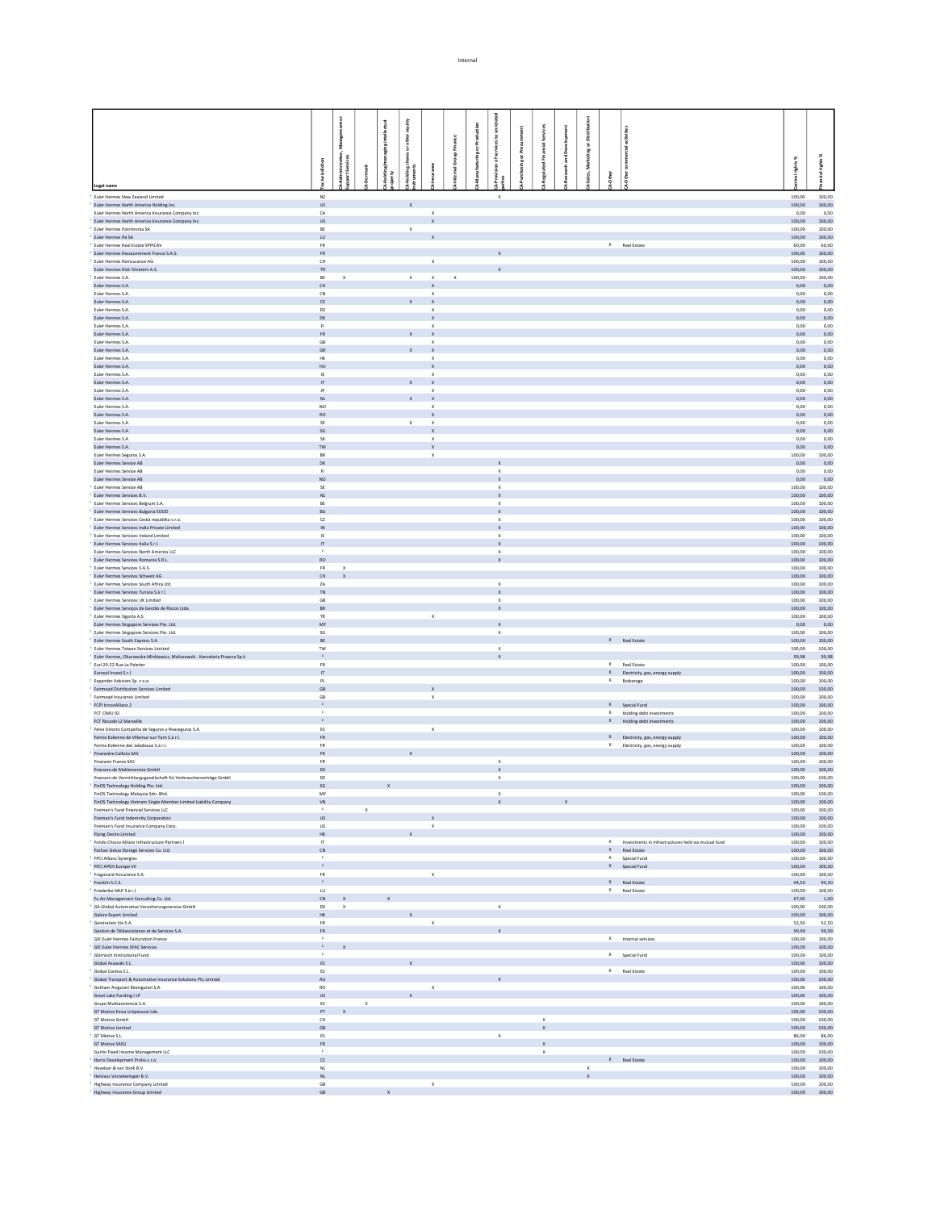| Legal name | Tax jurisdiction | CA Administrative, Management or Support Services | CA Dormant | CA Holding/managing intellectual property | CA Holding shares or other equity instruments | CA Insurance | CA Internal Group Finance | CA Manufacturing or Production | CA Provision of services to unrelated parties | CA Purchasing or Procurement | CA Regulated Financial Services | CA Research and Development | CA Sales, Marketing or Distribution | CA Other | CA Other commercial activities | Control rights % | Financial rights % |
|---|---|---|---|---|---|---|---|---|---|---|---|---|---|---|---|---|---|
| [1] Euler Hermes New Zealand Limited | NZ | | | | | | | | X | | | | | | | 100,00 | 100,00 |
| [1] Euler Hermes North America Holding Inc. | US | | | | X | | | | | | | | | | | 100,00 | 100,00 |
| Euler Hermes North America Insurance Company Inc. | CA | | | | | X | | | | | | | | | | 0,00 | 0,00 |
| Euler Hermes North America Insurance Company Inc. | US | | | | | X | | | | | | | | | | 100,00 | 100,00 |
| [1] Euler Hermes Patrimonia SA | BE | | | | X | | | | | | | | | | | 100,00 | 100,00 |
| [1] Euler Hermes Ré SA | LU | | | | | X | | | | | | | | | | 100,00 | 100,00 |
| [1] Euler Hermes Real Estate SPPICAV | FR | | | | | | | | | | | | | X | Real Estate | 60,00 | 60,00 |
| [1] Euler Hermes Recouvrement France S.A.S. | FR | | | | | | | | X | | | | | | | 100,00 | 100,00 |
| [1] Euler Hermes Reinsurance AG | CH | | | | | X | | | | | | | | | | 100,00 | 100,00 |
| Euler Hermes Risk Yönetimi A.S. | TR | | | | | | | | X | | | | | | | 100,00 | 100,00 |
| [1] Euler Hermes S.A. | BE | X | | | X | X | X | | | | | | | | | 100,00 | 100,00 |
| Euler Hermes S.A. | CH | | | | | X | | | | | | | | | | 0,00 | 0,00 |
| Euler Hermes S.A. | CN | | | | | X | | | | | | | | | | 0,00 | 0,00 |
| Euler Hermes S.A. | CZ | | | | X | X | | | | | | | | | | 0,00 | 0,00 |
| Euler Hermes S.A. | DE | | | | | X | | | | | | | | | | 0,00 | 0,00 |
| Euler Hermes S.A. | DK | | | | | X | | | | | | | | | | 0,00 | 0,00 |
| Euler Hermes S.A. | FI | | | | | X | | | | | | | | | | 0,00 | 0,00 |
| Euler Hermes S.A. | FR | | | | X | X | | | | | | | | | | 0,00 | 0,00 |
| Euler Hermes S.A. | GB | | | | | X | | | | | | | | | | 0,00 | 0,00 |
| Euler Hermes S.A. | GR | | | | X | X | | | | | | | | | | 0,00 | 0,00 |
| Euler Hermes S.A. | HK | | | | | X | | | | | | | | | | 0,00 | 0,00 |
| Euler Hermes S.A. | HU | | | | | X | | | | | | | | | | 0,00 | 0,00 |
| Euler Hermes S.A. | IE | | | | | X | | | | | | | | | | 0,00 | 0,00 |
| Euler Hermes S.A. | IT | | | | X | X | | | | | | | | | | 0,00 | 0,00 |
| Euler Hermes S.A. | JP | | | | | X | | | | | | | | | | 0,00 | 0,00 |
| Euler Hermes S.A. | NL | | | | X | X | | | | | | | | | | 0,00 | 0,00 |
| Euler Hermes S.A. | NO | | | | | X | | | | | | | | | | 0,00 | 0,00 |
| Euler Hermes S.A. | RO | | | | | X | | | | | | | | | | 0,00 | 0,00 |
| Euler Hermes S.A. | SE | | | | X | X | | | | | | | | | | 0,00 | 0,00 |
| Euler Hermes S.A. | SG | | | | | X | | | | | | | | | | 0,00 | 0,00 |
| Euler Hermes S.A. | SK | | | | | X | | | | | | | | | | 0,00 | 0,00 |
| Euler Hermes S.A. | TW | | | | | X | | | | | | | | | | 0,00 | 0,00 |
| Euler Hermes Seguros S.A. | BR | | | | | X | | | | | | | | | | 100,00 | 100,00 |
| Euler Hermes Service AB | DK | | | | | | | | X | | | | | | | 0,00 | 0,00 |
| Euler Hermes Service AB | FI | | | | | | | | X | | | | | | | 0,00 | 0,00 |
| Euler Hermes Service AB | NO | | | | | | | | X | | | | | | | 0,00 | 0,00 |
| [1] Euler Hermes Service AB | SE | | | | | | | | X | | | | | | | 100,00 | 100,00 |
| [1] Euler Hermes Services B.V. | NL | | | | | | | | X | | | | | | | 100,00 | 100,00 |
| [1] Euler Hermes Services Belgium S.A. | BE | | | | | | | | X | | | | | | | 100,00 | 100,00 |
| [1] Euler Hermes Services Bulgaria EOOD | BG | | | | | | | | X | | | | | | | 100,00 | 100,00 |
| [1] Euler Hermes Services Česká republika s.r.o. | CZ | | | | | | | | X | | | | | | | 100,00 | 100,00 |
| [1] Euler Hermes Services India Private Limited | IN | | | | | | | | X | | | | | | | 100,00 | 100,00 |
| [1] Euler Hermes Services Ireland Limited | IE | | | | | | | | X | | | | | | | 100,00 | 100,00 |
| [1] Euler Hermes Services Italia S.r.l. | IT | | | | | | | | X | | | | | | | 100,00 | 100,00 |
| Euler Hermes Services North America LLC | [2] | | | | | | | | X | | | | | | | 100,00 | 100,00 |
| [1] Euler Hermes Services Romania S.R.L. | RO | | | | | | | | X | | | | | | | 100,00 | 100,00 |
| [1] Euler Hermes Services S.A.S. | FR | X | | | | | | | | | | | | | | 100,00 | 100,00 |
| [1] Euler Hermes Services Schweiz AG | CH | X | | | | | | | | | | | | | | 100,00 | 100,00 |
| [1] Euler Hermes Services South Africa Ltd. | ZA | | | | | | | | X | | | | | | | 100,00 | 100,00 |
| [1] Euler Hermes Services Tunisia S.à r.l. | TN | | | | | | | | X | | | | | | | 100,00 | 100,00 |
| [1] Euler Hermes Services UK Limited | GB | | | | | | | | X | | | | | | | 100,00 | 100,00 |
| [1] Euler Hermes Serviços de Gestão de Riscos Ltda. | BR | | | | | | | | X | | | | | | | 100,00 | 100,00 |
| [1] Euler Hermes Sigorta A.S. | TR | | | | | X | | | | | | | | | | 100,00 | 100,00 |
| Euler Hermes Singapore Services Pte. Ltd. | MY | | | | | | | | X | | | | | | | 0,00 | 0,00 |
| [1] Euler Hermes Singapore Services Pte. Ltd. | SG | | | | | | | | X | | | | | | | 100,00 | 100,00 |
| [1] Euler Hermes South Express S.A. | BE | | | | | | | | | | | | | X | Real Estate | 100,00 | 100,00 |
| [1] Euler Hermes Taiwan Services Limited | TW | | | | | | | | X | | | | | | | 100,00 | 100,00 |
| [1] Euler Hermes, Oknarowska-Minkiewicz, Maliszewski - Kancelaria Prawna Sp.k | [2] | | | | | | | | X | | | | | | | 99,98 | 99,98 |
| [1] Eurl 20-22 Rue Le Peletier | FR | | | | | | | | | | | | | X | Real Estate | 100,00 | 100,00 |
| Eurosol Invest S.r.l. | IT | | | | | | | | | | | | | X | Electricity, gas, energy supply | 100,00 | 100,00 |
| [1] Expander Advisors Sp. z o.o. | PL | | | | | | | | | | | | | X | Brokerage | 100,00 | 100,00 |
| [1] Fairmead Distribution Services Limited | GB | | | | | X | | | | | | | | | | 100,00 | 100,00 |
| Fairmead Insurance Limited | GB | | | | | X | | | | | | | | | | 100,00 | 100,00 |
| [1] FCPI InnovAllianz 2 | [2] | | | | | | | | | | | | | X | Special Fund | 100,00 | 100,00 |
| FCT CIMU 92 | [2] | | | | | | | | | | | | | X | Holding debt investments | 100,00 | 100,00 |
| FCT Rocade L2 Marseille | [2] | | | | | | | | | | | | | X | Holding debt investments | 100,00 | 100,00 |
| [1] Fénix Directo Compañía de Seguros y Reaseguros S.A. | ES | | | | | X | | | | | | | | | | 100,00 | 100,00 |
| Ferme Eolienne de Villemur-sur-Tarn S.à r.l. | FR | | | | | | | | | | | | | X | Electricity, gas, energy supply | 100,00 | 100,00 |
| Ferme Eolienne des Jaladeaux S.à r.l. | FR | | | | | | | | | | | | | X | Electricity, gas, energy supply | 100,00 | 100,00 |
| [1] Financière Callisto SAS | FR | | | | X | | | | | | | | | | | 100,00 | 100,00 |
| Finanzen France SAS | FR | | | | | | | | X | | | | | | | 100,00 | 100,00 |
| finanzen.de Maklerservice GmbH | DE | | | | | | | | X | | | | | | | 100,00 | 100,00 |
| finanzen.de Vermittlungsgesellschaft für Verbraucherverträge GmbH | DE | | | | | | | | X | | | | | | | 100,00 | 100,00 |
| [1] FinOS Technology Holding Pte. Ltd. | SG | | | X | | | | | | | | | | | | 100,00 | 100,00 |
| FinOS Technology Malaysia Sdn. Bhd. | MY | | | | | | | | X | | | | | | | 100,00 | 100,00 |
| FinOS Technology Vietnam Single-Member Limited Liability Company | VN | | | | | | | | X | | | X | | | | 100,00 | 100,00 |
| [1] Fireman's Fund Financial Services LLC | [2] | | X | | | | | | | | | | | | | 100,00 | 100,00 |
| Fireman's Fund Indemnity Corporation | US | | | | | X | | | | | | | | | | 100,00 | 100,00 |
| Fireman's Fund Insurance Company Corp. | US | | | | | X | | | | | | | | | | 100,00 | 100,00 |
| Flying Desire Limited | HK | | | | X | | | | | | | | | | | 100,00 | 100,00 |
| [1] Fondo Chiuso Allianz Infrastructure Partners I | IT | | | | | | | | | | | | | X | Investments in infrastructures held via mutual fund | 100,00 | 100,00 |
| Foshan Geluo Storage Services Co. Ltd. | CN | | | | | | | | | | | | | X | Real Estate | 100,00 | 100,00 |
| [1] FPCI Allianz Synergies | [2] | | | | | | | | | | | | | X | Special Fund | 100,00 | 100,00 |
| [1] FPCI APEH Europe VII | [2] | | | | | | | | | | | | | X | Special Fund | 100,00 | 100,00 |
| [1] Fragonard Assurance S.A. | FR | | | | | X | | | | | | | | | | 100,00 | 100,00 |
| [1] Franklin S.C.S. | [2] | | | | | | | | | | | | | X | Real Estate | 94,50 | 94,50 |
| [1] Friederike MLP S.à r.l. | LU | | | | | | | | | | | | | X | Real Estate | 100,00 | 100,00 |
| Fu An Management Consulting Co. Ltd. | CN | X | | X | | | | | | | | | | | | 67,00 | 1,00 |
| [1] GA Global Automotive Versicherungsservice GmbH | DE | X | | | | | | | X | | | | | | | 100,00 | 100,00 |
| Galore Expert Limited | HK | | | | X | | | | | | | | | | | 100,00 | 100,00 |
| [1] Generation Vie S.A. | FR | | | | | X | | | | | | | | | | 52,50 | 52,50 |
| Gestion de Télé assistance et de Services S.A. | FR | | | | | | | | X | | | | | | | 99,99 | 99,99 |
| GIE Euler Hermes Facturation France | [2] | | | | | | | | | | | | | X | Internal services | 100,00 | 100,00 |
| [1] GIE Euler Hermes SFAC Services | [2] | X | | | | | | | | | | | | | | 100,00 | 100,00 |
| [1] Glärnisch Institutional Fund | [2] | | | | | | | | | | | | | X | Special Fund | 100,00 | 100,00 |
| Global Azawaki S.L. | ES | | | | X | | | | | | | | | | | 100,00 | 100,00 |
| [1] Global Carena S.L. | ES | | | | | | | | | | | | | X | Real Estate | 100,00 | 100,00 |
| [1] Global Transport & Automotive Insurance Solutions Pty Limited | AU | | | | | | | | X | | | | | | | 100,00 | 100,00 |
| [1] Gothaer Asigurari Reasigurari S.A. | RO | | | | | X | | | | | | | | | | 100,00 | 100,00 |
| Great Lake Funding I LP | US | | | | X | | | | | | | | | | | 100,00 | 100,00 |
| Grupo Multiasistencia S.A. | ES | | X | | | | | | | | | | | | | 100,00 | 100,00 |
| GT Motive Einsa Unipessoal Lda. | PT | X | | | | | | | | | | | | | | 100,00 | 100,00 |
| GT Motive GmbH | CH | | | | | | | | | | X | | | | | 100,00 | 100,00 |
| GT Motive Limited | GB | | | | | | | | | | X | | | | | 100,00 | 100,00 |
| [1] GT Motive S.L. | ES | | | | | | | | X | | | | | | | 86,00 | 86,00 |
| GT Motive SASU | FR | | | | | | | | | | X | | | | | 100,00 | 100,00 |
| Gurtin Fixed Income Management LLC | [2] | | | | | | | | | | X | | | | | 100,00 | 100,00 |
| [1] Hamo Development Praha s.r.o. | CZ | | | | | | | | | | | | | X | Real Estate | 100,00 | 100,00 |
| [1] Havelaar & van Stolk B.V. | NL | | | | | | | | | | | | X | | | 100,00 | 100,00 |
| [1] Helviass Verzekeringen B.V. | NL | | | | | | | | | | | | X | | | 100,00 | 100,00 |
| [1] Highway Insurance Company Limited | GB | | | | | X | | | | | | | | | | 100,00 | 100,00 |
| [1] Highway Insurance Group Limited | GB | | | X | | | | | | | | | | | | 100,00 | 100,00 |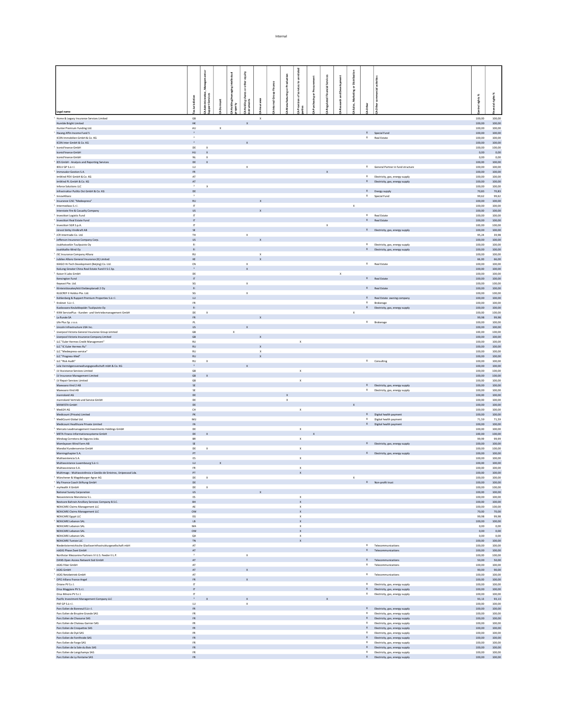| Legal name | Tax Jurisdiction | CA Administrative, Management or Support Services | CA Dormant | CA Holding/managing intellectual property | CA Holding shares or other equity instruments | CA Insurance | CA Internal Group Finance | CA Manufacturing or Production | CA Provision of services to unrelated parties | CA Purchasing or Procurement | CA Regulated Financial Services | CA Research and Development | CA Sales, Marketing or Distribution | CA Other | CA Other commercial activities | Control rights % | Financial rights % |
|---|---|---|---|---|---|---|---|---|---|---|---|---|---|---|---|---|---|
| [1] Home & Legacy Insurance Services Limited | GB | | | | | X | | | | | | | | | | 100,00 | 100,00 |
| Humble Bright Limited | HK | | | | X | | | | | | | | | | | 100,00 | 100,00 |
| Hunter Premium Funding Ltd. | AU | | X | | | | | | | | | | | | | 100,00 | 100,00 |
| [1] Hwang Affin Income Fund 5 | [2] | | | | | | | | | | | | | X | Special Fund | 100,00 | 100,00 |
| ICON Immobilien GmbH & Co. KG | [2] | | | | | | | | | | | | | X | Real Estate | 100,00 | 100,00 |
| ICON Inter GmbH & Co. KG | [2] | | | | X | | | | | | | | | | | 100,00 | 100,00 |
| [1] IconicFinance GmbH | DE | X | | | | | | | | | | | | | | 100,00 | 100,00 |
| IconicFinance GmbH | HU | X | | | | | | | | | | | | | | 100,00 | 100,00 |
| IconicFinance GmbH | NL | X | | | | | | | | | | | | | | 0,00 | 0,00 |
| [1] IDS GmbH - Analysis and Reporting Services | DE | X | | | | | | | | | | | | | | 100,00 | 100,00 |
| IEELV GP S.à r.l. | LU | | | | X | | | | | | | | | X | General Partner in fund structure | 100,00 | 100,00 |
| [1] Immovalor Gestion S.A. | FR | | | | | | | | | | X | | | | | 100,00 | 100,00 |
| ImWind PDV GmbH & Co. KG | AT | | | | | | | | | | | | | X | Electricity, gas, energy supply | 100,00 | 100,00 |
| ImWind PL GmbH & Co. KG | AT | | | | | | | | | | | | | X | Electricity, gas, energy supply | 100,00 | 100,00 |
| Inforce Solutions LLC | [2] | X | | | | | | | | | | | | | | 100,00 | 100,00 |
| Infrastruktur Putlitz Ost GmbH & Co. KG | DE | | | | | | | | | | | | | X | Energy supply | 70,83 | 70,83 |
| [1] InnoAllianz | [2] | | | | | | | | | | | | | X | Special Fund | 99,62 | 99,62 |
| [1] Insurance CJSC "Medexpress" | RU | | | | | X | | | | | | | | | | 100,00 | 100,00 |
| [1] Intermediass S.r.l. | IT | | | | | | | | | | | | X | | | 100,00 | 100,00 |
| Interstate Fire & Casualty Company | US | | | | | X | | | | | | | | | | 100,00 | 100,00 |
| [1] Investitori Logistic Fund | IT | | | | | | | | | | | | | X | Real Estate | 100,00 | 100,00 |
| [1] Investitori Real Estate Fund | IT | | | | | | | | | | | | | X | Real Estate | 100,00 | 100,00 |
| [1] Investitori SGR S.p.A. | IT | | | | | | | | | | X | | | | | 100,00 | 100,00 |
| Jämsö Sörby Vindkraft AB | SE | | | | | | | | | | | | | X | Electricity, gas, energy supply | 100,00 | 100,00 |
| [1] JCR Intertrade Co. Ltd. | TH | | | | X | | | | | | | | | | | 95,24 | 39,98 |
| [1] Jefferson Insurance Company Corp. | US | | | | | X | | | | | | | | | | 100,00 | 100,00 |
| Jouhtaisselän Tuulipuisto Oy | FI | | | | | | | | | | | | | X | Electricity, gas, energy supply | 100,00 | 100,00 |
| Joutikallio Wind Oy | FI | | | | | | | | | | | | | X | Electricity, gas, energy supply | 100,00 | 100,00 |
| [1] JSC Insurance Company Allianz | RU | | | | | X | | | | | | | | | | 100,00 | 100,00 |
| [1] Jubilee Allianz General Insurance (K) Limited | KE | | | | | X | | | | | | | | | | 66,00 | 66,00 |
| KAIGO Hi-Tech Development (Beijing) Co. Ltd. | CN | | | | X | | | | | | | | | X | Real Estate | 100,00 | 100,00 |
| KaiLong Greater China Real Estate Fund II S.C.Sp. | [2] | | | | X | | | | | | | | | | | 100,00 | 100,00 |
| [1] Kaiser X Labs GmbH | DE | | | | | | | | | | | X | | | | 100,00 | 100,00 |
| Kensington Fund | IT | | | | | | | | | | | | | X | Real Estate | 100,00 | 100,00 |
| Keyeast Pte. Ltd. | SG | | | | X | | | | | | | | | | | 100,00 | 100,00 |
| [1] Kiinteistöosakeyhtiö Eteläesplanadi 2 Oy | FI | | | | | | | | | | | | | X | Real Estate | 100,00 | 100,00 |
| KLGCREF II Holdco Pte. Ltd. | SG | | | | X | | | | | | | | | | | 100,00 | 100,00 |
| [1] Kohlenberg & Ruppert Premium Properties S.à r.l. | LU | | | | | | | | | | | | | X | Real Estate owning company | 100,00 | 100,00 |
| [1] Kroknet S.à r.l. | FR | | | | | | | | | | | | | X | Brokerage | 100,00 | 100,00 |
| Kuolavaara-Keulakkopään Tuulipuisto Oy | FI | | | | | | | | | | | | | X | Electricity, gas, energy supply | 100,00 | 100,00 |
| [1] KVM ServicePlus - Kunden- und Vertriebsmanagement GmbH | DE | X | | | | | | | | | | | X | | | 100,00 | 100,00 |
| [1] La Rurale SA | FR | | | | | X | | | | | | | | | | 99,98 | 99,98 |
| Life Plus Sp. z o.o. | PL | | | | | | | | | | | | | X | Brokerage | 100,00 | 100,00 |
| [1] Lincoln Infrastructure USA Inc. | US | | | | X | | | | | | | | | | | 100,00 | 100,00 |
| [1] Liverpool Victoria General Insurance Group Limited | GB | | | X | | | | | | | | | | | | 100,00 | 100,00 |
| [1] Liverpool Victoria Insurance Company Limited | GB | | | | | X | | | | | | | | | | 100,00 | 100,00 |
| [1] LLC "Euler Hermes Credit Management" | RU | | | | | | | | X | | | | | | | 100,00 | 100,00 |
| [1] LLC "IC Euler Hermes Ru" | RU | | | | | X | | | | | | | | | | 100,00 | 100,00 |
| [1] LLC "Medexpress-service" | RU | | | | | X | | | | | | | | | | 100,00 | 100,00 |
| [1] LLC "Progress-Med" | RU | | | | | X | | | | | | | | | | 100,00 | 100,00 |
| [1] LLC "Risk Audit" | RU | X | | | | | | | | | | | | X | Consulting | 100,00 | 100,00 |
| [1] Lola Vermögensverwaltungsgesellschaft mbH & Co. KG | [2] | | | | X | | | | | | | | | | | 100,00 | 100,00 |
| [1] LV Assistance Services Limited | GB | | | | | | | | X | | | | | | | 100,00 | 100,00 |
| [1] LV Insurance Management Limited | GB | X | | | | | | | | | | | | | | 100,00 | 100,00 |
| [1] LV Repair Services Limited | GB | | | | | | | | X | | | | | | | 100,00 | 100,00 |
| Maevaara Vind 2 AB | SE | | | | | | | | | | | | | X | Electricity, gas, energy supply | 100,00 | 100,00 |
| Maevaara Vind AB | SE | | | | | | | | | | | | | X | Electricity, gas, energy supply | 100,00 | 100,00 |
| manroland AG | DE | | | | | | | X | | | | | | | | 100,00 | 100,00 |
| manroland Vertrieb und Service GmbH | DE | | | | | | | X | | | | | | | | 100,00 | 100,00 |
| MAWISTA GmbH | DE | | | | | | | | | | | | X | | | 100,00 | 100,00 |
| [1] Medi24 AG | CH | | | | | | | | X | | | | | | | 100,00 | 100,00 |
| [1] Medicount (Private) Limited | PK | | | | | | | | | | | | | X | Digital health payment | 100,00 | 100,00 |
| [1] MediCount Global Ltd. | MU | | | | | | | | | | | | | X | Digital health payment | 71,59 | 71,59 |
| Medicount Healthcare Private Limited | IN | | | | | | | | | | | | | X | Digital health payment | 100,00 | 100,00 |
| [1] Mercato Leadmanagement Investments Holdings GmbH | DE | | | | | | | | X | | | | | | | 100,00 | 100,00 |
| [1] META Finanz-Informationssysteme GmbH | DE | X | | | | | | | | X | | | | | | 100,00 | 100,00 |
| Mindseg Corretora de Seguros Ltda. | BR | | | | | | | | X | | | | | | | 99,99 | 99,99 |
| Mombyasen Wind Farm AB | SE | | | | | | | | | | | | | X | Electricity, gas, energy supply | 100,00 | 100,00 |
| Mondial Kundenservice GmbH | DE | X | | | | | | | X | | | | | | | 100,00 | 100,00 |
| Morningchapter S.A. | PT | | | | | | | | | | | | | X | Electricity, gas, energy supply | 100,00 | 100,00 |
| Multiasistencia S.A. | ES | | | | | | | | X | | | | | | | 100,00 | 100,00 |
| Multiassistance Luxembourg S.à r.l. | LU | | X | | | | | | | | | | | | | 100,00 | 100,00 |
| Multiassistance S.A. | FR | | | | | | | | X | | | | | | | 100,00 | 100,00 |
| Multimags - Multiassistência e Gestão de Sinistros, Unipessoal Lda. | PT | | | | | | | | X | | | | | | | 100,00 | 100,00 |
| [1] Münchener & Magdeburger Agrar AG | DE | X | | | | | | | | | | | X | | | 100,00 | 100,00 |
| [1] My Finance Coach Stiftung GmbH | DE | | | | | | | | | | | | | X | Non-profit trust | 100,00 | 100,00 |
| [1] myHealth X GmbH | DE | X | | | | | | | | | | | | | | 100,00 | 100,00 |
| National Surety Corporation | US | | | | | X | | | | | | | | | | 100,00 | 100,00 |
| Neoasistencia Manoteras S.L. | ES | | | | | | | | X | | | | | | | 100,00 | 100,00 |
| Nextcare Bahrain Ancillary Services Company B.S.C. | BH | | | | | | | | X | | | | | | | 100,00 | 100,00 |
| NEXtCARE Claims Management LLC | AE | | | | | | | | X | | | | | | | 100,00 | 100,00 |
| NEXtCARE Claims Management LLC | OM | | | | | | | | X | | | | | | | 70,00 | 70,00 |
| NEXtCARE Egypt LLC | EG | | | | | | | | X | | | | | | | 99,98 | 99,98 |
| [1] NEXtCARE Lebanon SAL | LB | | | | | | | | X | | | | | | | 100,00 | 100,00 |
| NEXtCARE Lebanon SAL | MA | | | | | | | | X | | | | | | | 0,00 | 0,00 |
| NEXtCARE Lebanon SAL | OM | | | | | | | | X | | | | | | | 0,00 | 0,00 |
| NEXtCARE Lebanon SAL | QA | | | | | | | | X | | | | | | | 0,00 | 0,00 |
| NEXtCARE Tunisie LLC | TN | | | | | | | | X | | | | | | | 100,00 | 100,00 |
| Niederösterreichische Glasfaserinfrastrukturgesellschaft mbH | AT | | | | | | | | | | | | | X | Telecommunications | 100,00 | 100,00 |
| nöGIG Phase Zwei GmbH | AT | | | | | | | | | | | | | X | Telecommunications | 100,00 | 100,00 |
| Northstar Mezzanine Partners VI U.S. Feeder II L.P. | [2] | | | | X | | | | | | | | | | | 100,00 | 100,00 |
| OANS Open Access Network Süd GmbH | AT | | | | | | | | | | | | | X | Telecommunications | 50,00 | 50,00 |
| öGIG Fiber GmbH | AT | | | | | | | | | | | | | X | Telecommunications | 100,00 | 100,00 |
| [1] öGIG GmbH | AT | | | | X | | | | | | | | | | | 90,00 | 90,00 |
| [1] öGIG Netzbetrieb GmbH | AT | | | | | | | | | | | | | X | Telecommunications | 100,00 | 100,00 |
| [1] OFCI Allianz France Angel | FR | | | | X | | | | | | | | | | | 100,00 | 100,00 |
| Oriane PV S.r.l. | IT | | | | | | | | | | | | | X | Electricity, gas, energy supply | 100,00 | 100,00 |
| Orsa Maggiore PV S.r.l. | IT | | | | | | | | | | | | | X | Electricity, gas, energy supply | 100,00 | 100,00 |
| Orsa Minore PV S.r.l. | IT | | | | | | | | | | | | | X | Electricity, gas, energy supply | 100,00 | 100,00 |
| Pacific Investment Management Company LLC | [2] | X | | | X | | | | | | X | | | | | 93,13 | 93,13 |
| PAF GP S.à r.l. | LU | | | | X | | | | | | | | | | | 100,00 | 100,00 |
| Parc Eolien de Bonneuil S.à r.l. | FR | | | | | | | | | | | | | X | Electricity, gas, energy supply | 100,00 | 100,00 |
| Parc Eolien de Bruyère Grande SAS | FR | | | | | | | | | | | | | X | Electricity, gas, energy supply | 100,00 | 100,00 |
| Parc Eolien de Chaourse SAS | FR | | | | | | | | | | | | | X | Electricity, gas, energy supply | 100,00 | 100,00 |
| Parc Eolien de Chateau Garnier SAS | FR | | | | | | | | | | | | | X | Electricity, gas, energy supply | 100,00 | 100,00 |
| Parc Eolien de Croquettes SAS | FR | | | | | | | | | | | | | X | Electricity, gas, energy supply | 100,00 | 100,00 |
| Parc Eolien de Dyé SAS | FR | | | | | | | | | | | | | X | Electricity, gas, energy supply | 100,00 | 100,00 |
| Parc Eolien de Fontfroide SAS | FR | | | | | | | | | | | | | X | Electricity, gas, energy supply | 100,00 | 100,00 |
| Parc Eolien de Forge SAS | FR | | | | | | | | | | | | | X | Electricity, gas, energy supply | 100,00 | 100,00 |
| Parc Eolien de la Sole du Bois SAS | FR | | | | | | | | | | | | | X | Electricity, gas, energy supply | 100,00 | 100,00 |
| Parc Eolien de Longchamps SAS | FR | | | | | | | | | | | | | X | Electricity, gas, energy supply | 100,00 | 100,00 |
| Parc Eolien de Ly-Fontaine SAS | FR | | | | | | | | | | | | | X | Electricity, gas, energy supply | 100,00 | 100,00 |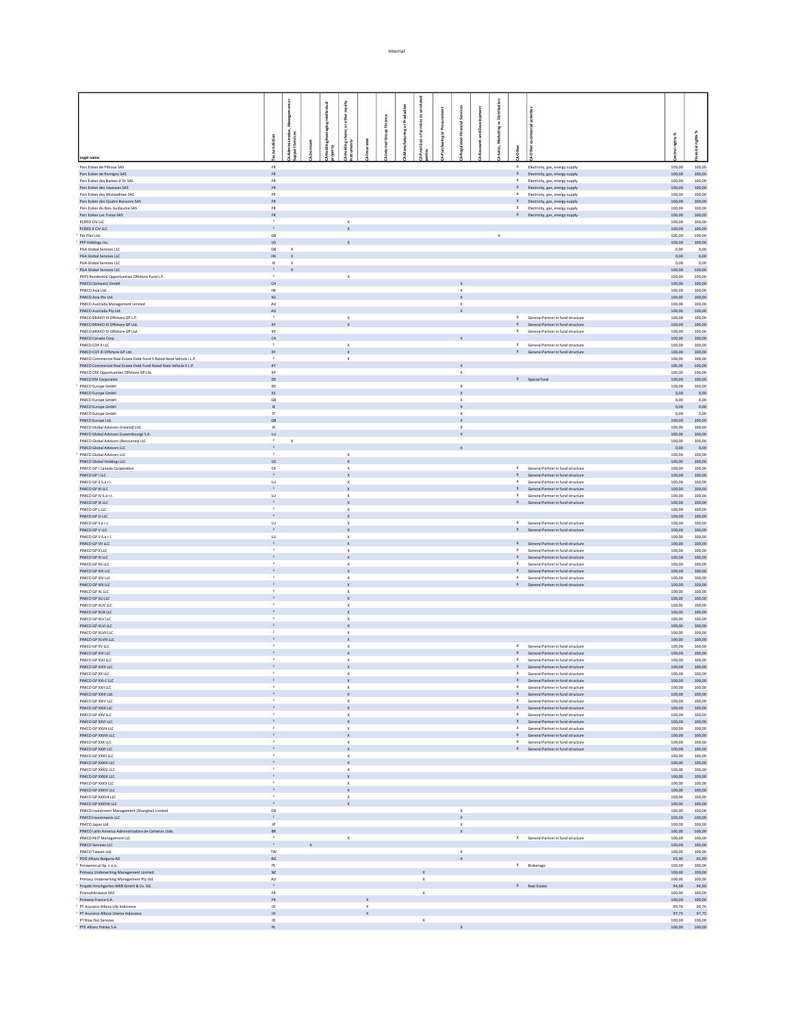| Legal name | Tax Jurisdiction | CA Administrative, Management or Support Services | CA Dormant | CA Holding/managing intellectual property | CA Holding shares or other equity instruments | CA Insurance | CA Internal Group Finance | CA Manufacturing or Production | CA Provision of services to unrelated parties | CA Purchasing or Procurement | CA Regulated Financial Services | CA Research and Development | CA Sales, Marketing or Distribution | CA Other | CA Other commercial activities | Control rights % | Financial rights % |
|---|---|---|---|---|---|---|---|---|---|---|---|---|---|---|---|---|---|
| Parc Eolien de Pliboux SAS | FR | | | | | | | | | | | | | X | Electricity, gas, energy supply | 100,00 | 100,00 |
| Parc Eolien de Remigny SAS | FR | | | | | | | | | | | | | X | Electricity, gas, energy supply | 100,00 | 100,00 |
| Parc Eolien des Barbes d´Or SAS | FR | | | | | | | | | | | | | X | Electricity, gas, energy supply | 100,00 | 100,00 |
| Parc Eolien des Joyeuses SAS | FR | | | | | | | | | | | | | X | Electricity, gas, energy supply | 100,00 | 100,00 |
| Parc Eolien des Mistandines SAS | FR | | | | | | | | | | | | | X | Electricity, gas, energy supply | 100,00 | 100,00 |
| Parc Eolien des Quatre Buissons SAS | FR | | | | | | | | | | | | | X | Electricity, gas, energy supply | 100,00 | 100,00 |
| Parc Eolien du Bois Guillaume SAS | FR | | | | | | | | | | | | | X | Electricity, gas, energy supply | 100,00 | 100,00 |
| Parc Eolien Les Treize SAS | FR | | | | | | | | | | | | | X | Electricity, gas, energy supply | 100,00 | 100,00 |
| PCRED CIV LLC | [2] | | | | X | | | | | | | | | | | 100,00 | 100,00 |
| PCRED II CIV LLC | [2] | | | | X | | | | | | | | | | | 100,00 | 100,00 |
| [1] Pet Plan Ltd. | GB | | | | | | | | | | | | X | | | 100,00 | 100,00 |
| [1] PFP Holdings Inc. | US | | | | X | | | | | | | | | | | 100,00 | 100,00 |
| PGA Global Services LLC | GB | X | | | | | | | | | | | | | | 0,00 | 0,00 |
| PGA Global Services LLC | HK | X | | | | | | | | | | | | | | 0,00 | 0,00 |
| PGA Global Services LLC | IE | X | | | | | | | | | | | | | | 0,00 | 0,00 |
| [1] PGA Global Services LLC | [2] | X | | | | | | | | | | | | | | 100,00 | 100,00 |
| PHFS Residential Opportunities Offshore Fund L.P. | [2] | | | | X | | | | | | | | | | | 100,00 | 100,00 |
| PIMCO (Schweiz) GmbH | CH | | | | | | | | | | X | | | | | 100,00 | 100,00 |
| PIMCO Asia Ltd. | HK | | | | | | | | | | X | | | | | 100,00 | 100,00 |
| PIMCO Asia Pte Ltd. | SG | | | | | | | | | | X | | | | | 100,00 | 100,00 |
| PIMCO Australia Management Limited | AU | | | | | | | | | | X | | | | | 100,00 | 100,00 |
| PIMCO Australia Pty Ltd. | AU | | | | | | | | | | X | | | | | 100,00 | 100,00 |
| PIMCO BRAVO III Offshore GP L.P. | [2] | | | | X | | | | | | | | | X | General Partner in fund structure | 100,00 | 100,00 |
| PIMCO BRAVO III Offshore GP Ltd. | KY | | | | X | | | | | | | | | X | General Partner in fund structure | 100,00 | 100,00 |
| PIMCO BRAVO IV Offshore GP Ltd. | KY | | | | | | | | | | | | | X | General Partner in fund structure | 100,00 | 100,00 |
| PIMCO Canada Corp. | CA | | | | | | | | | | X | | | | | 100,00 | 100,00 |
| PIMCO COF II LLC | [2] | | | | X | | | | | | | | | X | General Partner in fund structure | 100,00 | 100,00 |
| PIMCO COF III Offshore GP Ltd. | KY | | | | X | | | | | | | | | X | General Partner in fund structure | 100,00 | 100,00 |
| PIMCO Commercial Real Estate Debt Fund II Rated Note Vehicle I L.P. | [2] | | | | X | | | | | | | | | | | 100,00 | 100,00 |
| PIMCO Commercial Real Estate Debt Fund Rated Note Vehicle II L.P. | KY | | | | | | | | | | X | | | | | 100,00 | 100,00 |
| PIMCO CRE Opportunities Offshore GP Ltd. | KY | | | | | | | | | | X | | | | | 100,00 | 100,00 |
| PIMCO EM Corporates | DE | | | | | | | | | | | | | X | Special fund | 100,00 | 100,00 |
| [1] PIMCO Europe GmbH | DE | | | | | | | | | | X | | | | | 100,00 | 100,00 |
| PIMCO Europe GmbH | ES | | | | | | | | | | X | | | | | 0,00 | 0,00 |
| PIMCO Europe GmbH | GB | | | | | | | | | | X | | | | | 0,00 | 0,00 |
| PIMCO Europe GmbH | IE | | | | | | | | | | X | | | | | 0,00 | 0,00 |
| PIMCO Europe GmbH | IT | | | | | | | | | | X | | | | | 0,00 | 0,00 |
| PIMCO Europe Ltd. | GB | | | | | | | | | | X | | | | | 100,00 | 100,00 |
| PIMCO Global Advisors (Ireland) Ltd. | IE | | | | | | | | | | X | | | | | 100,00 | 100,00 |
| PIMCO Global Advisors (Luxembourg) S.A. | LU | | | | | | | | | | X | | | | | 100,00 | 100,00 |
| PIMCO Global Advisors (Resources) LLC | [2] | X | | | | | | | | | | | | | | 100,00 | 100,00 |
| PIMCO Global Advisors LLC | [2] | | | | | | | | | | X | | | | | 0,00 | 0,00 |
| [1] PIMCO Global Advisors LLC | [2] | | | | X | | | | | | | | | | | 100,00 | 100,00 |
| PIMCO Global Holdings LLC | US | | | | X | | | | | | | | | | | 100,00 | 100,00 |
| PIMCO GP I Canada Corporation | CA | | | | X | | | | | | | | | X | General Partner in fund structure | 100,00 | 100,00 |
| PIMCO GP I LLC | [2] | | | | X | | | | | | | | | X | General Partner in fund structure | 100,00 | 100,00 |
| PIMCO GP II S.à r.l. | LU | | | | X | | | | | | | | | X | General Partner in fund structure | 100,00 | 100,00 |
| PIMCO GP III LLC | [2] | | | | X | | | | | | | | | X | General Partner in fund structure | 100,00 | 100,00 |
| PIMCO GP IV S.à r.l. | LU | | | | X | | | | | | | | | X | General Partner in fund structure | 100,00 | 100,00 |
| PIMCO GP IX LLC | [2] | | | | X | | | | | | | | | X | General Partner in fund structure | 100,00 | 100,00 |
| PIMCO GP L LLC | [2] | | | | X | | | | | | | | | | | 100,00 | 100,00 |
| PIMCO GP LI LLC | [2] | | | | X | | | | | | | | | | | 100,00 | 100,00 |
| PIMCO GP S.à r.l. | LU | | | | X | | | | | | | | | X | General Partner in fund structure | 100,00 | 100,00 |
| PIMCO GP V LLC | [2] | | | | X | | | | | | | | | X | General Partner in fund structure | 100,00 | 100,00 |
| PIMCO GP V S.à r.l. | LU | | | | X | | | | | | | | | | | 100,00 | 100,00 |
| PIMCO GP VII LLC | [2] | | | | X | | | | | | | | | X | General Partner in fund structure | 100,00 | 100,00 |
| PIMCO GP X LLC | [2] | | | | X | | | | | | | | | X | General Partner in fund structure | 100,00 | 100,00 |
| PIMCO GP XI LLC | [2] | | | | X | | | | | | | | | X | General Partner in fund structure | 100,00 | 100,00 |
| PIMCO GP XII LLC | [2] | | | | X | | | | | | | | | X | General Partner in fund structure | 100,00 | 100,00 |
| PIMCO GP XIII LLC | [2] | | | | X | | | | | | | | | X | General Partner in fund structure | 100,00 | 100,00 |
| PIMCO GP XIV LLC | [2] | | | | X | | | | | | | | | X | General Partner in fund structure | 100,00 | 100,00 |
| PIMCO GP XIX LLC | [2] | | | | X | | | | | | | | | X | General Partner in fund structure | 100,00 | 100,00 |
| PIMCO GP XL LLC | [2] | | | | X | | | | | | | | | | | 100,00 | 100,00 |
| PIMCO GP XLI LLC | [2] | | | | X | | | | | | | | | | | 100,00 | 100,00 |
| PIMCO GP XLIV LLC | [2] | | | | X | | | | | | | | | | | 100,00 | 100,00 |
| PIMCO GP XLIX LLC | [2] | | | | X | | | | | | | | | | | 100,00 | 100,00 |
| PIMCO GP XLV LLC | [2] | | | | X | | | | | | | | | | | 100,00 | 100,00 |
| PIMCO GP XLVI LLC | [2] | | | | X | | | | | | | | | | | 100,00 | 100,00 |
| PIMCO GP XLVII LLC | [2] | | | | X | | | | | | | | | | | 100,00 | 100,00 |
| PIMCO GP XLVIII LLC | [2] | | | | X | | | | | | | | | | | 100,00 | 100,00 |
| PIMCO GP XV LLC | [2] | | | | X | | | | | | | | | X | General Partner in fund structure | 100,00 | 100,00 |
| PIMCO GP XVI LLC | [2] | | | | X | | | | | | | | | X | General Partner in fund structure | 100,00 | 100,00 |
| PIMCO GP XVII LLC | [2] | | | | X | | | | | | | | | X | General Partner in fund structure | 100,00 | 100,00 |
| PIMCO GP XVIII LLC | [2] | | | | X | | | | | | | | | X | General Partner in fund structure | 100,00 | 100,00 |
| PIMCO GP XX LLC | [2] | | | | X | | | | | | | | | X | General Partner in fund structure | 100,00 | 100,00 |
| PIMCO GP XXI-C LLC | [2] | | | | X | | | | | | | | | X | General Partner in fund structure | 100,00 | 100,00 |
| PIMCO GP XXII LLC | [2] | | | | X | | | | | | | | | X | General Partner in fund structure | 100,00 | 100,00 |
| PIMCO GP XXIII Ltd. | [2] | | | | X | | | | | | | | | X | General Partner in fund structure | 100,00 | 100,00 |
| PIMCO GP XXIV LLC | [2] | | | | X | | | | | | | | | X | General Partner in fund structure | 100,00 | 100,00 |
| PIMCO GP XXIX LLC | [2] | | | | X | | | | | | | | | X | General Partner in fund structure | 100,00 | 100,00 |
| PIMCO GP XXV LLC | [2] | | | | X | | | | | | | | | X | General Partner in fund structure | 100,00 | 100,00 |
| PIMCO GP XXVI LLC | [2] | | | | X | | | | | | | | | X | General Partner in fund structure | 100,00 | 100,00 |
| PIMCO GP XXVII LLC | [2] | | | | X | | | | | | | | | X | General Partner in fund structure | 100,00 | 100,00 |
| PIMCO GP XXVIII LLC | [2] | | | | X | | | | | | | | | X | General Partner in fund structure | 100,00 | 100,00 |
| PIMCO GP XXX LLC | [2] | | | | X | | | | | | | | | X | General Partner in fund structure | 100,00 | 100,00 |
| PIMCO GP XXXI LLC | [2] | | | | X | | | | | | | | | X | General Partner in fund structure | 100,00 | 100,00 |
| PIMCO GP XXXII LLC | [2] | | | | X | | | | | | | | | | | 100,00 | 100,00 |
| PIMCO GP XXXIII LLC | [2] | | | | X | | | | | | | | | | | 100,00 | 100,00 |
| PIMCO GP XXXIV LLC | [2] | | | | X | | | | | | | | | | | 100,00 | 100,00 |
| PIMCO GP XXXIX LLC | [2] | | | | X | | | | | | | | | | | 100,00 | 100,00 |
| PIMCO GP XXXV LLC | [2] | | | | X | | | | | | | | | | | 100,00 | 100,00 |
| PIMCO GP XXXVI LLC | [2] | | | | X | | | | | | | | | | | 100,00 | 100,00 |
| PIMCO GP XXXVII LLC | [2] | | | | X | | | | | | | | | | | 100,00 | 100,00 |
| PIMCO GP XXXVIII LLC | [2] | | | | X | | | | | | | | | | | 100,00 | 100,00 |
| PIMCO Investment Management (Shanghai) Limited | CN | | | | | | | | | | X | | | | | 100,00 | 100,00 |
| PIMCO Investments LLC | [2] | | | | | | | | | | X | | | | | 100,00 | 100,00 |
| PIMCO Japan Ltd. | JP | | | | | | | | | | X | | | | | 100,00 | 100,00 |
| PIMCO Latin America Administradora de Carteiras Ltda. | BR | | | | | | | | | | X | | | | | 100,00 | 100,00 |
| PIMCO REIT Management LLC | [2] | | | | X | | | | | | | | | X | General Partner in fund structure | 100,00 | 100,00 |
| PIMCO Services LLC | [2] | | X | | | | | | | | | | | | | 100,00 | 100,00 |
| PIMCO Taiwan Ltd. | TW | | | | | | | | | | X | | | | | 100,00 | 100,00 |
| [1] POD Allianz Bulgaria AD | BG | | | | | | | | | | X | | | | | 65,90 | 65,90 |
| [1] Porowneo.pl Sp. z o.o. | PL | | | | | | | | | | | | | X | Brokerage | 100,00 | 100,00 |
| Primacy Underwriting Management Limited | NZ | | | | | | | | X | | | | | | | 100,00 | 100,00 |
| Primacy Underwriting Management Pty Ltd. | AU | | | | | | | | X | | | | | | | 100,00 | 100,00 |
| [1] Projekt Hirschgarten MK8 GmbH & Co. KG | [2] | | | | | | | | | | | | | X | Real Estate | 94,90 | 94,90 |
| Promultitravaux SAS | FR | | | | | | | | X | | | | | | | 100,00 | 100,00 |
| [1] Protexia France S.A. | FR | | | | | X | | | | | | | | | | 100,00 | 100,00 |
| [1] PT Asuransi Allianz Life Indonesia | ID | | | | | X | | | | | | | | | | 99,76 | 99,76 |
| [1] PT Asuransi Allianz Utama Indonesia | ID | | | | | X | | | | | | | | | | 97,75 | 97,75 |
| PT Blue Dot Services | ID | | | | | | | | X | | | | | | | 100,00 | 100,00 |
| [1] PTE Allianz Polska S.A. | PL | | | | | | | | | | X | | | | | 100,00 | 100,00 |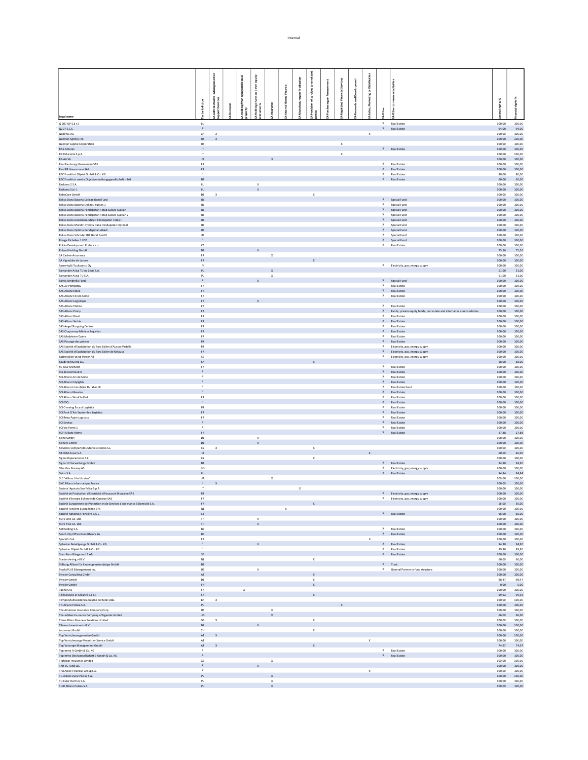| Legal name | Tax Jurisdiction | CA Administrative, Management or Support Services | CA Dormant | CA Holding/managing intellectual property | CA Holding shares or other equity instruments | CA Insurance | CA Internal Group Finance | CA Manufacturing or Production | CA Provision of services to unrelated parties | CA Purchasing or Procurement | CA Regulated Financial Services | CA Research and Development | CA Sales, Marketing or Distribution | CA Other | CA Other commercial activities | Control rights % | Financial rights % |
|---|---|---|---|---|---|---|---|---|---|---|---|---|---|---|---|---|---|
| [1] Q 207 GP S.à r.l. | LU | | | | | | | | | | | | | X | Real Estate | 100,00 | 100,00 |
| [1] Q207 S.C.S. | [2] | | | | | | | | | | | | | X | Real Estate | 94,00 | 94,00 |
| [1] Quality1 AG | CH | X | | | | | | | | | | | X | | | 100,00 | 100,00 |
| Questar Agency Inc. | US | X | | | | | | | | | | | | | | 100,00 | 100,00 |
| Questar Capital Corporation | US | | | | | | | | | | X | | | | | 100,00 | 100,00 |
| [1] RAS Antares | IT | | | | | | | | | | | | | X | Real Estate | 100,00 | 100,00 |
| [1] RB Fiduciaria S.p.A. | IT | | | | | | | | | | X | | | | | 100,00 | 100,00 |
| [1] RE-AA SA | CI | | | | | X | | | | | | | | | | 100,00 | 100,00 |
| [1] Real Faubourg Haussmann SAS | FR | | | | | | | | | | | | | X | Real Estate | 100,00 | 100,00 |
| [1] Real FR Haussmann SAS | FR | | | | | | | | | | | | | X | Real Estate | 100,00 | 100,00 |
| [1] REC Frankfurt Objekt GmbH & Co. KG | [2] | | | | | | | | | | | | | X | Real Estate | 80,00 | 80,00 |
| [1] REC Frankfurt zweite Objektverwaltungsgesellschaft mbH | DE | | | | | | | | | | | | | X | Real Estate | 60,00 | 60,00 |
| [1] Redoma 2 S.A. | LU | | | | X | | | | | | | | | | | 100,00 | 100,00 |
| [1] Redoma S.à r.l. | LU | | | | X | | | | | | | | | | | 100,00 | 100,00 |
| RehaCare GmbH | DE | X | | | | | | | X | | | | | | | 100,00 | 100,00 |
| Reksa Dana Batavia College Bond Fund | ID | | | | | | | | | | | | | X | Special Fund | 100,00 | 100,00 |
| Reksa Dana Batavia Obligasi Sukses 1 | ID | | | | | | | | | | | | | X | Special Fund | 100,00 | 100,00 |
| Reksa Dana Batavia Pendapatan Tetap Sukses Syariah | ID | | | | | | | | | | | | | X | Special Fund | 100,00 | 100,00 |
| Reksa Dana Batavia Pendapatan Tetap Sukses Syariah 2 | ID | | | | | | | | | | | | | X | Special Fund | 100,00 | 100,00 |
| Reksa Dana Danareksa Melati Pendapatan Tetap II | ID | | | | | | | | | | | | | X | Special Fund | 100,00 | 100,00 |
| Reksa Dana Mandiri Investa Dana Pendapatan Optimal | ID | | | | | | | | | | | | | X | Special Fund | 100,00 | 100,00 |
| Reksa Dana Optima Pendapatan Abadi | ID | | | | | | | | | | | | | X | Special Fund | 100,00 | 100,00 |
| Reksa Dana Schroder IDR Bond Fund II | ID | | | | | | | | | | | | | X | Special Fund | 100,00 | 100,00 |
| [1] Rivage Richelieu 1 FCP | [2] | | | | | | | | | | | | | X | Special Fund | 100,00 | 100,00 |
| [1] Rokko Development Praha s.r.o. | CZ | | | | | | | | | | | | | X | Real Estate | 100,00 | 100,00 |
| [1] Roland Holding GmbH | DE | | | | X | | | | | | | | | | | 75,56 | 75,56 |
| [1] SA Carène Assurance | FR | | | | | X | | | | | | | | | | 100,00 | 100,00 |
| [1] SA Vignobles de Larose | FR | | | | | | | | X | | | | | | | 100,00 | 100,00 |
| Saarenkylä Tuulipuisto Oy | FI | | | | | | | | | | | | | X | Electricity, gas, energy supply | 100,00 | 100,00 |
| [1] Santander Aviva TU na Życie S.A. | PL | | | | | X | | | | | | | | | | 51,00 | 51,00 |
| Santander Aviva TU S.A. | PL | | | | | X | | | | | | | | | | 51,00 | 51,00 |
| [1] Säntis Umbrella Fund | [2] | | | | X | | | | | | | | | X | Special Fund | 100,00 | 100,00 |
| [1] SAS 20 Pompidou | FR | | | | | | | | | | | | | X | Real Estate | 100,00 | 100,00 |
| [1] SAS Allianz Etoile | FR | | | | | | | | | | | | | X | Real Estate | 100,00 | 100,00 |
| [1] SAS Allianz Forum Seine | FR | | | | | | | | | | | | | X | Real Estate | 100,00 | 100,00 |
| [1] SAS Allianz Logistique | FR | | | | X | | | | | | | | | | | 100,00 | 100,00 |
| [1] SAS Allianz Platine | FR | | | | | | | | | | | | | X | Real Estate | 100,00 | 100,00 |
| [1] SAS Allianz Prony | FR | | | | | | | | | | | | | X | Funds, private equity funds, real estate and alternative assets vehicles | 100,00 | 100,00 |
| [1] SAS Allianz Rivoli | FR | | | | | | | | | | | | | X | Real Estate | 100,00 | 100,00 |
| [1] SAS Allianz Serbie | FR | | | | | | | | | | | | | X | Real Estate | 100,00 | 100,00 |
| [1] SAS Angel Shopping Centre | FR | | | | | | | | | | | | | X | Real Estate | 100,00 | 100,00 |
| [1] SAS Chaponnay Mérieux Logistics | FR | | | | | | | | | | | | | X | Real Estate | 100,00 | 100,00 |
| [1] SAS Madeleine Opéra | FR | | | | | | | | | | | | | X | Real Estate | 100,00 | 100,00 |
| [1] SAS Passage des princes | FR | | | | | | | | | | | | | X | Real Estate | 100,00 | 100,00 |
| SAS Société d'Exploitation du Parc Eolien d'Aussac Vadalle | FR | | | | | | | | | | | | | X | Electricity, gas, energy supply | 100,00 | 100,00 |
| SAS Société d'Exploitation du Parc Eolien de Nélausa | FR | | | | | | | | | | | | | X | Electricity, gas, energy supply | 100,00 | 100,00 |
| Sättravallen Wind Power AB | SE | | | | | | | | | | | | | X | Electricity, gas, energy supply | 100,00 | 100,00 |
| Saudi NEXtCARE LLC | SA | | | | | | | | X | | | | | | | 68,00 | 68,00 |
| [1] SC Tour Michelet | FR | | | | | | | | | | | | | X | Real Estate | 100,00 | 100,00 |
| [1] SCI 46 Desmoulins | [2] | | | | | | | | | | | | | X | Real Estate | 100,00 | 100,00 |
| [1] SCI Allianz Arc de Seine | [2] | | | | | | | | | | | | | X | Real Estate | 100,00 | 100,00 |
| [1] SCI Allianz Citylights | [2] | | | | | | | | | | | | | X | Real Estate | 100,00 | 100,00 |
| [1] SCI Allianz Immobilier Durable 18 | [2] | | | | | | | | | | | | | X | Real Estate Fund | 100,00 | 100,00 |
| [1] SCI Allianz Messine | [2] | | | | | | | | | | | | | X | Real Estate | 100,00 | 100,00 |
| [1] SCI Allianz Work'In Park | FR | | | | | | | | | | | | | X | Real Estate | 100,00 | 100,00 |
| [1] SCI ESQ | [2] | | | | | | | | | | | | | X | Real Estate | 100,00 | 100,00 |
| [1] SCI Onnaing Escaut Logistics | FR | | | | | | | | | | | | | X | Real Estate | 100,00 | 100,00 |
| [1] SCI Pont D'Ain Septembre Logistics | FR | | | | | | | | | | | | | X | Real Estate | 100,00 | 100,00 |
| [1] SCI Réau Papin Logistics | FR | | | | | | | | | | | | | X | Real Estate | 100,00 | 100,00 |
| [1] SCI Stratus | [2] | | | | | | | | | | | | | X | Real Estate | 100,00 | 100,00 |
| [1] SCI Via Pierre 1 | [2] | | | | | | | | | | | | | X | Real Estate | 100,00 | 100,00 |
| [1] SCPI Allianz Home | FR | | | | | | | | | | | | | X | Real Estate | 27,88 | 27,88 |
| [1] Seine GmbH | DE | | | | X | | | | | | | | | | | 100,00 | 100,00 |
| [1] Seine II GmbH | DE | | | | X | | | | | | | | | | | 100,00 | 100,00 |
| [1] Servicios Compartidos Multiasistencia S.L. | ES | X | | | | | | | X | | | | | | | 100,00 | 100,00 |
| [1] SIFCOM Assur S.A. | CI | | | | | | | | | | | | X | | | 60,00 | 60,00 |
| Sigma Reparaciones S.L. | ES | | | | | | | | X | | | | | | | 100,00 | 100,00 |
| [1] Signa 12 Verwaltungs GmbH | DE | | | | | | | | | | | | | X | Real Estate | 94,90 | 94,90 |
| [1] Siles Gas Norway AS | NO | | | | | | | | | | | | | X | Electricity, gas, energy supply | 100,00 | 100,00 |
| [1] Sirius S.A. | LU | | | | | | | | | | | | | X | Real Estate | 94,84 | 94,84 |
| SLC "Allianz Life Ukraine" | UA | | | | | X | | | | | | | | | | 100,00 | 100,00 |
| [1] SNC Allianz Informatique France | [2] | X | | | | | | | | | | | | | | 100,00 | 100,00 |
| [1] Societa' Agricola San Felice S.p.A. | IT | | | | | | | X | | | | | | | | 100,00 | 100,00 |
| Société de Production d'Electricité d'Haucourt Moulaine SAS | FR | | | | | | | | | | | | | X | Electricity, gas, energy supply | 100,00 | 100,00 |
| Société d'Energie Eolienne de Cambon SAS | FR | | | | | | | | | | | | | X | Electricity, gas, energy supply | 100,00 | 100,00 |
| Société Européenne de Protection et de Services d'Assistance à Domicile S.A. | FR | | | | | | | | X | | | | | | | 56,00 | 56,00 |
| [1] Société Foncière Européenne B.V. | NL | | | | | | X | | | | | | | | | 100,00 | 100,00 |
| [1] Société Nationale Foncière S.A.L. | LB | | | | | | | | | | | | | X | Real Estate | 66,00 | 66,00 |
| [1] SOFE One Co. Ltd. | TH | | | | X | | | | | | | | | | | 100,00 | 100,00 |
| [1] SOFE Two Co. Ltd. | TH | | | | X | | | | | | | | | | | 100,00 | 100,00 |
| [1] Softholding S.A. | BE | | | | | | | | | | | | | X | Real Estate | 100,00 | 100,00 |
| [1] South City Office Broodthaers SA | BE | | | | | | | | | | | | | X | Real Estate | 100,00 | 100,00 |
| [1] SpaceCo S.A. | FR | | | | | | | | | | | | X | | | 100,00 | 100,00 |
| [1] Spherion Beteiligungs GmbH & Co. KG | [2] | | | | X | | | | | | | | | X | Real Estate | 94,90 | 94,90 |
| [1] Spherion Objekt GmbH & Co. KG | [2] | | | | | | | | | | | | | X | Real Estate | 89,90 | 89,90 |
| [1] Stam Fem Gångaren 11 AB | SE | | | | | | | | | | | | | X | Real Estate | 100,00 | 100,00 |
| Starterslening.nl B.V. | NL | | | | | | | | X | | | | | | | 60,00 | 60,00 |
| Stiftung Allianz für Kinder gemeinnützige GmbH | DE | | | | | | | | | | | | | X | Trust | 100,00 | 100,00 |
| StocksPLUS Management Inc. | US | | | | X | | | | | | | | | X | General Partner in fund structure | 100,00 | 100,00 |
| [1] Syncier Consulting GmbH | AT | | | | | | | | X | | | | | | | 100,00 | 100,00 |
| [1] Syncier GmbH | DE | | | | | | | | X | | | | | | | 98,47 | 98,47 |
| Syncier GmbH | FR | | | | | | | | X | | | | | | | 0,00 | 0,00 |
| [1] Taone SAS | FR | | | X | | | | | | | | | | | | 100,00 | 100,00 |
| Téléservices et Sécurité S.à r.l. | FR | | | | | | | | X | | | | | | | 99,92 | 99,92 |
| Tempo Multiasistencia Gestão de Rede Ltda. | BR | X | | | | | | | | | | | | | | 100,00 | 100,00 |
| [1] TFR Allianz Polska S.A. | PL | | | | | | | | | | X | | | | | 100,00 | 100,00 |
| The American Insurance Company Corp. | US | | | | | X | | | | | | | | | | 100,00 | 100,00 |
| [1] The Jubilee Insurance Company of Uganda Limited | UG | | | | | X | | | | | | | | | | 66,00 | 66,00 |
| [1] Three Pillars Business Solutions Limited | GB | X | | | | | | | X | | | | | | | 100,00 | 100,00 |
| [1] Tihama Investments B.V. | NL | | | | X | | | | | | | | | | | 100,00 | 100,00 |
| toconnect GmbH | CH | | | | | | | | X | | | | | | | 100,00 | 100,00 |
| [1] Top Versicherungsservice GmbH | AT | X | | | | | | | | | | | | | | 100,00 | 100,00 |
| Top Versicherungs-Vermittler Service GmbH | AT | | | | | | | | | | | | X | | | 100,00 | 100,00 |
| [1] Top Vorsorge-Management GmbH | AT | X | | | | | | | X | | | | | | | 74,97 | 74,97 |
| [1] TopImmo A GmbH & Co. KG | [2] | | | | | | | | | | | | | X | Real Estate | 100,00 | 100,00 |
| [1] TopImmo Besitzgesellschaft B GmbH & Co. KG | [2] | | | | | | | | | | | | | X | Real Estate | 100,00 | 100,00 |
| [1] Trafalgar Insurance Limited | GB | | | | | X | | | | | | | | | | 100,00 | 100,00 |
| TRM EC Fund LLC | [2] | | | | X | | | | | | | | | | | 100,00 | 100,00 |
| TruChoice Financial Group LLC | [2] | | | | | | | | | | | | X | | | 100,00 | 100,00 |
| [1] TU Allianz Życie Polska S.A. | PL | | | | | X | | | | | | | | | | 100,00 | 100,00 |
| [1] TU Euler Hermes S.A. | PL | | | | | X | | | | | | | | | | 100,00 | 100,00 |
| [1] TUiR Allianz Polska S.A. | PL | | | | | X | | | | | | | | | | 100,00 | 100,00 |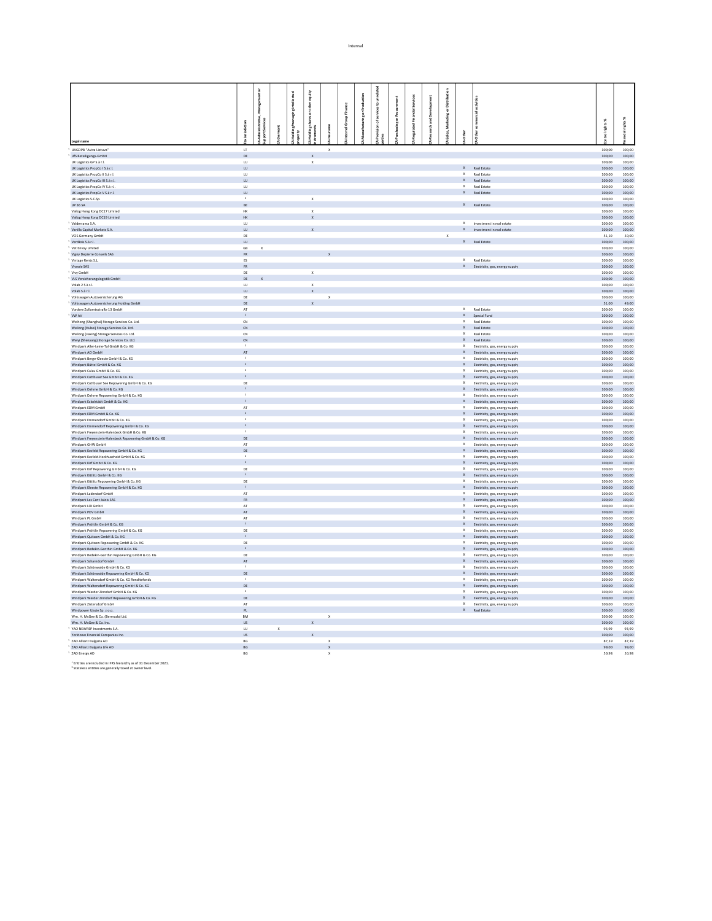| Legal name | Tax Jurisdiction | CA Administrative, Management or Support Services | CA Dormant | CA Holding/managing intellectual property | CA Holding shares or other equity instruments | CA Insurance | CA Internal Group Finance | CA Manufacturing or Production | CA Provision of services to unrelated parties | CA Purchasing or Procurement | CA Regulated Financial Services | CA Research and Development | CA Sales, Marketing or Distribution | CA Other | CA Other commercial activities | Control rights % | Financial rights % |
|---|---|---|---|---|---|---|---|---|---|---|---|---|---|---|---|---|---|
| [1] UAGDPB "Aviva Lietuva" | LT | | | | | X | | | | | | | | | | 100,00 | 100,00 |
| [1] UfS Beteiligungs-GmbH | DE | | | | X | | | | | | | | | | | 100,00 | 100,00 |
| UK Logistics GP S.à r.l. | LU | | | | X | | | | | | | | | | | 100,00 | 100,00 |
| UK Logistics PropCo I S.à r.l. | LU | | | | | | | | | | | | | X | Real Estate | 100,00 | 100,00 |
| UK Logistics PropCo II S.à r.l. | LU | | | | | | | | | | | | | X | Real Estate | 100,00 | 100,00 |
| UK Logistics PropCo III S.à r.l. | LU | | | | | | | | | | | | | X | Real Estate | 100,00 | 100,00 |
| UK Logistics PropCo IV S.à r.l. | LU | | | | | | | | | | | | | X | Real Estate | 100,00 | 100,00 |
| UK Logistics PropCo V S.à r.l. | LU | | | | | | | | | | | | | X | Real Estate | 100,00 | 100,00 |
| UK Logistics S.C.Sp. | [2] | | | | X | | | | | | | | | | | 100,00 | 100,00 |
| ULP 36 SA | BE | | | | | | | | | | | | | X | Real Estate | 100,00 | 100,00 |
| Vailog Hong Kong DC17 Limited | HK | | | | X | | | | | | | | | | | 100,00 | 100,00 |
| Vailog Hong Kong DC19 Limited | HK | | | | X | | | | | | | | | | | 100,00 | 100,00 |
| [1] Valderrama S.A. | LU | | | | | | | | | | | | | X | Investment in real estate | 100,00 | 100,00 |
| [1] Vanilla Capital Markets S.A. | LU | | | | X | | | | | | | | | X | Investment in real estate | 100,00 | 100,00 |
| VCIS Germany GmbH | DE | | | | | | | | | | | | X | | | 51,10 | 50,00 |
| [1] VertBois S.à r.l. | LU | | | | | | | | | | | | | X | Real Estate | 100,00 | 100,00 |
| [1] Vet Envoy Limited | GB | X | | | | | | | | | | | | | | 100,00 | 100,00 |
| [1] Vigny Depierre Conseils SAS | FR | | | | | X | | | | | | | | | | 100,00 | 100,00 |
| [1] Vintage Rents S.L. | ES | | | | | | | | | | | | | X | Real Estate | 100,00 | 100,00 |
| Viveole SAS | FR | | | | | | | | | | | | | X | Electricity, gas, energy supply | 100,00 | 100,00 |
| [1] Vivy GmbH | DE | | | | X | | | | | | | | | | | 100,00 | 100,00 |
| [1] VLS Versicherungslogistik GmbH | DE | X | | | | | | | | | | | | | | 100,00 | 100,00 |
| Volab 2 S.à r.l. | LU | | | | X | | | | | | | | | | | 100,00 | 100,00 |
| Volab S.à r.l. | LU | | | | X | | | | | | | | | | | 100,00 | 100,00 |
| [1] Volkswagen Autoversicherung AG | DE | | | | | X | | | | | | | | | | 100,00 | 100,00 |
| [1] Volkswagen Autoversicherung Holding GmbH | DE | | | | X | | | | | | | | | | | 51,00 | 49,00 |
| Vordere Zollamtsstraße 13 GmbH | AT | | | | | | | | | | | | | X | Real Estate | 100,00 | 100,00 |
| [1] VW AV | [2] | | | | | | | | | | | | | X | Special Fund | 100,00 | 100,00 |
| Weilong (Shanghai) Storage Services Co. Ltd. | CN | | | | | | | | | | | | | X | Real Estate | 100,00 | 100,00 |
| Weilong (Hubei) Storage Services Co. Ltd. | CN | | | | | | | | | | | | | X | Real Estate | 100,00 | 100,00 |
| Weilong (Jiaxing) Storage Services Co. Ltd. | CN | | | | | | | | | | | | | X | Real Estate | 100,00 | 100,00 |
| Weiyi (Shenyang) Storage Services Co. Ltd. | CN | | | | | | | | | | | | | X | Real Estate | 100,00 | 100,00 |
| Windpark Aller-Leine-Tal GmbH & Co. KG | [2] | | | | | | | | | | | | | X | Electricity, gas, energy supply | 100,00 | 100,00 |
| Windpark AO GmbH | AT | | | | | | | | | | | | | X | Electricity, gas, energy supply | 100,00 | 100,00 |
| Windpark Berge-Kleeste GmbH & Co. KG | [2] | | | | | | | | | | | | | X | Electricity, gas, energy supply | 100,00 | 100,00 |
| Windpark Büttel GmbH & Co. KG | [2] | | | | | | | | | | | | | X | Electricity, gas, energy supply | 100,00 | 100,00 |
| Windpark Calau GmbH & Co. KG | [2] | | | | | | | | | | | | | X | Electricity, gas, energy supply | 100,00 | 100,00 |
| Windpark Cottbuser See GmbH & Co. KG | [2] | | | | | | | | | | | | | X | Electricity, gas, energy supply | 100,00 | 100,00 |
| Windpark Cottbuser See Repowering GmbH & Co. KG | DE | | | | | | | | | | | | | X | Electricity, gas, energy supply | 100,00 | 100,00 |
| Windpark Dahme GmbH & Co. KG | [2] | | | | | | | | | | | | | X | Electricity, gas, energy supply | 100,00 | 100,00 |
| Windpark Dahme Repowering GmbH & Co. KG | [2] | | | | | | | | | | | | | X | Electricity, gas, energy supply | 100,00 | 100,00 |
| Windpark Eckolstädt GmbH & Co. KG | [2] | | | | | | | | | | | | | X | Electricity, gas, energy supply | 100,00 | 100,00 |
| Windpark EDM GmbH | AT | | | | | | | | | | | | | X | Electricity, gas, energy supply | 100,00 | 100,00 |
| Windpark EDM GmbH & Co. KG | [2] | | | | | | | | | | | | | X | Electricity, gas, energy supply | 100,00 | 100,00 |
| Windpark Emmendorf GmbH & Co. KG | [2] | | | | | | | | | | | | | X | Electricity, gas, energy supply | 100,00 | 100,00 |
| Windpark Emmendorf Repowering GmbH & Co. KG | [2] | | | | | | | | | | | | | X | Electricity, gas, energy supply | 100,00 | 100,00 |
| Windpark Freyenstein-Halenbeck GmbH & Co. KG | [2] | | | | | | | | | | | | | X | Electricity, gas, energy supply | 100,00 | 100,00 |
| Windpark Freyenstein-Halenbeck Repowering GmbH & Co. KG | DE | | | | | | | | | | | | | X | Electricity, gas, energy supply | 100,00 | 100,00 |
| Windpark GHW GmbH | AT | | | | | | | | | | | | | X | Electricity, gas, energy supply | 100,00 | 100,00 |
| Windpark Kesfeld Repowering GmbH & Co. KG | DE | | | | | | | | | | | | | X | Electricity, gas, energy supply | 100,00 | 100,00 |
| Windpark Kesfeld-Heckhuscheid GmbH & Co. KG | [2] | | | | | | | | | | | | | X | Electricity, gas, energy supply | 100,00 | 100,00 |
| Windpark Kirf GmbH & Co. KG | [2] | | | | | | | | | | | | | X | Electricity, gas, energy supply | 100,00 | 100,00 |
| Windpark Kirf Repowering GmbH & Co. KG | DE | | | | | | | | | | | | | X | Electricity, gas, energy supply | 100,00 | 100,00 |
| Windpark Kittlitz GmbH & Co. KG | [2] | | | | | | | | | | | | | X | Electricity, gas, energy supply | 100,00 | 100,00 |
| Windpark Kittlitz Repowering GmbH & Co. KG | DE | | | | | | | | | | | | | X | Electricity, gas, energy supply | 100,00 | 100,00 |
| Windpark Kleeste Repowering GmbH & Co. KG | [2] | | | | | | | | | | | | | X | Electricity, gas, energy supply | 100,00 | 100,00 |
| Windpark Ladendorf GmbH | AT | | | | | | | | | | | | | X | Electricity, gas, energy supply | 100,00 | 100,00 |
| Windpark Les Cent Jalois SAS | FR | | | | | | | | | | | | | X | Electricity, gas, energy supply | 100,00 | 100,00 |
| Windpark LDI GmbH | AT | | | | | | | | | | | | | X | Electricity, gas, energy supply | 100,00 | 100,00 |
| Windpark PDV GmbH | AT | | | | | | | | | | | | | X | Electricity, gas, energy supply | 100,00 | 100,00 |
| Windpark PL GmbH | AT | | | | | | | | | | | | | X | Electricity, gas, energy supply | 100,00 | 100,00 |
| Windpark Pröttlin GmbH & Co. KG | [2] | | | | | | | | | | | | | X | Electricity, gas, energy supply | 100,00 | 100,00 |
| Windpark Pröttlin Repowering GmbH & Co. KG | DE | | | | | | | | | | | | | X | Electricity, gas, energy supply | 100,00 | 100,00 |
| Windpark Quitzow GmbH & Co. KG | [2] | | | | | | | | | | | | | X | Electricity, gas, energy supply | 100,00 | 100,00 |
| Windpark Quitzow Repowering GmbH & Co. KG | DE | | | | | | | | | | | | | X | Electricity, gas, energy supply | 100,00 | 100,00 |
| Windpark Redekin-Genthin GmbH & Co. KG | [2] | | | | | | | | | | | | | X | Electricity, gas, energy supply | 100,00 | 100,00 |
| Windpark Redekin-Genthin Repowering GmbH & Co. KG | DE | | | | | | | | | | | | | X | Electricity, gas, energy supply | 100,00 | 100,00 |
| Windpark Scharndorf GmbH | AT | | | | | | | | | | | | | X | Electricity, gas, energy supply | 100,00 | 100,00 |
| Windpark Schönwalde GmbH & Co. KG | [2] | | | | | | | | | | | | | X | Electricity, gas, energy supply | 100,00 | 100,00 |
| Windpark Schönwalde Repowering GmbH & Co. KG | DE | | | | | | | | | | | | | X | Electricity, gas, energy supply | 100,00 | 100,00 |
| Windpark Waltersdorf GmbH & Co. KG Renditefonds | [2] | | | | | | | | | | | | | X | Electricity, gas, energy supply | 100,00 | 100,00 |
| Windpark Waltersdorf Repowering GmbH & Co. KG | DE | | | | | | | | | | | | | X | Electricity, gas, energy supply | 100,00 | 100,00 |
| Windpark Werder Zinndorf GmbH & Co. KG | [2] | | | | | | | | | | | | | X | Electricity, gas, energy supply | 100,00 | 100,00 |
| Windpark Werder Zinndorf Repowering GmbH & Co. KG | DE | | | | | | | | | | | | | X | Electricity, gas, energy supply | 100,00 | 100,00 |
| Windpark Zistersdorf GmbH | AT | | | | | | | | | | | | | X | Electricity, gas, energy supply | 100,00 | 100,00 |
| Windpower Ujscie Sp. z o.o. | PL | | | | | | | | | | | | | X | Real Estate | 100,00 | 100,00 |
| Wm. H. McGee & Co. (Bermuda) Ltd. | BM | | | | | X | | | | | | | | | | 100,00 | 100,00 |
| Wm. H. McGee & Co. Inc. | US | | | | X | | | | | | | | | | | 100,00 | 100,00 |
| [1] YAO NEWREP Investments S.A. | LU | | X | | | | | | | | | | | | | 93,99 | 93,99 |
| Yorktown Financial Companies Inc. | US | | | | X | | | | | | | | | | | 100,00 | 100,00 |
| [1] ZAD Allianz Bulgaria AD | BG | | | | | X | | | | | | | | | | 87,39 | 87,39 |
| [1] ZAD Allianz Bulgaria Life AD | BG | | | | | X | | | | | | | | | | 99,00 | 99,00 |
| [1] ZAD Energy AD | BG | | | | | X | | | | | | | | | | 50,98 | 50,98 |

[1] Entities are included in IFRS hierarchy as of 31 December 2021.
[2] Stateless entities are generally taxed at owner level.